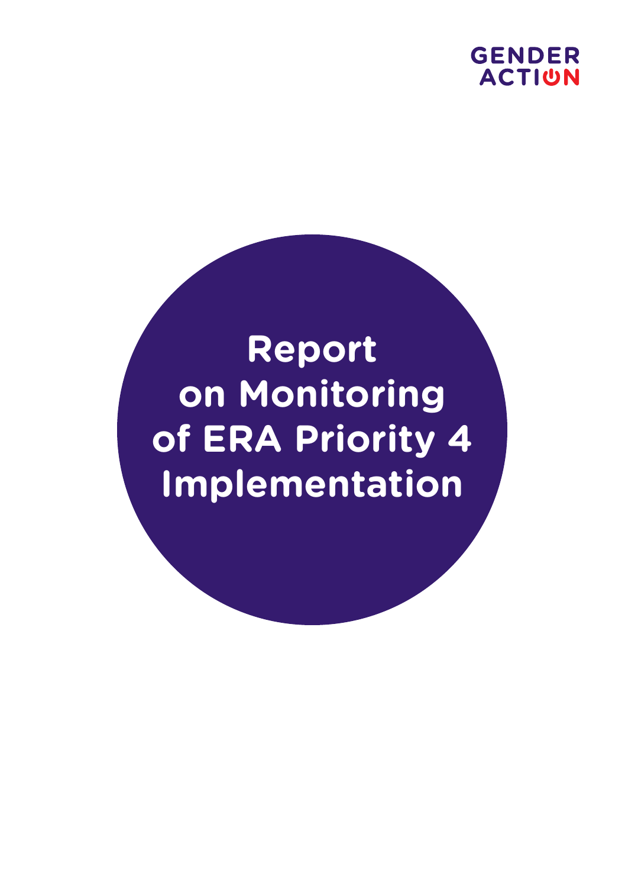GENDER ACTION

# Report on Monitoring of ERA Priority 4 Implementation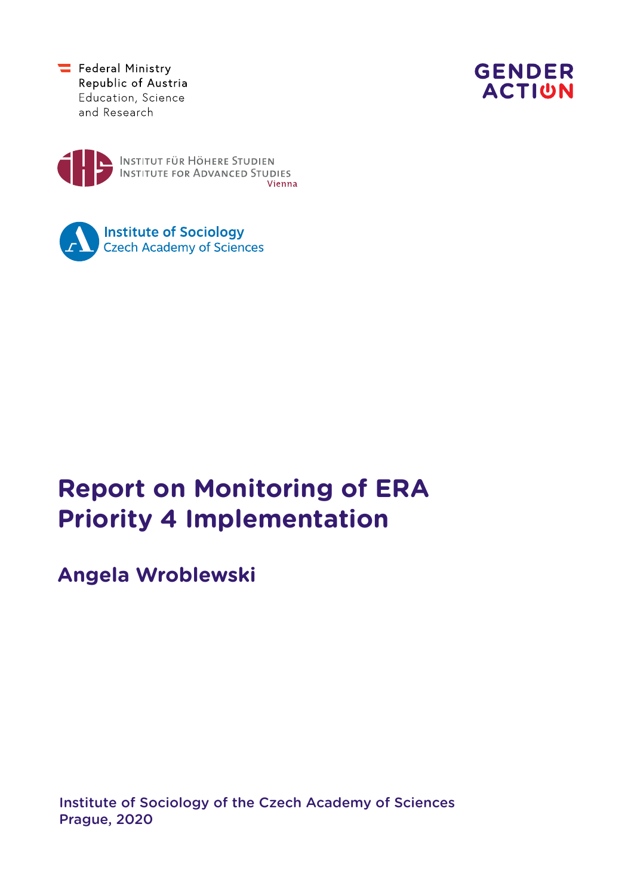Federal Ministry
Republic of Austria
Education, Science
and Research

GENDER ACTION

INSTITUT FÜR HÖHERE STUDIEN
INSTITUTE FOR ADVANCED STUDIES
Vienna

Institute of Sociology
Czech Academy of Sciences

# Report on Monitoring of ERA Priority 4 Implementation

## Angela Wroblewski

Institute of Sociology of the Czech Academy of Sciences
Prague, 2020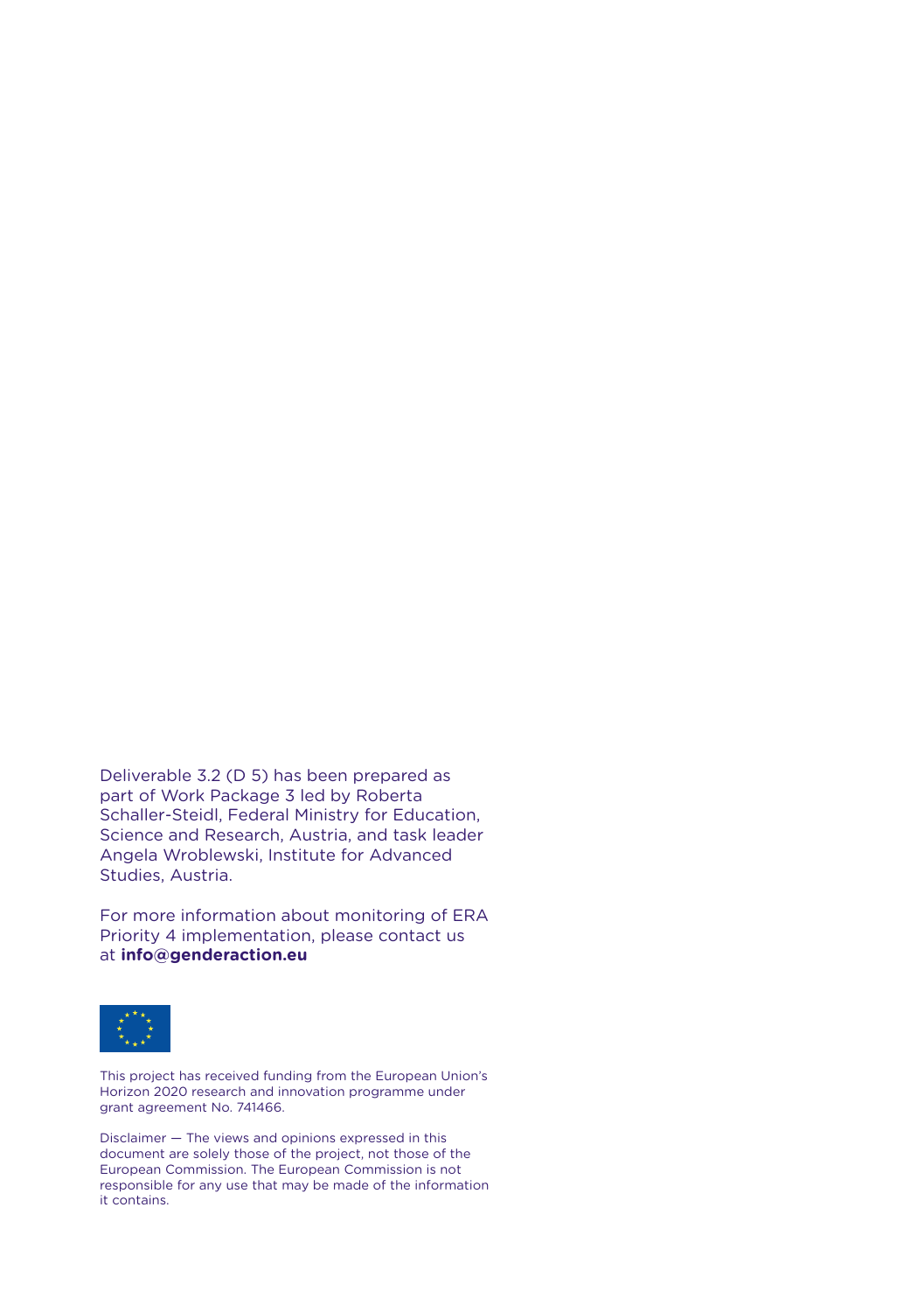Deliverable 3.2 (D 5) has been prepared as part of Work Package 3 led by Roberta Schaller-Steidl, Federal Ministry for Education, Science and Research, Austria, and task leader Angela Wroblewski, Institute for Advanced Studies, Austria.

For more information about monitoring of ERA Priority 4 implementation, please contact us at **info@genderaction.eu**

This project has received funding from the European Union's Horizon 2020 research and innovation programme under grant agreement No. 741466.

Disclaimer — The views and opinions expressed in this document are solely those of the project, not those of the European Commission. The European Commission is not responsible for any use that may be made of the information it contains.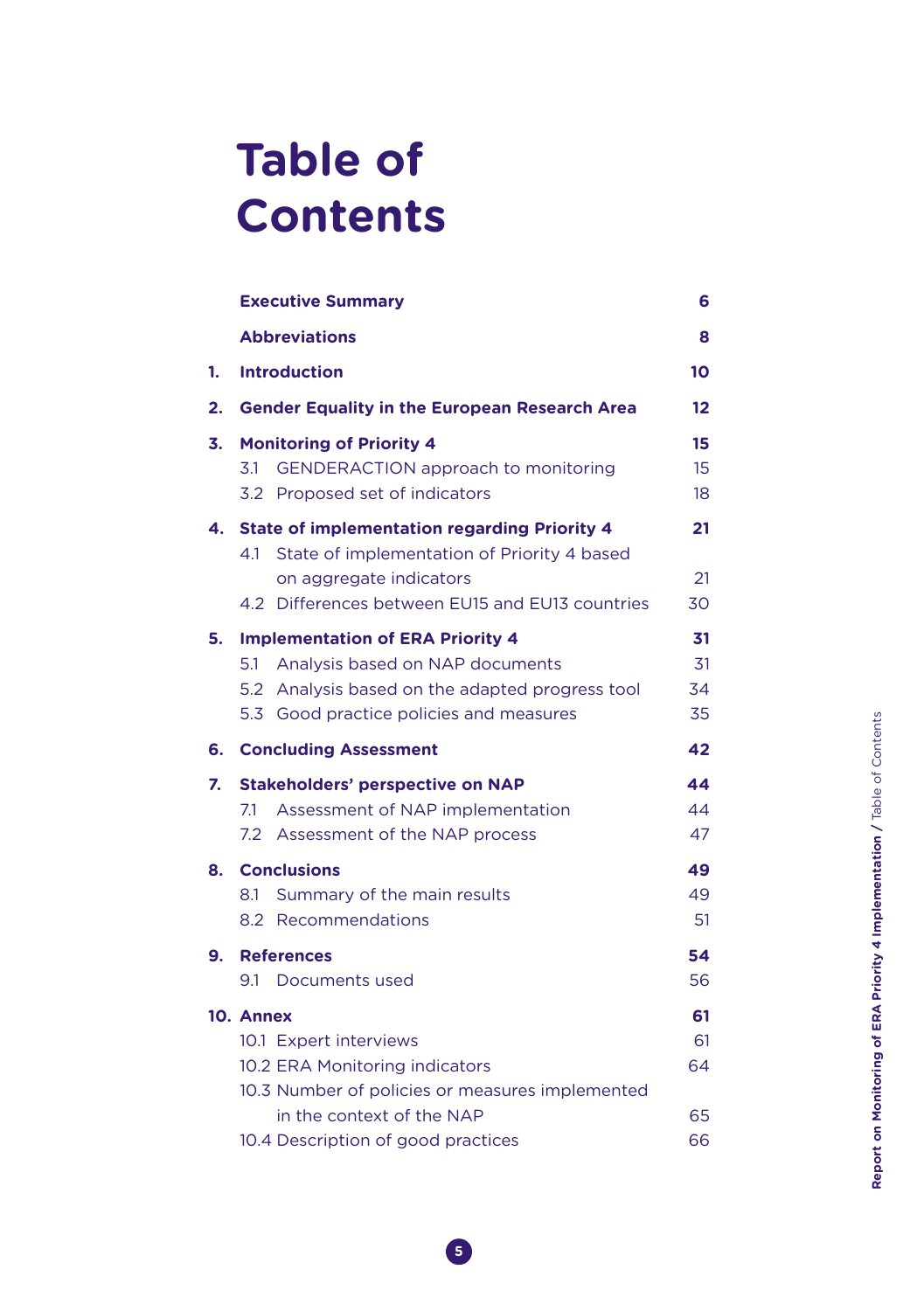# Table of Contents

| | | |
|---|---|---|
| | **Executive Summary** | **6** |
| | **Abbreviations** | **8** |
| **1.** | **Introduction** | **10** |
| **2.** | **Gender Equality in the European Research Area** | **12** |
| **3.** | **Monitoring of Priority 4** | **15** |
| | 3.1 GENDERACTION approach to monitoring | 15 |
| | 3.2 Proposed set of indicators | 18 |
| **4.** | **State of implementation regarding Priority 4** | **21** |
| | 4.1 State of implementation of Priority 4 based on aggregate indicators | 21 |
| | 4.2 Differences between EU15 and EU13 countries | 30 |
| **5.** | **Implementation of ERA Priority 4** | **31** |
| | 5.1 Analysis based on NAP documents | 31 |
| | 5.2 Analysis based on the adapted progress tool | 34 |
| | 5.3 Good practice policies and measures | 35 |
| **6.** | **Concluding Assessment** | **42** |
| **7.** | **Stakeholders' perspective on NAP** | **44** |
| | 7.1 Assessment of NAP implementation | 44 |
| | 7.2 Assessment of the NAP process | 47 |
| **8.** | **Conclusions** | **49** |
| | 8.1 Summary of the main results | 49 |
| | 8.2 Recommendations | 51 |
| **9.** | **References** | **54** |
| | 9.1 Documents used | 56 |
| **10.** | **Annex** | **61** |
| | 10.1 Expert interviews | 61 |
| | 10.2 ERA Monitoring indicators | 64 |
| | 10.3 Number of policies or measures implemented in the context of the NAP | 65 |
| | 10.4 Description of good practices | 66 |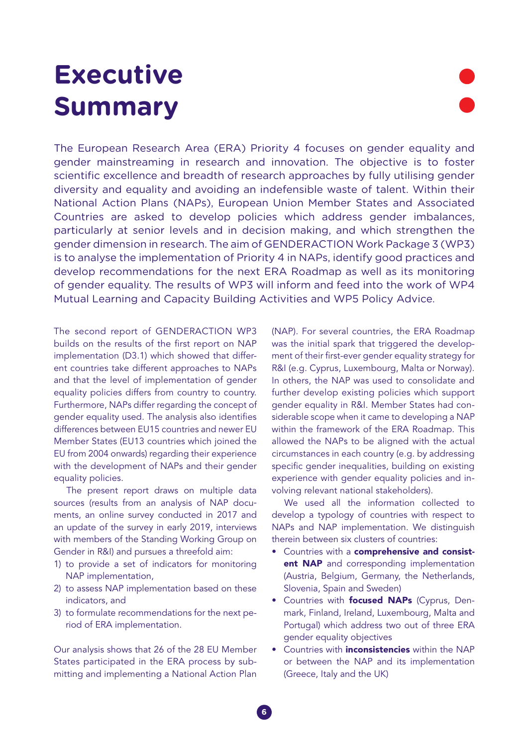# Executive Summary

The European Research Area (ERA) Priority 4 focuses on gender equality and gender mainstreaming in research and innovation. The objective is to foster scientific excellence and breadth of research approaches by fully utilising gender diversity and equality and avoiding an indefensible waste of talent. Within their National Action Plans (NAPs), European Union Member States and Associated Countries are asked to develop policies which address gender imbalances, particularly at senior levels and in decision making, and which strengthen the gender dimension in research. The aim of GENDERACTION Work Package 3 (WP3) is to analyse the implementation of Priority 4 in NAPs, identify good practices and develop recommendations for the next ERA Roadmap as well as its monitoring of gender equality. The results of WP3 will inform and feed into the work of WP4 Mutual Learning and Capacity Building Activities and WP5 Policy Advice.

The second report of GENDERACTION WP3 builds on the results of the first report on NAP implementation (D3.1) which showed that different countries take different approaches to NAPs and that the level of implementation of gender equality policies differs from country to country. Furthermore, NAPs differ regarding the concept of gender equality used. The analysis also identifies differences between EU15 countries and newer EU Member States (EU13 countries which joined the EU from 2004 onwards) regarding their experience with the development of NAPs and their gender equality policies.

The present report draws on multiple data sources (results from an analysis of NAP documents, an online survey conducted in 2017 and an update of the survey in early 2019, interviews with members of the Standing Working Group on Gender in R&I) and pursues a threefold aim:

1) to provide a set of indicators for monitoring NAP implementation,
2) to assess NAP implementation based on these indicators, and
3) to formulate recommendations for the next period of ERA implementation.

Our analysis shows that 26 of the 28 EU Member States participated in the ERA process by submitting and implementing a National Action Plan (NAP). For several countries, the ERA Roadmap was the initial spark that triggered the development of their first-ever gender equality strategy for R&I (e.g. Cyprus, Luxembourg, Malta or Norway). In others, the NAP was used to consolidate and further develop existing policies which support gender equality in R&I. Member States had considerable scope when it came to developing a NAP within the framework of the ERA Roadmap. This allowed the NAPs to be aligned with the actual circumstances in each country (e.g. by addressing specific gender inequalities, building on existing experience with gender equality policies and involving relevant national stakeholders).

We used all the information collected to develop a typology of countries with respect to NAPs and NAP implementation. We distinguish therein between six clusters of countries:

- Countries with a **comprehensive and consistent NAP** and corresponding implementation (Austria, Belgium, Germany, the Netherlands, Slovenia, Spain and Sweden)
- Countries with **focused NAPs** (Cyprus, Denmark, Finland, Ireland, Luxembourg, Malta and Portugal) which address two out of three ERA gender equality objectives
- Countries with **inconsistencies** within the NAP or between the NAP and its implementation (Greece, Italy and the UK)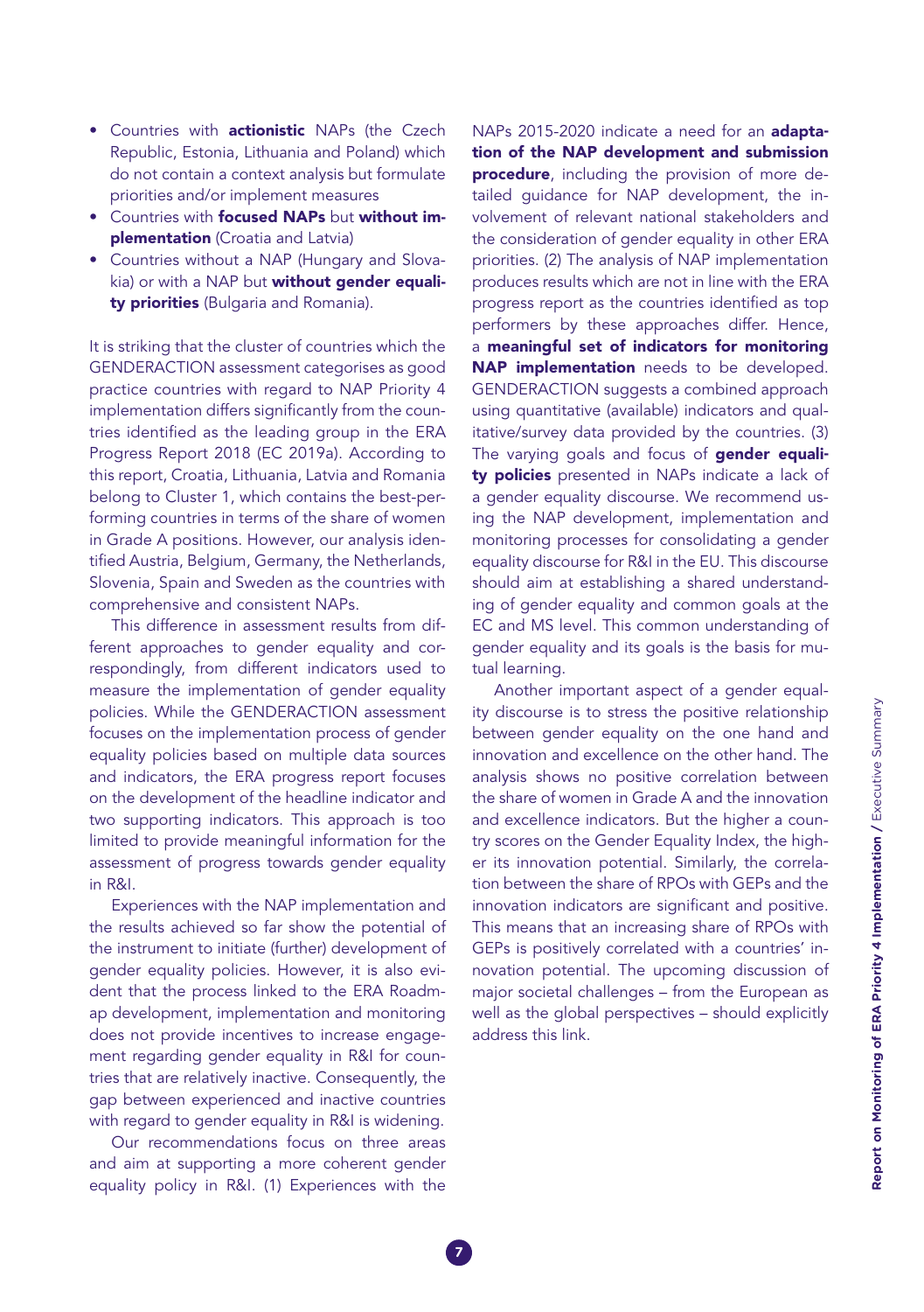- Countries with **actionistic** NAPs (the Czech Republic, Estonia, Lithuania and Poland) which do not contain a context analysis but formulate priorities and/or implement measures
- Countries with **focused NAPs** but **without implementation** (Croatia and Latvia)
- Countries without a NAP (Hungary and Slovakia) or with a NAP but **without gender equality priorities** (Bulgaria and Romania).

It is striking that the cluster of countries which the GENDERACTION assessment categorises as good practice countries with regard to NAP Priority 4 implementation differs significantly from the countries identified as the leading group in the ERA Progress Report 2018 (EC 2019a). According to this report, Croatia, Lithuania, Latvia and Romania belong to Cluster 1, which contains the best-performing countries in terms of the share of women in Grade A positions. However, our analysis identified Austria, Belgium, Germany, the Netherlands, Slovenia, Spain and Sweden as the countries with comprehensive and consistent NAPs.

This difference in assessment results from different approaches to gender equality and correspondingly, from different indicators used to measure the implementation of gender equality policies. While the GENDERACTION assessment focuses on the implementation process of gender equality policies based on multiple data sources and indicators, the ERA progress report focuses on the development of the headline indicator and two supporting indicators. This approach is too limited to provide meaningful information for the assessment of progress towards gender equality in R&I.

Experiences with the NAP implementation and the results achieved so far show the potential of the instrument to initiate (further) development of gender equality policies. However, it is also evident that the process linked to the ERA Roadmap development, implementation and monitoring does not provide incentives to increase engagement regarding gender equality in R&I for countries that are relatively inactive. Consequently, the gap between experienced and inactive countries with regard to gender equality in R&I is widening.

Our recommendations focus on three areas and aim at supporting a more coherent gender equality policy in R&I. (1) Experiences with the NAPs 2015-2020 indicate a need for an **adaptation of the NAP development and submission procedure**, including the provision of more detailed guidance for NAP development, the involvement of relevant national stakeholders and the consideration of gender equality in other ERA priorities. (2) The analysis of NAP implementation produces results which are not in line with the ERA progress report as the countries identified as top performers by these approaches differ. Hence, a **meaningful set of indicators for monitoring NAP implementation** needs to be developed. GENDERACTION suggests a combined approach using quantitative (available) indicators and qualitative/survey data provided by the countries. (3) The varying goals and focus of **gender equality policies** presented in NAPs indicate a lack of a gender equality discourse. We recommend using the NAP development, implementation and monitoring processes for consolidating a gender equality discourse for R&I in the EU. This discourse should aim at establishing a shared understanding of gender equality and common goals at the EC and MS level. This common understanding of gender equality and its goals is the basis for mutual learning.

Another important aspect of a gender equality discourse is to stress the positive relationship between gender equality on the one hand and innovation and excellence on the other hand. The analysis shows no positive correlation between the share of women in Grade A and the innovation and excellence indicators. But the higher a country scores on the Gender Equality Index, the higher its innovation potential. Similarly, the correlation between the share of RPOs with GEPs and the innovation indicators are significant and positive. This means that an increasing share of RPOs with GEPs is positively correlated with a countries' innovation potential. The upcoming discussion of major societal challenges – from the European as well as the global perspectives – should explicitly address this link.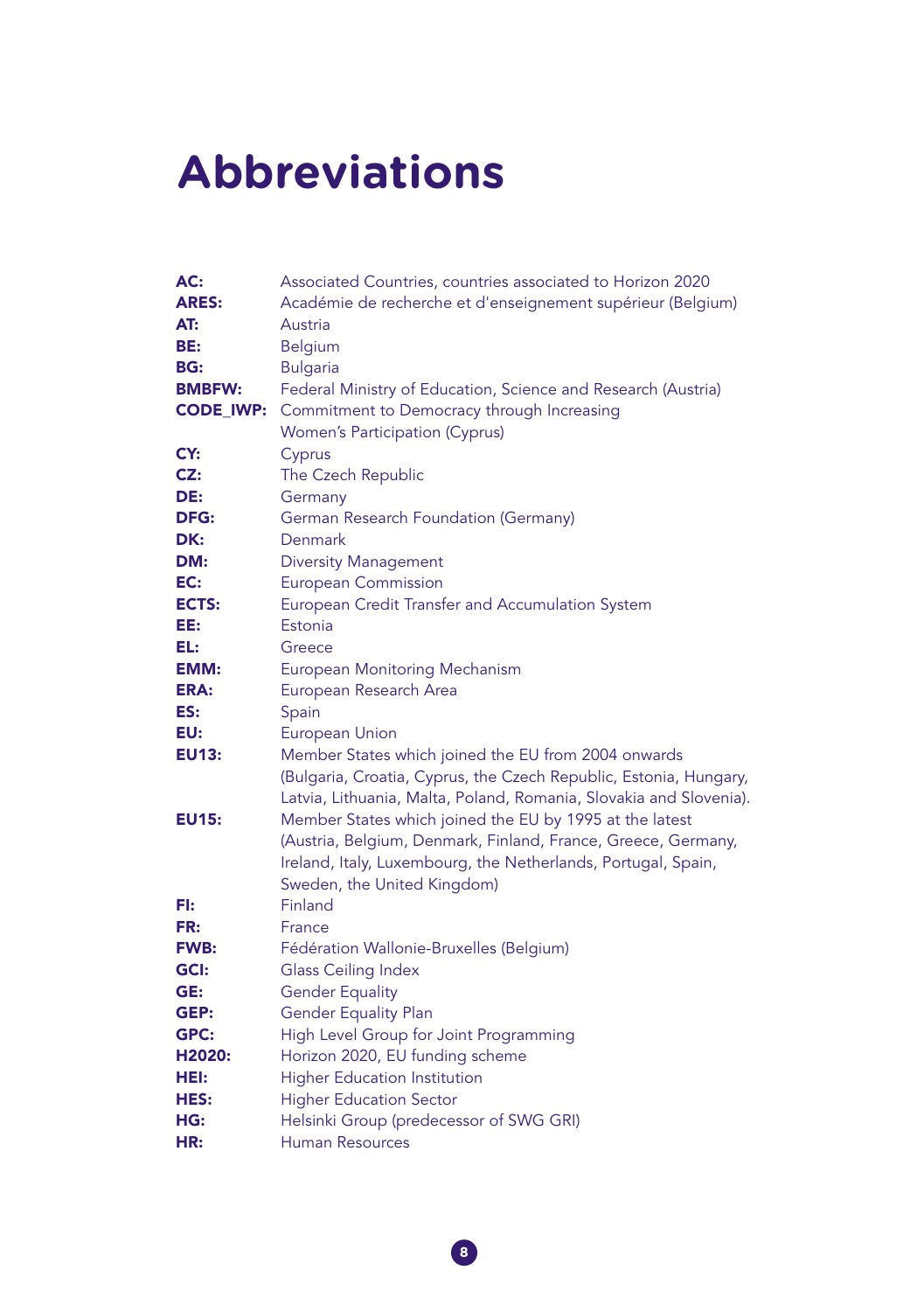# Abbreviations

**AC:** Associated Countries, countries associated to Horizon 2020
**ARES:** Académie de recherche et d'enseignement supérieur (Belgium)
**AT:** Austria
**BE:** Belgium
**BG:** Bulgaria
**BMBFW:** Federal Ministry of Education, Science and Research (Austria)
**CODE_IWP:** Commitment to Democracy through Increasing Women's Participation (Cyprus)
**CY:** Cyprus
**CZ:** The Czech Republic
**DE:** Germany
**DFG:** German Research Foundation (Germany)
**DK:** Denmark
**DM:** Diversity Management
**EC:** European Commission
**ECTS:** European Credit Transfer and Accumulation System
**EE:** Estonia
**EL:** Greece
**EMM:** European Monitoring Mechanism
**ERA:** European Research Area
**ES:** Spain
**EU:** European Union
**EU13:** Member States which joined the EU from 2004 onwards (Bulgaria, Croatia, Cyprus, the Czech Republic, Estonia, Hungary, Latvia, Lithuania, Malta, Poland, Romania, Slovakia and Slovenia).
**EU15:** Member States which joined the EU by 1995 at the latest (Austria, Belgium, Denmark, Finland, France, Greece, Germany, Ireland, Italy, Luxembourg, the Netherlands, Portugal, Spain, Sweden, the United Kingdom)
**FI:** Finland
**FR:** France
**FWB:** Fédération Wallonie-Bruxelles (Belgium)
**GCI:** Glass Ceiling Index
**GE:** Gender Equality
**GEP:** Gender Equality Plan
**GPC:** High Level Group for Joint Programming
**H2020:** Horizon 2020, EU funding scheme
**HEI:** Higher Education Institution
**HES:** Higher Education Sector
**HG:** Helsinki Group (predecessor of SWG GRI)
**HR:** Human Resources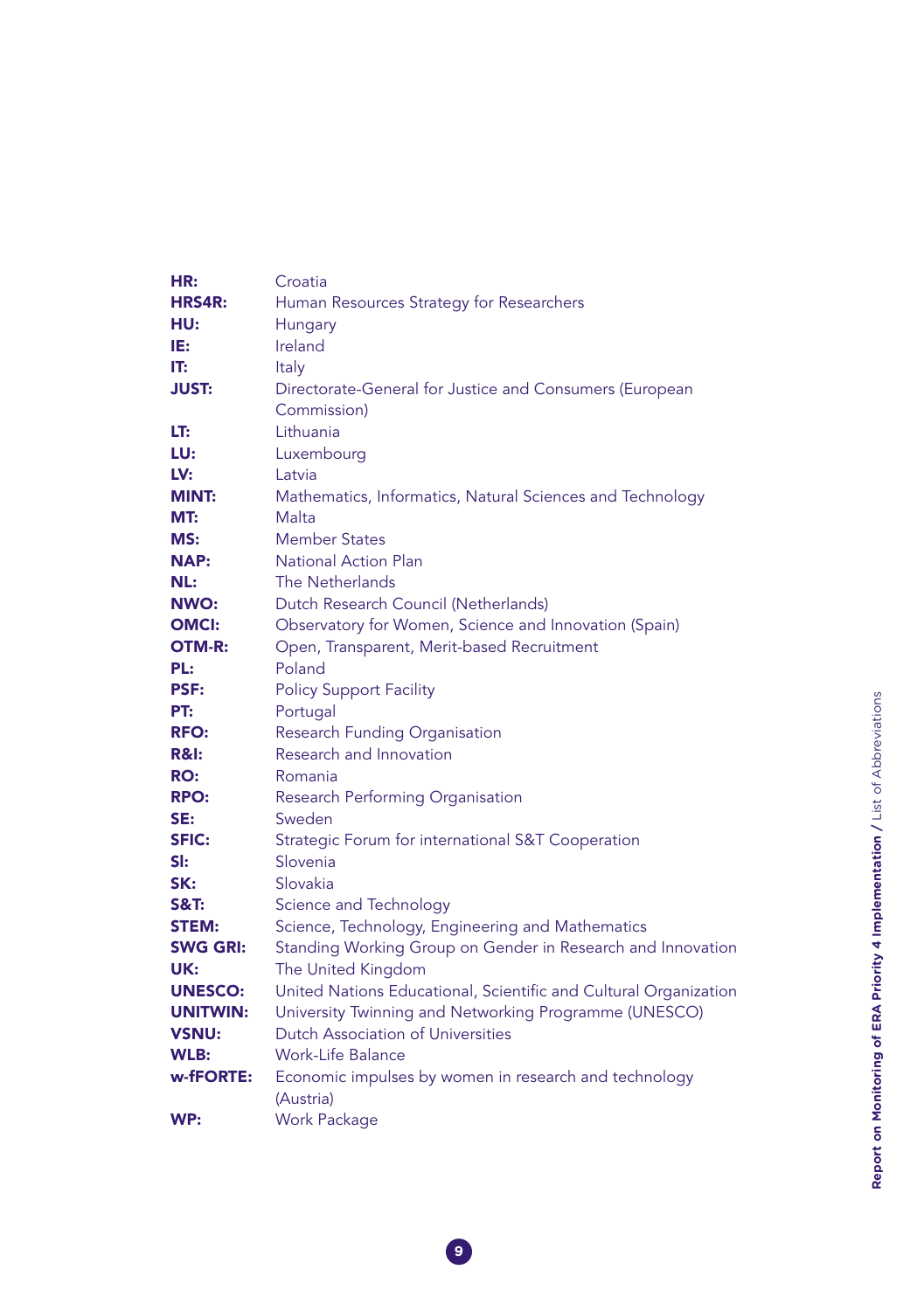**HR:** Croatia
**HRS4R:** Human Resources Strategy for Researchers
**HU:** Hungary
**IE:** Ireland
**IT:** Italy
**JUST:** Directorate-General for Justice and Consumers (European Commission)
**LT:** Lithuania
**LU:** Luxembourg
**LV:** Latvia
**MINT:** Mathematics, Informatics, Natural Sciences and Technology
**MT:** Malta
**MS:** Member States
**NAP:** National Action Plan
**NL:** The Netherlands
**NWO:** Dutch Research Council (Netherlands)
**OMCI:** Observatory for Women, Science and Innovation (Spain)
**OTM-R:** Open, Transparent, Merit-based Recruitment
**PL:** Poland
**PSF:** Policy Support Facility
**PT:** Portugal
**RFO:** Research Funding Organisation
**R&I:** Research and Innovation
**RO:** Romania
**RPO:** Research Performing Organisation
**SE:** Sweden
**SFIC:** Strategic Forum for international S&T Cooperation
**SI:** Slovenia
**SK:** Slovakia
**S&T:** Science and Technology
**STEM:** Science, Technology, Engineering and Mathematics
**SWG GRI:** Standing Working Group on Gender in Research and Innovation
**UK:** The United Kingdom
**UNESCO:** United Nations Educational, Scientific and Cultural Organization
**UNITWIN:** University Twinning and Networking Programme (UNESCO)
**VSNU:** Dutch Association of Universities
**WLB:** Work-Life Balance
**w-fFORTE:** Economic impulses by women in research and technology (Austria)
**WP:** Work Package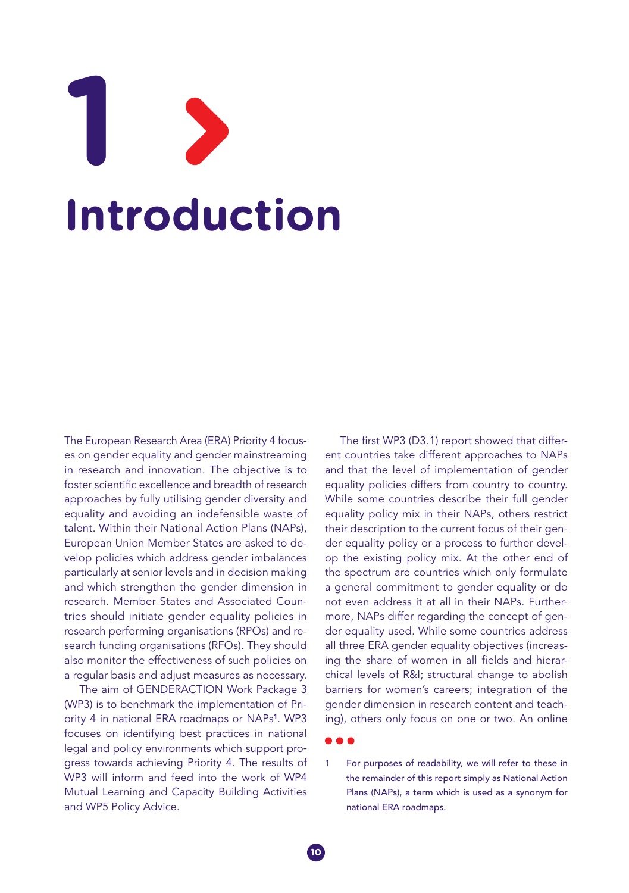# 1 Introduction

The European Research Area (ERA) Priority 4 focuses on gender equality and gender mainstreaming in research and innovation. The objective is to foster scientific excellence and breadth of research approaches by fully utilising gender diversity and equality and avoiding an indefensible waste of talent. Within their National Action Plans (NAPs), European Union Member States are asked to develop policies which address gender imbalances particularly at senior levels and in decision making and which strengthen the gender dimension in research. Member States and Associated Countries should initiate gender equality policies in research performing organisations (RPOs) and research funding organisations (RFOs). They should also monitor the effectiveness of such policies on a regular basis and adjust measures as necessary.

The aim of GENDERACTION Work Package 3 (WP3) is to benchmark the implementation of Priority 4 in national ERA roadmaps or NAPs[1]. WP3 focuses on identifying best practices in national legal and policy environments which support progress towards achieving Priority 4. The results of WP3 will inform and feed into the work of WP4 Mutual Learning and Capacity Building Activities and WP5 Policy Advice.

The first WP3 (D3.1) report showed that different countries take different approaches to NAPs and that the level of implementation of gender equality policies differs from country to country. While some countries describe their full gender equality policy mix in their NAPs, others restrict their description to the current focus of their gender equality policy or a process to further develop the existing policy mix. At the other end of the spectrum are countries which only formulate a general commitment to gender equality or do not even address it at all in their NAPs. Furthermore, NAPs differ regarding the concept of gender equality used. While some countries address all three ERA gender equality objectives (increasing the share of women in all fields and hierarchical levels of R&I; structural change to abolish barriers for women's careers; integration of the gender dimension in research content and teaching), others only focus on one or two. An online

1 For purposes of readability, we will refer to these in the remainder of this report simply as National Action Plans (NAPs), a term which is used as a synonym for national ERA roadmaps.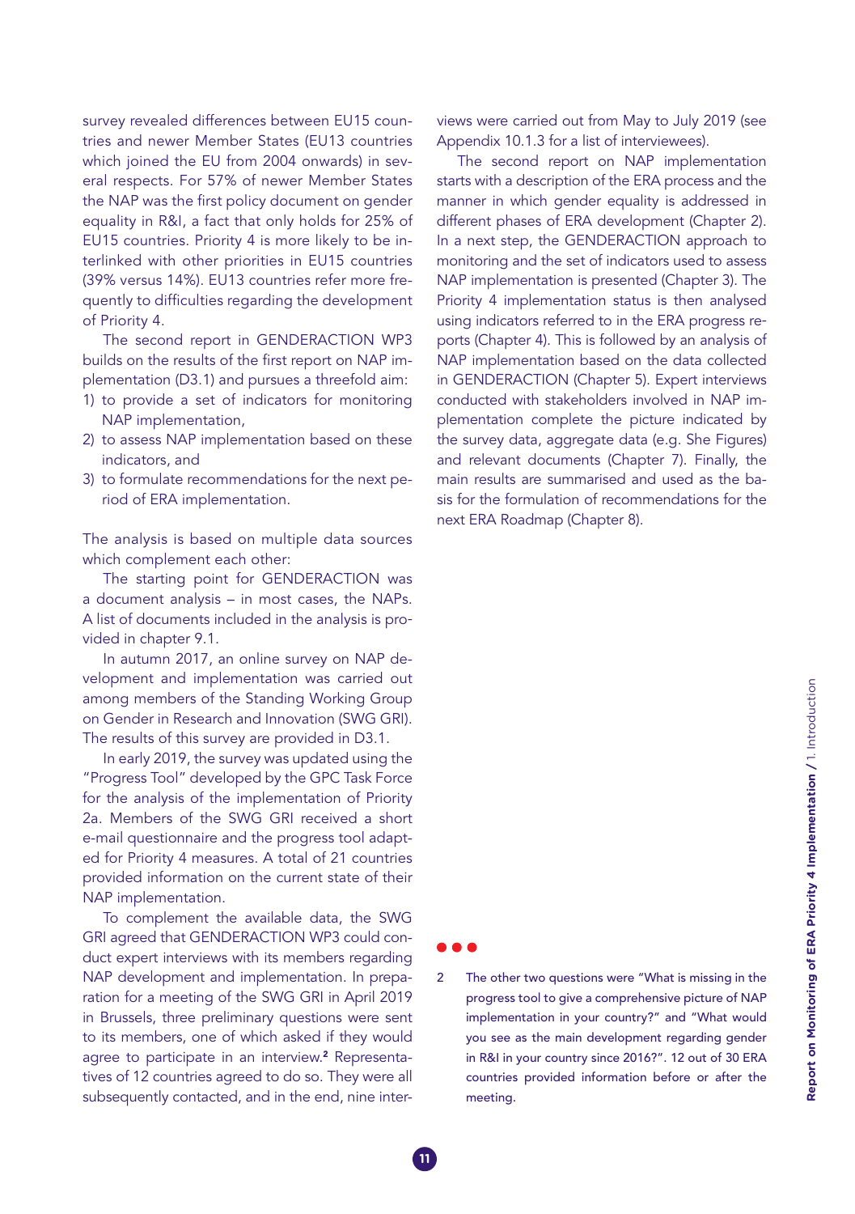survey revealed differences between EU15 countries and newer Member States (EU13 countries which joined the EU from 2004 onwards) in several respects. For 57% of newer Member States the NAP was the first policy document on gender equality in R&I, a fact that only holds for 25% of EU15 countries. Priority 4 is more likely to be interlinked with other priorities in EU15 countries (39% versus 14%). EU13 countries refer more frequently to difficulties regarding the development of Priority 4.

The second report in GENDERACTION WP3 builds on the results of the first report on NAP implementation (D3.1) and pursues a threefold aim:

1) to provide a set of indicators for monitoring NAP implementation,
2) to assess NAP implementation based on these indicators, and
3) to formulate recommendations for the next period of ERA implementation.

The analysis is based on multiple data sources which complement each other:

The starting point for GENDERACTION was a document analysis – in most cases, the NAPs. A list of documents included in the analysis is provided in chapter 9.1.

In autumn 2017, an online survey on NAP development and implementation was carried out among members of the Standing Working Group on Gender in Research and Innovation (SWG GRI). The results of this survey are provided in D3.1.

In early 2019, the survey was updated using the "Progress Tool" developed by the GPC Task Force for the analysis of the implementation of Priority 2a. Members of the SWG GRI received a short e-mail questionnaire and the progress tool adapted for Priority 4 measures. A total of 21 countries provided information on the current state of their NAP implementation.

To complement the available data, the SWG GRI agreed that GENDERACTION WP3 could conduct expert interviews with its members regarding NAP development and implementation. In preparation for a meeting of the SWG GRI in April 2019 in Brussels, three preliminary questions were sent to its members, one of which asked if they would agree to participate in an interview.[2] Representatives of 12 countries agreed to do so. They were all subsequently contacted, and in the end, nine interviews were carried out from May to July 2019 (see Appendix 10.1.3 for a list of interviewees).

The second report on NAP implementation starts with a description of the ERA process and the manner in which gender equality is addressed in different phases of ERA development (Chapter 2). In a next step, the GENDERACTION approach to monitoring and the set of indicators used to assess NAP implementation is presented (Chapter 3). The Priority 4 implementation status is then analysed using indicators referred to in the ERA progress reports (Chapter 4). This is followed by an analysis of NAP implementation based on the data collected in GENDERACTION (Chapter 5). Expert interviews conducted with stakeholders involved in NAP implementation complete the picture indicated by the survey data, aggregate data (e.g. She Figures) and relevant documents (Chapter 7). Finally, the main results are summarised and used as the basis for the formulation of recommendations for the next ERA Roadmap (Chapter 8).

---

2 The other two questions were "What is missing in the progress tool to give a comprehensive picture of NAP implementation in your country?" and "What would you see as the main development regarding gender in R&I in your country since 2016?". 12 out of 30 ERA countries provided information before or after the meeting.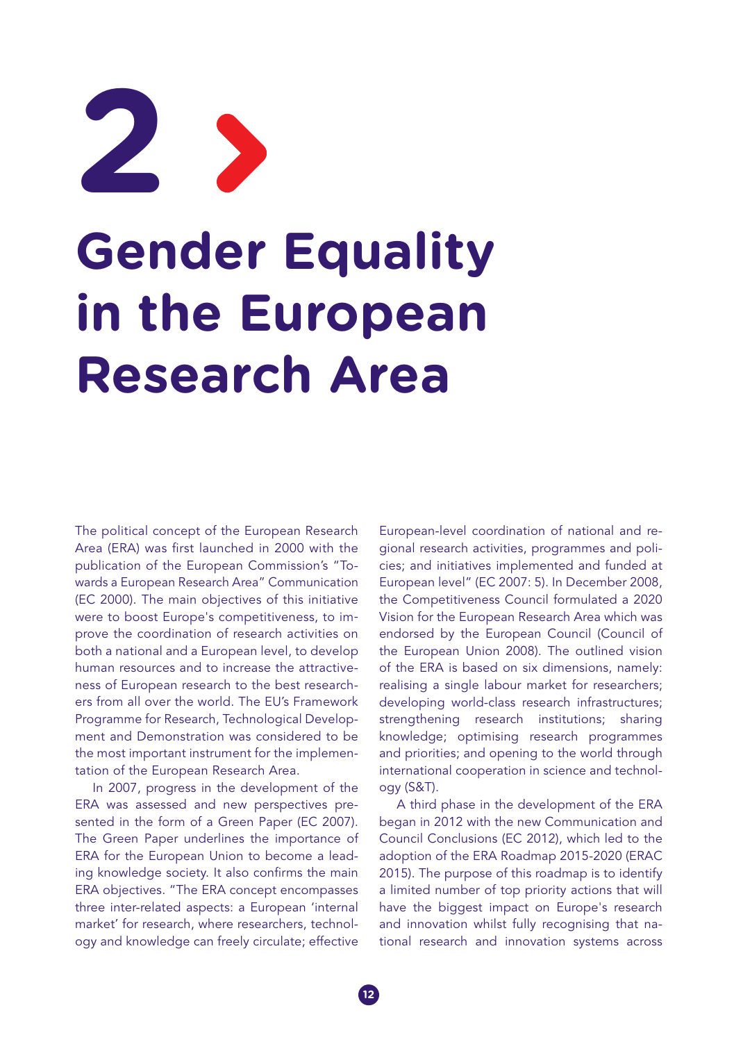# 2 ›

# Gender Equality in the European Research Area

The political concept of the European Research Area (ERA) was first launched in 2000 with the publication of the European Commission's "Towards a European Research Area" Communication (EC 2000). The main objectives of this initiative were to boost Europe's competitiveness, to improve the coordination of research activities on both a national and a European level, to develop human resources and to increase the attractiveness of European research to the best researchers from all over the world. The EU's Framework Programme for Research, Technological Development and Demonstration was considered to be the most important instrument for the implementation of the European Research Area.

In 2007, progress in the development of the ERA was assessed and new perspectives presented in the form of a Green Paper (EC 2007). The Green Paper underlines the importance of ERA for the European Union to become a leading knowledge society. It also confirms the main ERA objectives. "The ERA concept encompasses three inter-related aspects: a European 'internal market' for research, where researchers, technology and knowledge can freely circulate; effective European-level coordination of national and regional research activities, programmes and policies; and initiatives implemented and funded at European level" (EC 2007: 5). In December 2008, the Competitiveness Council formulated a 2020 Vision for the European Research Area which was endorsed by the European Council (Council of the European Union 2008). The outlined vision of the ERA is based on six dimensions, namely: realising a single labour market for researchers; developing world-class research infrastructures; strengthening research institutions; sharing knowledge; optimising research programmes and priorities; and opening to the world through international cooperation in science and technology (S&T).

A third phase in the development of the ERA began in 2012 with the new Communication and Council Conclusions (EC 2012), which led to the adoption of the ERA Roadmap 2015-2020 (ERAC 2015). The purpose of this roadmap is to identify a limited number of top priority actions that will have the biggest impact on Europe's research and innovation whilst fully recognising that national research and innovation systems across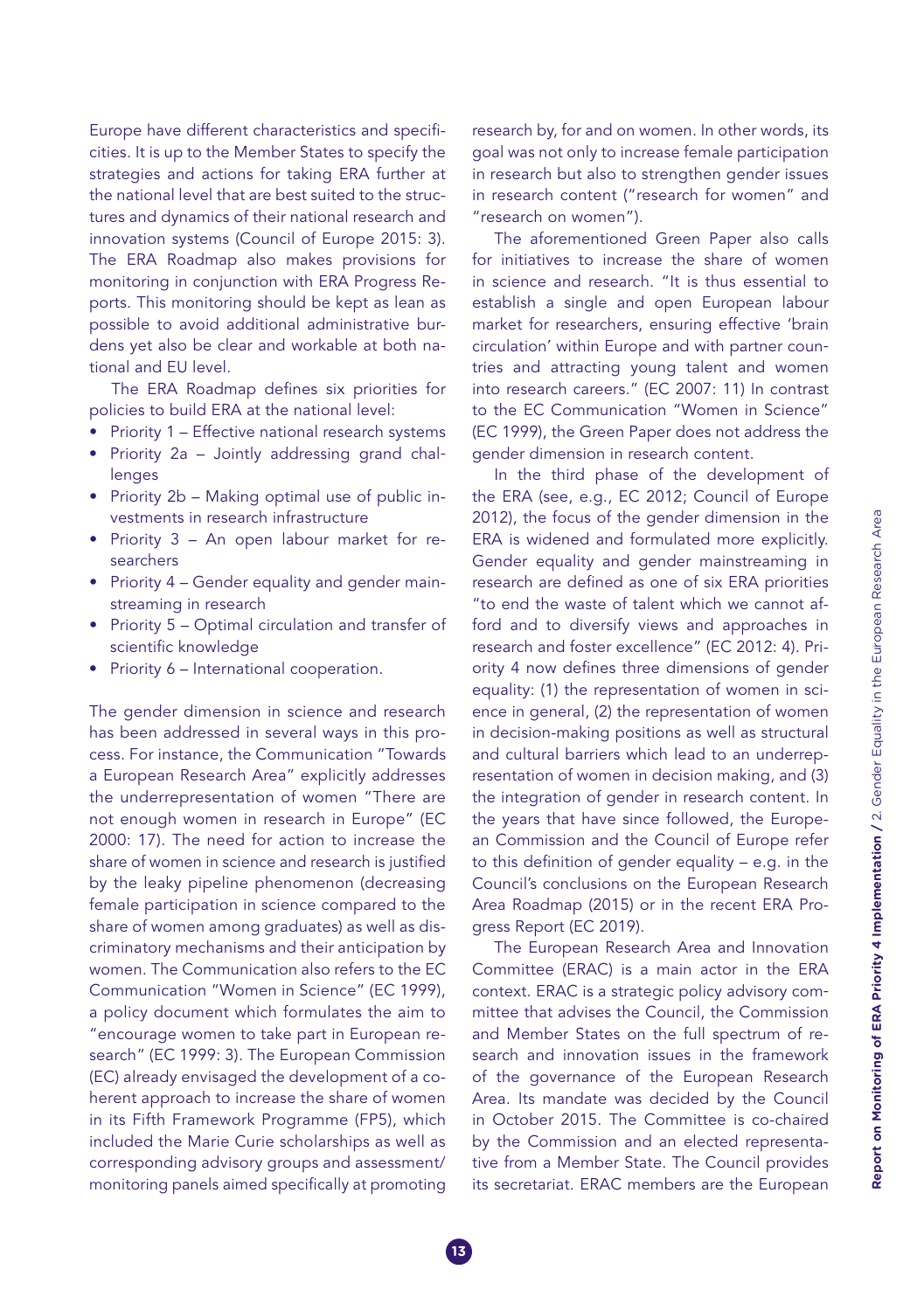Europe have different characteristics and specificities. It is up to the Member States to specify the strategies and actions for taking ERA further at the national level that are best suited to the structures and dynamics of their national research and innovation systems (Council of Europe 2015: 3). The ERA Roadmap also makes provisions for monitoring in conjunction with ERA Progress Reports. This monitoring should be kept as lean as possible to avoid additional administrative burdens yet also be clear and workable at both national and EU level.

The ERA Roadmap defines six priorities for policies to build ERA at the national level:

- Priority 1 – Effective national research systems
- Priority 2a – Jointly addressing grand challenges
- Priority 2b – Making optimal use of public investments in research infrastructure
- Priority 3 – An open labour market for researchers
- Priority 4 – Gender equality and gender mainstreaming in research
- Priority 5 – Optimal circulation and transfer of scientific knowledge
- Priority 6 – International cooperation.

The gender dimension in science and research has been addressed in several ways in this process. For instance, the Communication "Towards a European Research Area" explicitly addresses the underrepresentation of women "There are not enough women in research in Europe" (EC 2000: 17). The need for action to increase the share of women in science and research is justified by the leaky pipeline phenomenon (decreasing female participation in science compared to the share of women among graduates) as well as discriminatory mechanisms and their anticipation by women. The Communication also refers to the EC Communication "Women in Science" (EC 1999), a policy document which formulates the aim to "encourage women to take part in European research" (EC 1999: 3). The European Commission (EC) already envisaged the development of a coherent approach to increase the share of women in its Fifth Framework Programme (FP5), which included the Marie Curie scholarships as well as corresponding advisory groups and assessment/monitoring panels aimed specifically at promoting research by, for and on women. In other words, its goal was not only to increase female participation in research but also to strengthen gender issues in research content ("research for women" and "research on women").

The aforementioned Green Paper also calls for initiatives to increase the share of women in science and research. "It is thus essential to establish a single and open European labour market for researchers, ensuring effective 'brain circulation' within Europe and with partner countries and attracting young talent and women into research careers." (EC 2007: 11) In contrast to the EC Communication "Women in Science" (EC 1999), the Green Paper does not address the gender dimension in research content.

In the third phase of the development of the ERA (see, e.g., EC 2012; Council of Europe 2012), the focus of the gender dimension in the ERA is widened and formulated more explicitly. Gender equality and gender mainstreaming in research are defined as one of six ERA priorities "to end the waste of talent which we cannot afford and to diversify views and approaches in research and foster excellence" (EC 2012: 4). Priority 4 now defines three dimensions of gender equality: (1) the representation of women in science in general, (2) the representation of women in decision-making positions as well as structural and cultural barriers which lead to an underrepresentation of women in decision making, and (3) the integration of gender in research content. In the years that have since followed, the European Commission and the Council of Europe refer to this definition of gender equality – e.g. in the Council's conclusions on the European Research Area Roadmap (2015) or in the recent ERA Progress Report (EC 2019).

The European Research Area and Innovation Committee (ERAC) is a main actor in the ERA context. ERAC is a strategic policy advisory committee that advises the Council, the Commission and Member States on the full spectrum of research and innovation issues in the framework of the governance of the European Research Area. Its mandate was decided by the Council in October 2015. The Committee is co-chaired by the Commission and an elected representative from a Member State. The Council provides its secretariat. ERAC members are the European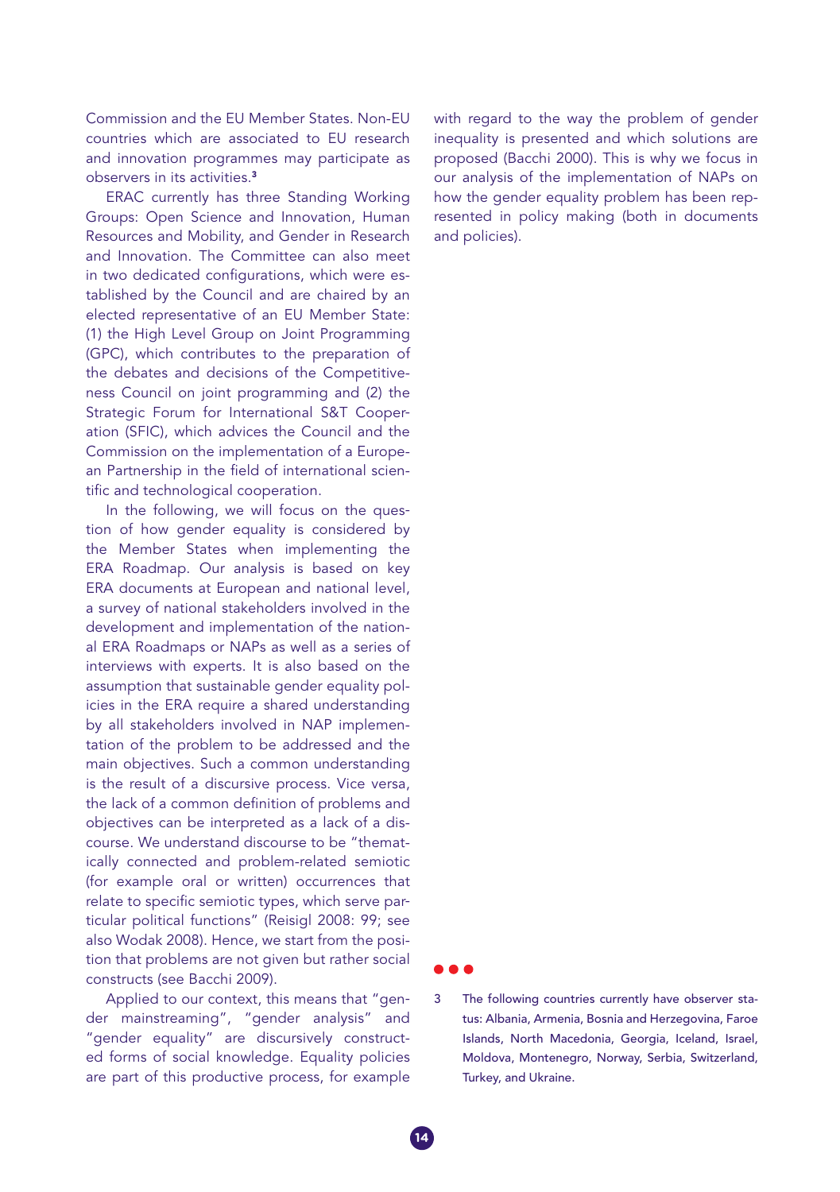Commission and the EU Member States. Non-EU countries which are associated to EU research and innovation programmes may participate as observers in its activities.[3]

ERAC currently has three Standing Working Groups: Open Science and Innovation, Human Resources and Mobility, and Gender in Research and Innovation. The Committee can also meet in two dedicated configurations, which were established by the Council and are chaired by an elected representative of an EU Member State: (1) the High Level Group on Joint Programming (GPC), which contributes to the preparation of the debates and decisions of the Competitiveness Council on joint programming and (2) the Strategic Forum for International S&T Cooperation (SFIC), which advices the Council and the Commission on the implementation of a European Partnership in the field of international scientific and technological cooperation.

In the following, we will focus on the question of how gender equality is considered by the Member States when implementing the ERA Roadmap. Our analysis is based on key ERA documents at European and national level, a survey of national stakeholders involved in the development and implementation of the national ERA Roadmaps or NAPs as well as a series of interviews with experts. It is also based on the assumption that sustainable gender equality policies in the ERA require a shared understanding by all stakeholders involved in NAP implementation of the problem to be addressed and the main objectives. Such a common understanding is the result of a discursive process. Vice versa, the lack of a common definition of problems and objectives can be interpreted as a lack of a discourse. We understand discourse to be "thematically connected and problem-related semiotic (for example oral or written) occurrences that relate to specific semiotic types, which serve particular political functions" (Reisigl 2008: 99; see also Wodak 2008). Hence, we start from the position that problems are not given but rather social constructs (see Bacchi 2009).

Applied to our context, this means that "gender mainstreaming", "gender analysis" and "gender equality" are discursively constructed forms of social knowledge. Equality policies are part of this productive process, for example with regard to the way the problem of gender inequality is presented and which solutions are proposed (Bacchi 2000). This is why we focus in our analysis of the implementation of NAPs on how the gender equality problem has been represented in policy making (both in documents and policies).

---

3 The following countries currently have observer status: Albania, Armenia, Bosnia and Herzegovina, Faroe Islands, North Macedonia, Georgia, Iceland, Israel, Moldova, Montenegro, Norway, Serbia, Switzerland, Turkey, and Ukraine.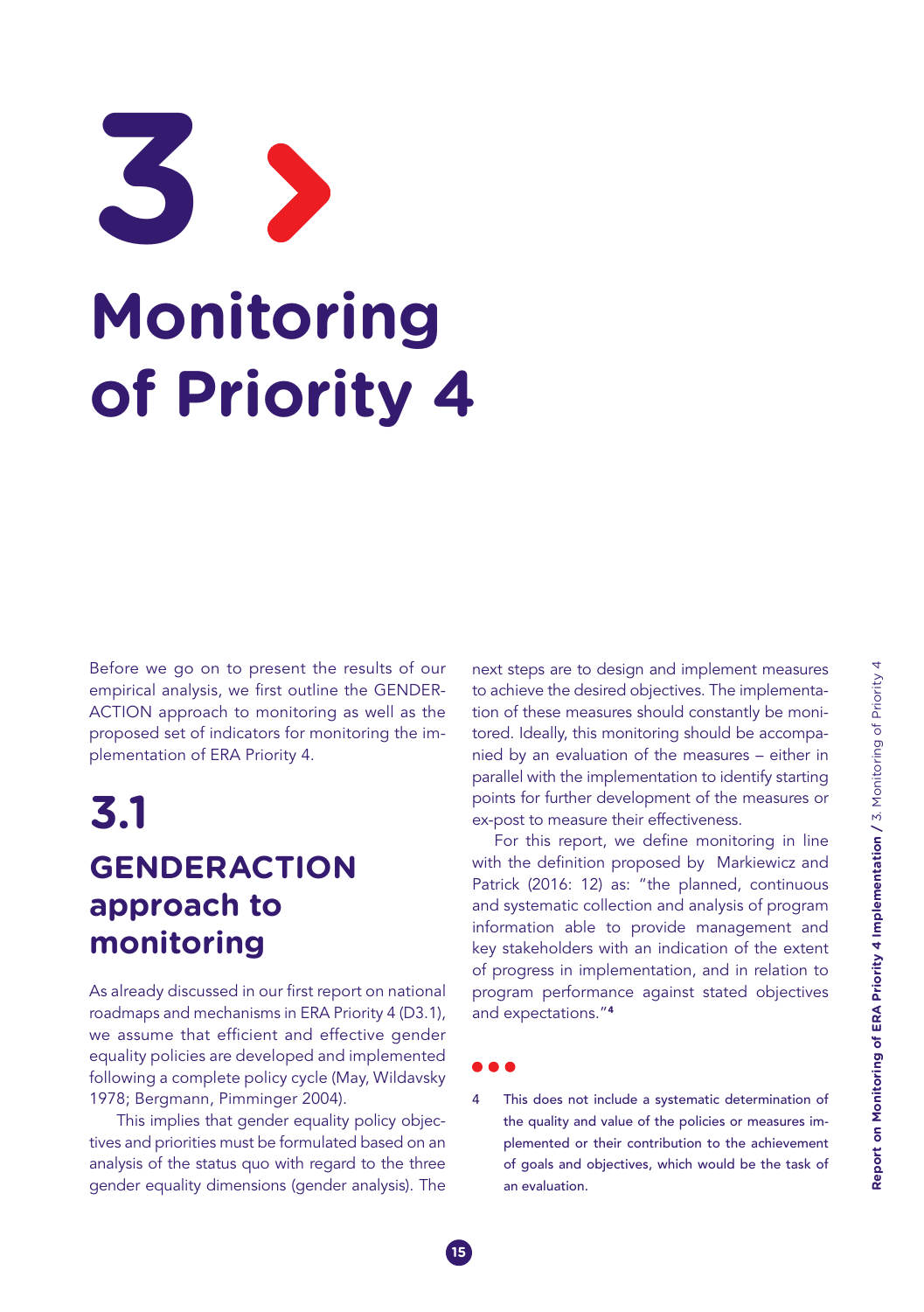# 3 Monitoring of Priority 4

Before we go on to present the results of our empirical analysis, we first outline the GENDER-ACTION approach to monitoring as well as the proposed set of indicators for monitoring the implementation of ERA Priority 4.

## 3.1 GENDERACTION approach to monitoring

As already discussed in our first report on national roadmaps and mechanisms in ERA Priority 4 (D3.1), we assume that efficient and effective gender equality policies are developed and implemented following a complete policy cycle (May, Wildavsky 1978; Bergmann, Pimminger 2004).

This implies that gender equality policy objectives and priorities must be formulated based on an analysis of the status quo with regard to the three gender equality dimensions (gender analysis). The next steps are to design and implement measures to achieve the desired objectives. The implementation of these measures should constantly be monitored. Ideally, this monitoring should be accompanied by an evaluation of the measures – either in parallel with the implementation to identify starting points for further development of the measures or ex-post to measure their effectiveness.

For this report, we define monitoring in line with the definition proposed by Markiewicz and Patrick (2016: 12) as: "the planned, continuous and systematic collection and analysis of program information able to provide management and key stakeholders with an indication of the extent of progress in implementation, and in relation to program performance against stated objectives and expectations."[4]

[4] This does not include a systematic determination of the quality and value of the policies or measures implemented or their contribution to the achievement of goals and objectives, which would be the task of an evaluation.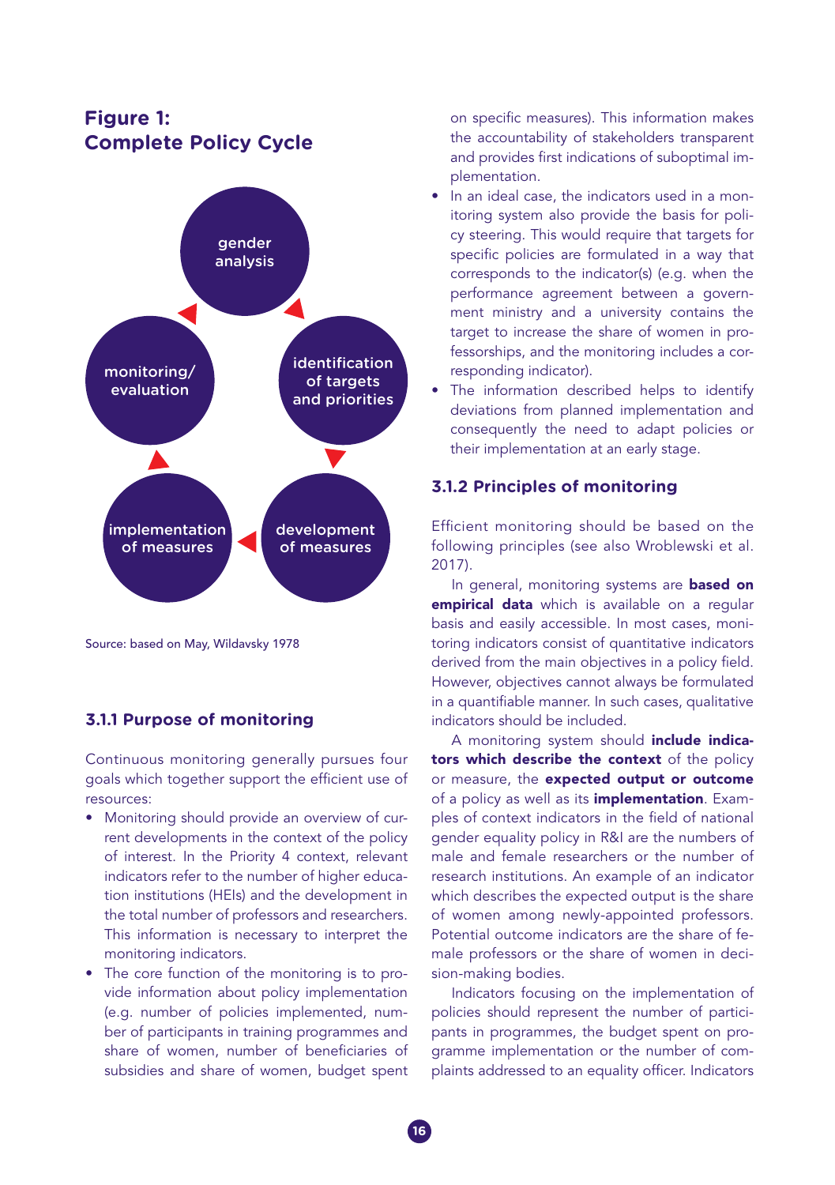**Figure 1:**
**Complete Policy Cycle**

gender analysis

identification of targets and priorities

development of measures

implementation of measures

monitoring/ evaluation

Source: based on May, Wildavsky 1978

### 3.1.1 Purpose of monitoring

Continuous monitoring generally pursues four goals which together support the efficient use of resources:

- Monitoring should provide an overview of current developments in the context of the policy of interest. In the Priority 4 context, relevant indicators refer to the number of higher education institutions (HEIs) and the development in the total number of professors and researchers. This information is necessary to interpret the monitoring indicators.
- The core function of the monitoring is to provide information about policy implementation (e.g. number of policies implemented, number of participants in training programmes and share of women, number of beneficiaries of subsidies and share of women, budget spent on specific measures). This information makes the accountability of stakeholders transparent and provides first indications of suboptimal implementation.
- In an ideal case, the indicators used in a monitoring system also provide the basis for policy steering. This would require that targets for specific policies are formulated in a way that corresponds to the indicator(s) (e.g. when the performance agreement between a government ministry and a university contains the target to increase the share of women in professorships, and the monitoring includes a corresponding indicator).
- The information described helps to identify deviations from planned implementation and consequently the need to adapt policies or their implementation at an early stage.

### 3.1.2 Principles of monitoring

Efficient monitoring should be based on the following principles (see also Wroblewski et al. 2017).

In general, monitoring systems are **based on empirical data** which is available on a regular basis and easily accessible. In most cases, monitoring indicators consist of quantitative indicators derived from the main objectives in a policy field. However, objectives cannot always be formulated in a quantifiable manner. In such cases, qualitative indicators should be included.

A monitoring system should **include indicators which describe the context** of the policy or measure, the **expected output or outcome** of a policy as well as its **implementation**. Examples of context indicators in the field of national gender equality policy in R&I are the numbers of male and female researchers or the number of research institutions. An example of an indicator which describes the expected output is the share of women among newly-appointed professors. Potential outcome indicators are the share of female professors or the share of women in decision-making bodies.

Indicators focusing on the implementation of policies should represent the number of participants in programmes, the budget spent on programme implementation or the number of complaints addressed to an equality officer. Indicators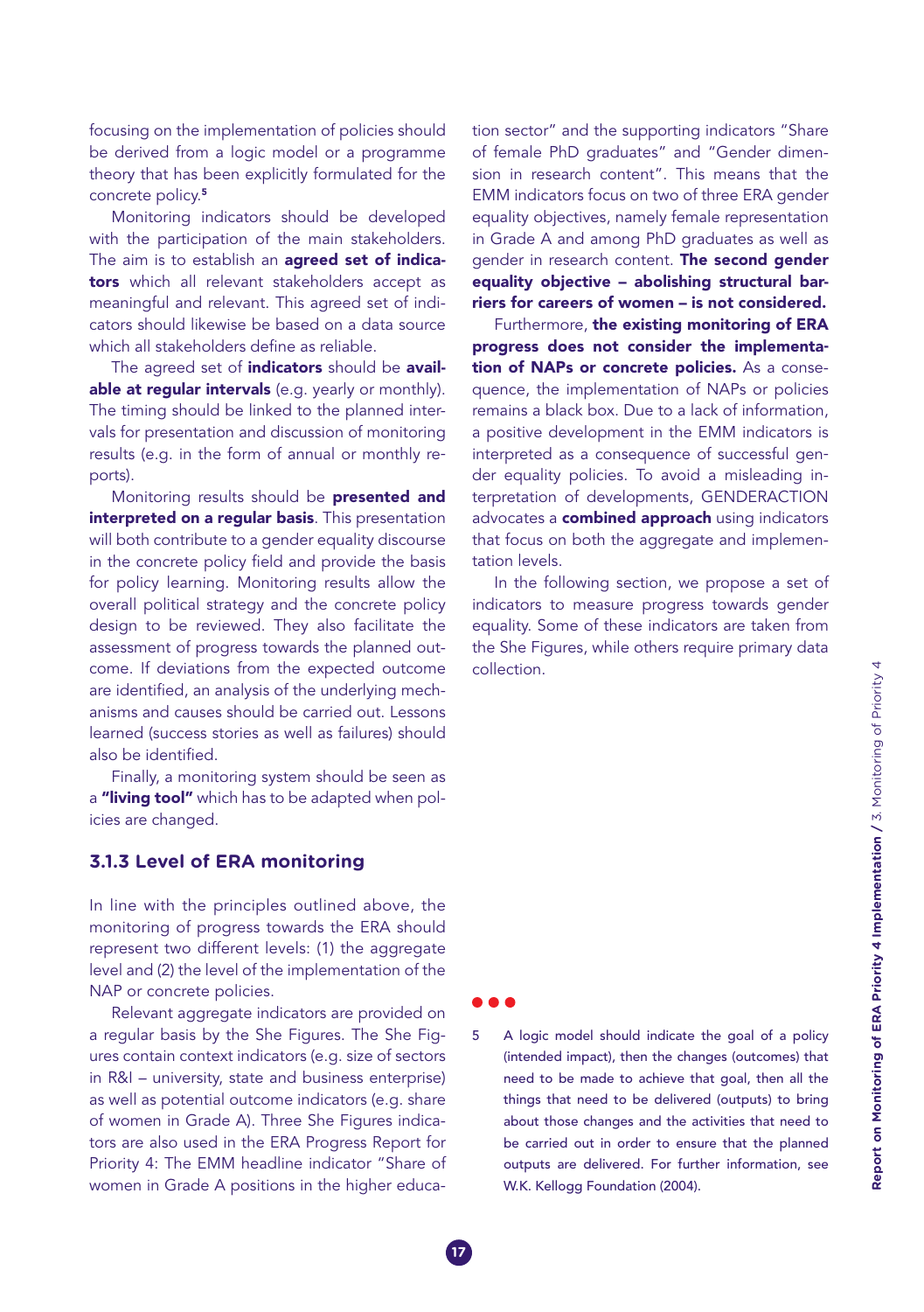focusing on the implementation of policies should be derived from a logic model or a programme theory that has been explicitly formulated for the concrete policy.[5]

Monitoring indicators should be developed with the participation of the main stakeholders. The aim is to establish an **agreed set of indicators** which all relevant stakeholders accept as meaningful and relevant. This agreed set of indicators should likewise be based on a data source which all stakeholders define as reliable.

The agreed set of **indicators** should be **available at regular intervals** (e.g. yearly or monthly). The timing should be linked to the planned intervals for presentation and discussion of monitoring results (e.g. in the form of annual or monthly reports).

Monitoring results should be **presented and interpreted on a regular basis**. This presentation will both contribute to a gender equality discourse in the concrete policy field and provide the basis for policy learning. Monitoring results allow the overall political strategy and the concrete policy design to be reviewed. They also facilitate the assessment of progress towards the planned outcome. If deviations from the expected outcome are identified, an analysis of the underlying mechanisms and causes should be carried out. Lessons learned (success stories as well as failures) should also be identified.

Finally, a monitoring system should be seen as a **"living tool"** which has to be adapted when policies are changed.

### 3.1.3 Level of ERA monitoring

In line with the principles outlined above, the monitoring of progress towards the ERA should represent two different levels: (1) the aggregate level and (2) the level of the implementation of the NAP or concrete policies.

Relevant aggregate indicators are provided on a regular basis by the She Figures. The She Figures contain context indicators (e.g. size of sectors in R&I – university, state and business enterprise) as well as potential outcome indicators (e.g. share of women in Grade A). Three She Figures indicators are also used in the ERA Progress Report for Priority 4: The EMM headline indicator "Share of women in Grade A positions in the higher education sector" and the supporting indicators "Share of female PhD graduates" and "Gender dimension in research content". This means that the EMM indicators focus on two of three ERA gender equality objectives, namely female representation in Grade A and among PhD graduates as well as gender in research content. **The second gender equality objective – abolishing structural barriers for careers of women – is not considered.**

Furthermore, **the existing monitoring of ERA progress does not consider the implementation of NAPs or concrete policies.** As a consequence, the implementation of NAPs or policies remains a black box. Due to a lack of information, a positive development in the EMM indicators is interpreted as a consequence of successful gender equality policies. To avoid a misleading interpretation of developments, GENDERACTION advocates a **combined approach** using indicators that focus on both the aggregate and implementation levels.

In the following section, we propose a set of indicators to measure progress towards gender equality. Some of these indicators are taken from the She Figures, while others require primary data collection.

---

5 A logic model should indicate the goal of a policy (intended impact), then the changes (outcomes) that need to be made to achieve that goal, then all the things that need to be delivered (outputs) to bring about those changes and the activities that need to be carried out in order to ensure that the planned outputs are delivered. For further information, see W.K. Kellogg Foundation (2004).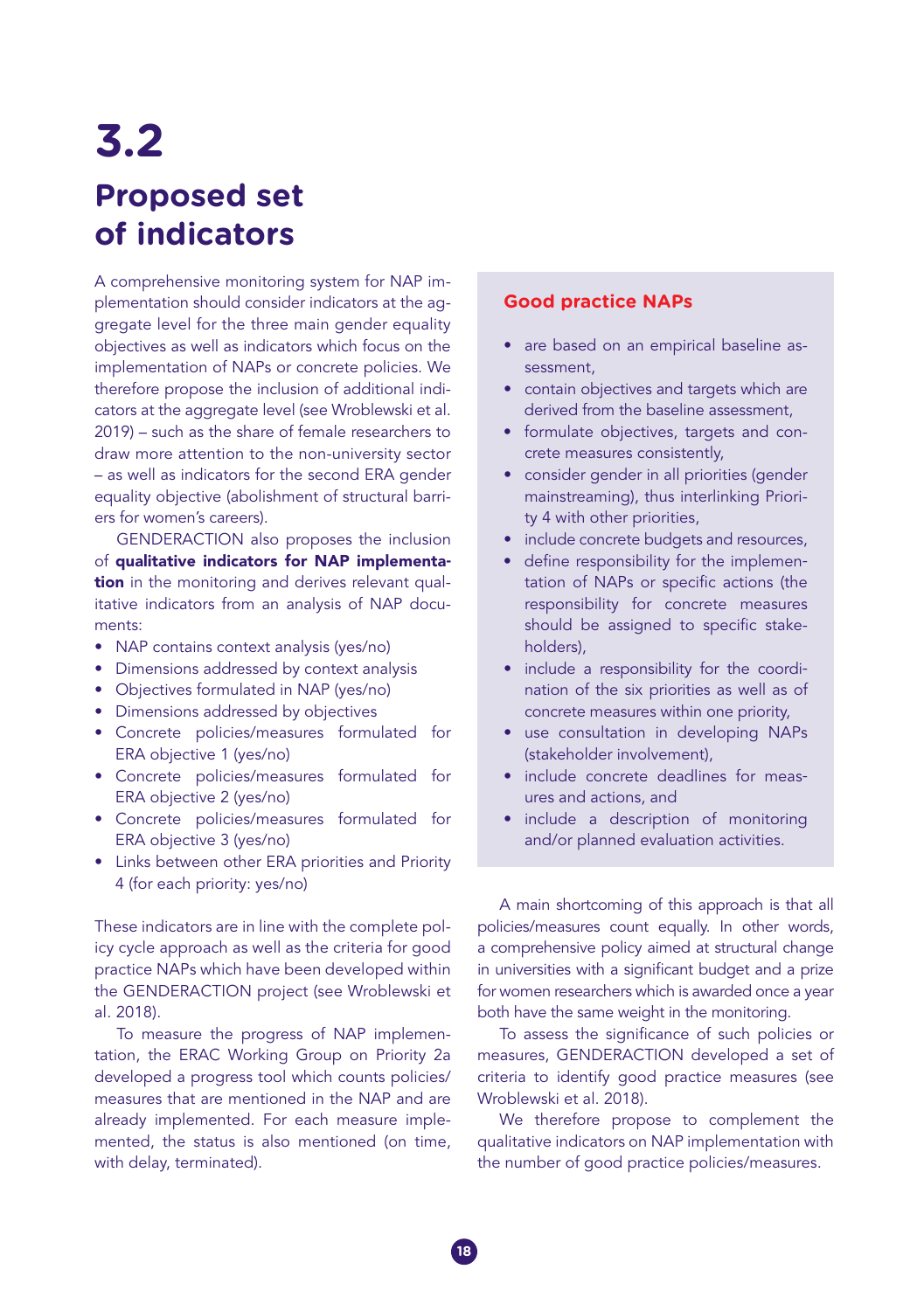# 3.2

## Proposed set of indicators

A comprehensive monitoring system for NAP implementation should consider indicators at the aggregate level for the three main gender equality objectives as well as indicators which focus on the implementation of NAPs or concrete policies. We therefore propose the inclusion of additional indicators at the aggregate level (see Wroblewski et al. 2019) – such as the share of female researchers to draw more attention to the non-university sector – as well as indicators for the second ERA gender equality objective (abolishment of structural barriers for women's careers).

GENDERACTION also proposes the inclusion of **qualitative indicators for NAP implementation** in the monitoring and derives relevant qualitative indicators from an analysis of NAP documents:

- NAP contains context analysis (yes/no)
- Dimensions addressed by context analysis
- Objectives formulated in NAP (yes/no)
- Dimensions addressed by objectives
- Concrete policies/measures formulated for ERA objective 1 (yes/no)
- Concrete policies/measures formulated for ERA objective 2 (yes/no)
- Concrete policies/measures formulated for ERA objective 3 (yes/no)
- Links between other ERA priorities and Priority 4 (for each priority: yes/no)

These indicators are in line with the complete policy cycle approach as well as the criteria for good practice NAPs which have been developed within the GENDERACTION project (see Wroblewski et al. 2018).

To measure the progress of NAP implementation, the ERAC Working Group on Priority 2a developed a progress tool which counts policies/measures that are mentioned in the NAP and are already implemented. For each measure implemented, the status is also mentioned (on time, with delay, terminated).

### Good practice NAPs

- are based on an empirical baseline assessment,
- contain objectives and targets which are derived from the baseline assessment,
- formulate objectives, targets and concrete measures consistently,
- consider gender in all priorities (gender mainstreaming), thus interlinking Priority 4 with other priorities,
- include concrete budgets and resources,
- define responsibility for the implementation of NAPs or specific actions (the responsibility for concrete measures should be assigned to specific stakeholders),
- include a responsibility for the coordination of the six priorities as well as of concrete measures within one priority,
- use consultation in developing NAPs (stakeholder involvement),
- include concrete deadlines for measures and actions, and
- include a description of monitoring and/or planned evaluation activities.

A main shortcoming of this approach is that all policies/measures count equally. In other words, a comprehensive policy aimed at structural change in universities with a significant budget and a prize for women researchers which is awarded once a year both have the same weight in the monitoring.

To assess the significance of such policies or measures, GENDERACTION developed a set of criteria to identify good practice measures (see Wroblewski et al. 2018).

We therefore propose to complement the qualitative indicators on NAP implementation with the number of good practice policies/measures.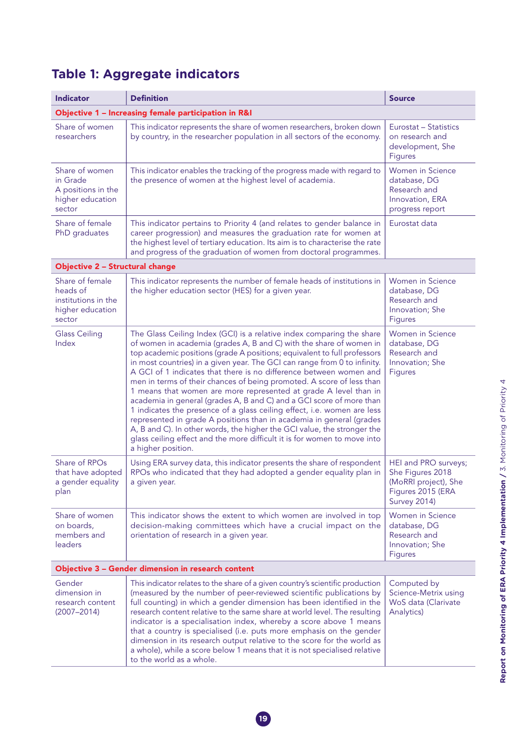## Table 1: Aggregate indicators

| Indicator | Definition | Source |
|---|---|---|
| **Objective 1 – Increasing female participation in R&I** | | |
| Share of women researchers | This indicator represents the share of women researchers, broken down by country, in the researcher population in all sectors of the economy. | Eurostat – Statistics on research and development, She Figures |
| Share of women in Grade A positions in the higher education sector | This indicator enables the tracking of the progress made with regard to the presence of women at the highest level of academia. | Women in Science database, DG Research and Innovation, ERA progress report |
| Share of female PhD graduates | This indicator pertains to Priority 4 (and relates to gender balance in career progression) and measures the graduation rate for women at the highest level of tertiary education. Its aim is to characterise the rate and progress of the graduation of women from doctoral programmes. | Eurostat data |
| **Objective 2 – Structural change** | | |
| Share of female heads of institutions in the higher education sector | This indicator represents the number of female heads of institutions in the higher education sector (HES) for a given year. | Women in Science database, DG Research and Innovation; She Figures |
| Glass Ceiling Index | The Glass Ceiling Index (GCI) is a relative index comparing the share of women in academia (grades A, B and C) with the share of women in top academic positions (grade A positions; equivalent to full professors in most countries) in a given year. The GCI can range from 0 to infinity. A GCI of 1 indicates that there is no difference between women and men in terms of their chances of being promoted. A score of less than 1 means that women are more represented at grade A level than in academia in general (grades A, B and C) and a GCI score of more than 1 indicates the presence of a glass ceiling effect, i.e. women are less represented in grade A positions than in academia in general (grades A, B and C). In other words, the higher the GCI value, the stronger the glass ceiling effect and the more difficult it is for women to move into a higher position. | Women in Science database, DG Research and Innovation; She Figures |
| Share of RPOs that have adopted a gender equality plan | Using ERA survey data, this indicator presents the share of respondent RPOs who indicated that they had adopted a gender equality plan in a given year. | HEI and PRO surveys; She Figures 2018 (MoRRI project), She Figures 2015 (ERA Survey 2014) |
| Share of women on boards, members and leaders | This indicator shows the extent to which women are involved in top decision-making committees which have a crucial impact on the orientation of research in a given year. | Women in Science database, DG Research and Innovation; She Figures |
| **Objective 3 – Gender dimension in research content** | | |
| Gender dimension in research content (2007–2014) | This indicator relates to the share of a given country's scientific production (measured by the number of peer-reviewed scientific publications by full counting) in which a gender dimension has been identified in the research content relative to the same share at world level. The resulting indicator is a specialisation index, whereby a score above 1 means that a country is specialised (i.e. puts more emphasis on the gender dimension in its research output relative to the score for the world as a whole), while a score below 1 means that it is not specialised relative to the world as a whole. | Computed by Science-Metrix using WoS data (Clarivate Analytics) |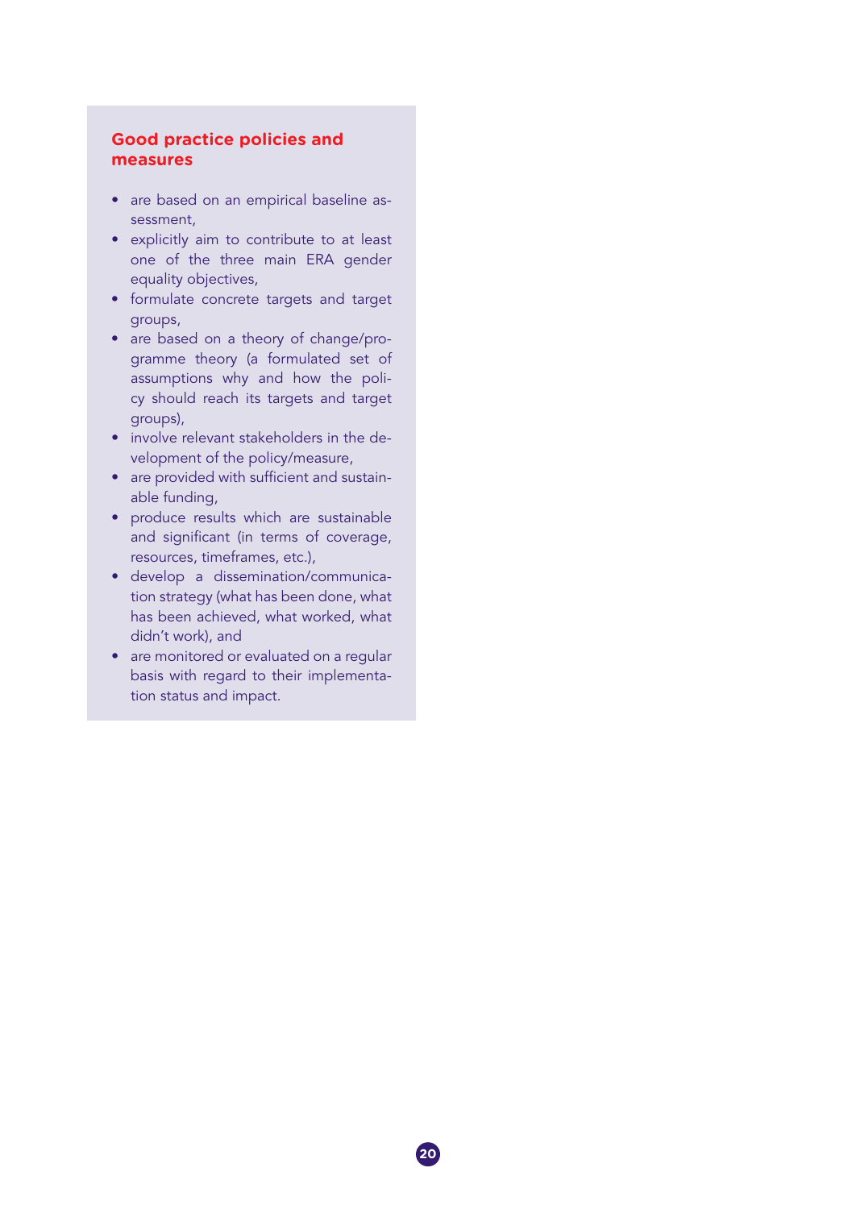### Good practice policies and measures

- are based on an empirical baseline assessment,
- explicitly aim to contribute to at least one of the three main ERA gender equality objectives,
- formulate concrete targets and target groups,
- are based on a theory of change/programme theory (a formulated set of assumptions why and how the policy should reach its targets and target groups),
- involve relevant stakeholders in the development of the policy/measure,
- are provided with sufficient and sustainable funding,
- produce results which are sustainable and significant (in terms of coverage, resources, timeframes, etc.),
- develop a dissemination/communication strategy (what has been done, what has been achieved, what worked, what didn't work), and
- are monitored or evaluated on a regular basis with regard to their implementation status and impact.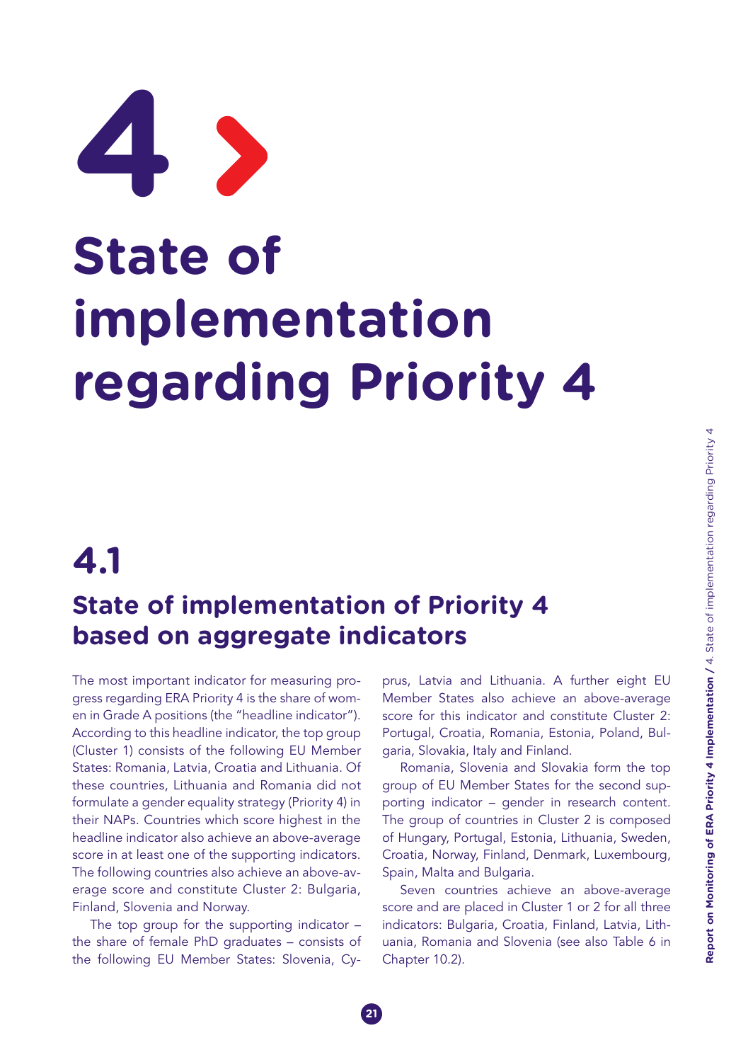# 4

# State of implementation regarding Priority 4

## 4.1

## State of implementation of Priority 4 based on aggregate indicators

The most important indicator for measuring progress regarding ERA Priority 4 is the share of women in Grade A positions (the "headline indicator"). According to this headline indicator, the top group (Cluster 1) consists of the following EU Member States: Romania, Latvia, Croatia and Lithuania. Of these countries, Lithuania and Romania did not formulate a gender equality strategy (Priority 4) in their NAPs. Countries which score highest in the headline indicator also achieve an above-average score in at least one of the supporting indicators. The following countries also achieve an above-average score and constitute Cluster 2: Bulgaria, Finland, Slovenia and Norway.

The top group for the supporting indicator – the share of female PhD graduates – consists of the following EU Member States: Slovenia, Cyprus, Latvia and Lithuania. A further eight EU Member States also achieve an above-average score for this indicator and constitute Cluster 2: Portugal, Croatia, Romania, Estonia, Poland, Bulgaria, Slovakia, Italy and Finland.

Romania, Slovenia and Slovakia form the top group of EU Member States for the second supporting indicator – gender in research content. The group of countries in Cluster 2 is composed of Hungary, Portugal, Estonia, Lithuania, Sweden, Croatia, Norway, Finland, Denmark, Luxembourg, Spain, Malta and Bulgaria.

Seven countries achieve an above-average score and are placed in Cluster 1 or 2 for all three indicators: Bulgaria, Croatia, Finland, Latvia, Lithuania, Romania and Slovenia (see also Table 6 in Chapter 10.2).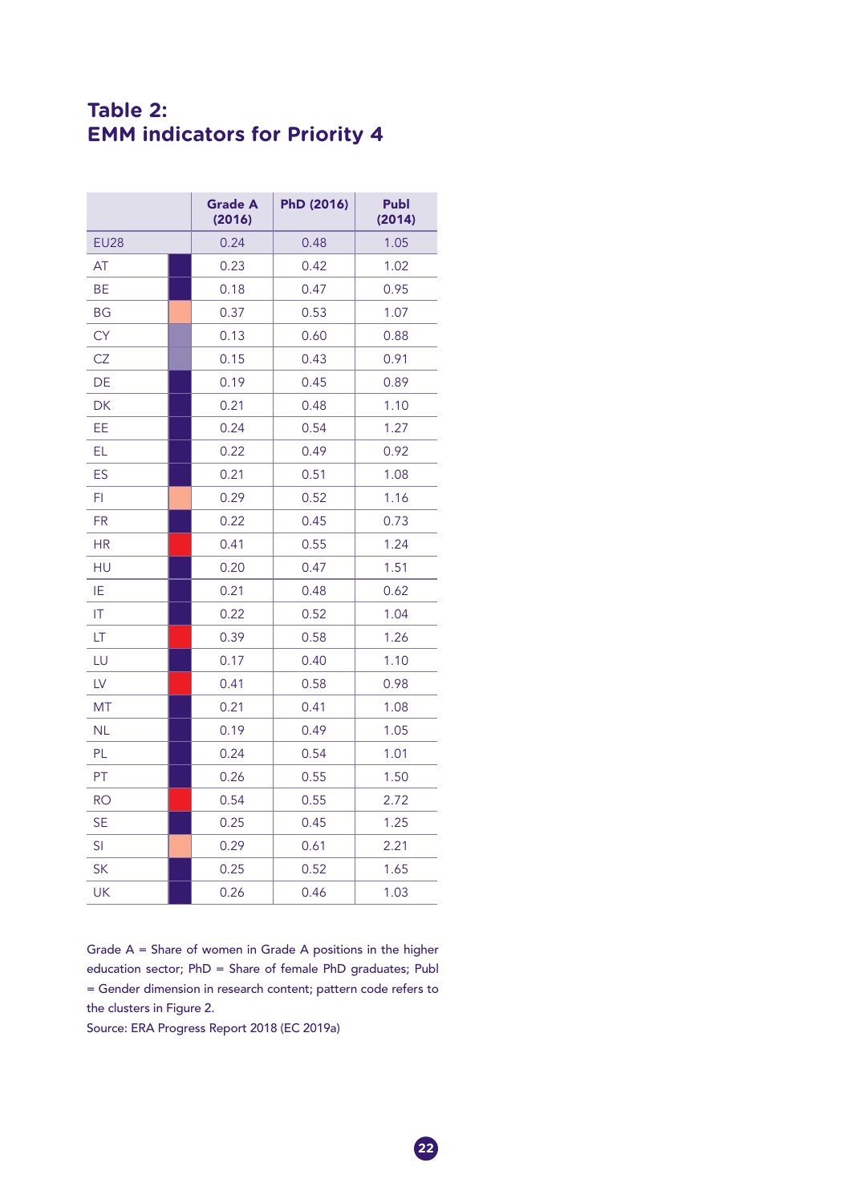## Table 2:
## EMM indicators for Priority 4

| | | Grade A (2016) | PhD (2016) | Publ (2014) |
|---|---|---|---|---|
| EU28 | | 0.24 | 0.48 | 1.05 |
| AT | | 0.23 | 0.42 | 1.02 |
| BE | | 0.18 | 0.47 | 0.95 |
| BG | | 0.37 | 0.53 | 1.07 |
| CY | | 0.13 | 0.60 | 0.88 |
| CZ | | 0.15 | 0.43 | 0.91 |
| DE | | 0.19 | 0.45 | 0.89 |
| DK | | 0.21 | 0.48 | 1.10 |
| EE | | 0.24 | 0.54 | 1.27 |
| EL | | 0.22 | 0.49 | 0.92 |
| ES | | 0.21 | 0.51 | 1.08 |
| FI | | 0.29 | 0.52 | 1.16 |
| FR | | 0.22 | 0.45 | 0.73 |
| HR | | 0.41 | 0.55 | 1.24 |
| HU | | 0.20 | 0.47 | 1.51 |
| IE | | 0.21 | 0.48 | 0.62 |
| IT | | 0.22 | 0.52 | 1.04 |
| LT | | 0.39 | 0.58 | 1.26 |
| LU | | 0.17 | 0.40 | 1.10 |
| LV | | 0.41 | 0.58 | 0.98 |
| MT | | 0.21 | 0.41 | 1.08 |
| NL | | 0.19 | 0.49 | 1.05 |
| PL | | 0.24 | 0.54 | 1.01 |
| PT | | 0.26 | 0.55 | 1.50 |
| RO | | 0.54 | 0.55 | 2.72 |
| SE | | 0.25 | 0.45 | 1.25 |
| SI | | 0.29 | 0.61 | 2.21 |
| SK | | 0.25 | 0.52 | 1.65 |
| UK | | 0.26 | 0.46 | 1.03 |

Grade A = Share of women in Grade A positions in the higher education sector; PhD = Share of female PhD graduates; Publ = Gender dimension in research content; pattern code refers to the clusters in Figure 2.

Source: ERA Progress Report 2018 (EC 2019a)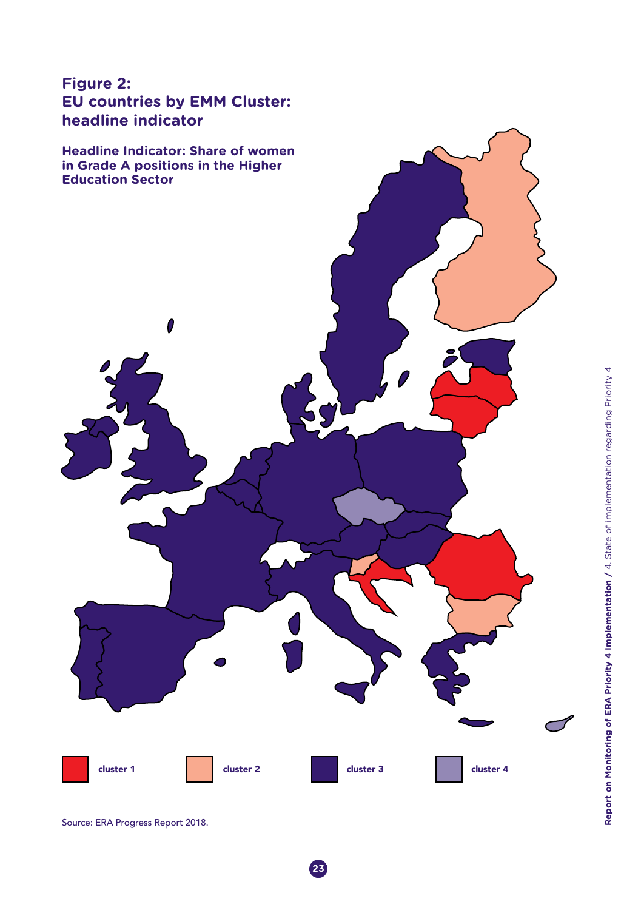## Figure 2:
## EU countries by EMM Cluster: headline indicator

**Headline Indicator: Share of women in Grade A positions in the Higher Education Sector**

cluster 1

cluster 2

cluster 3

cluster 4

Source: ERA Progress Report 2018.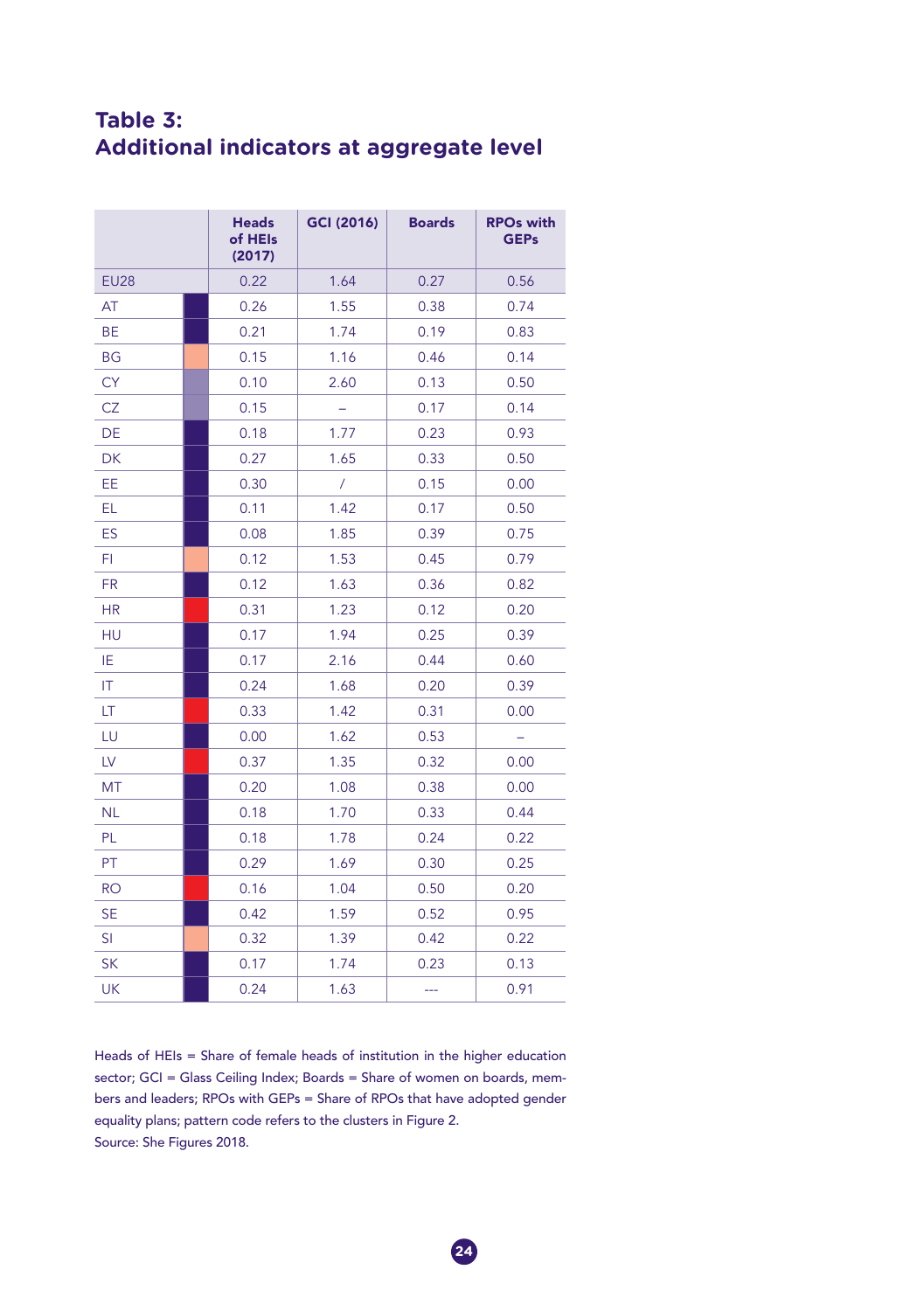## Table 3: Additional indicators at aggregate level

| | Heads of HEIs (2017) | GCI (2016) | Boards | RPOs with GEPs |
|---|---|---|---|---|
| EU28 | 0.22 | 1.64 | 0.27 | 0.56 |
| AT | 0.26 | 1.55 | 0.38 | 0.74 |
| BE | 0.21 | 1.74 | 0.19 | 0.83 |
| BG | 0.15 | 1.16 | 0.46 | 0.14 |
| CY | 0.10 | 2.60 | 0.13 | 0.50 |
| CZ | 0.15 | – | 0.17 | 0.14 |
| DE | 0.18 | 1.77 | 0.23 | 0.93 |
| DK | 0.27 | 1.65 | 0.33 | 0.50 |
| EE | 0.30 | / | 0.15 | 0.00 |
| EL | 0.11 | 1.42 | 0.17 | 0.50 |
| ES | 0.08 | 1.85 | 0.39 | 0.75 |
| FI | 0.12 | 1.53 | 0.45 | 0.79 |
| FR | 0.12 | 1.63 | 0.36 | 0.82 |
| HR | 0.31 | 1.23 | 0.12 | 0.20 |
| HU | 0.17 | 1.94 | 0.25 | 0.39 |
| IE | 0.17 | 2.16 | 0.44 | 0.60 |
| IT | 0.24 | 1.68 | 0.20 | 0.39 |
| LT | 0.33 | 1.42 | 0.31 | 0.00 |
| LU | 0.00 | 1.62 | 0.53 | – |
| LV | 0.37 | 1.35 | 0.32 | 0.00 |
| MT | 0.20 | 1.08 | 0.38 | 0.00 |
| NL | 0.18 | 1.70 | 0.33 | 0.44 |
| PL | 0.18 | 1.78 | 0.24 | 0.22 |
| PT | 0.29 | 1.69 | 0.30 | 0.25 |
| RO | 0.16 | 1.04 | 0.50 | 0.20 |
| SE | 0.42 | 1.59 | 0.52 | 0.95 |
| SI | 0.32 | 1.39 | 0.42 | 0.22 |
| SK | 0.17 | 1.74 | 0.23 | 0.13 |
| UK | 0.24 | 1.63 | --- | 0.91 |

Heads of HEIs = Share of female heads of institution in the higher education sector; GCI = Glass Ceiling Index; Boards = Share of women on boards, members and leaders; RPOs with GEPs = Share of RPOs that have adopted gender equality plans; pattern code refers to the clusters in Figure 2.
Source: She Figures 2018.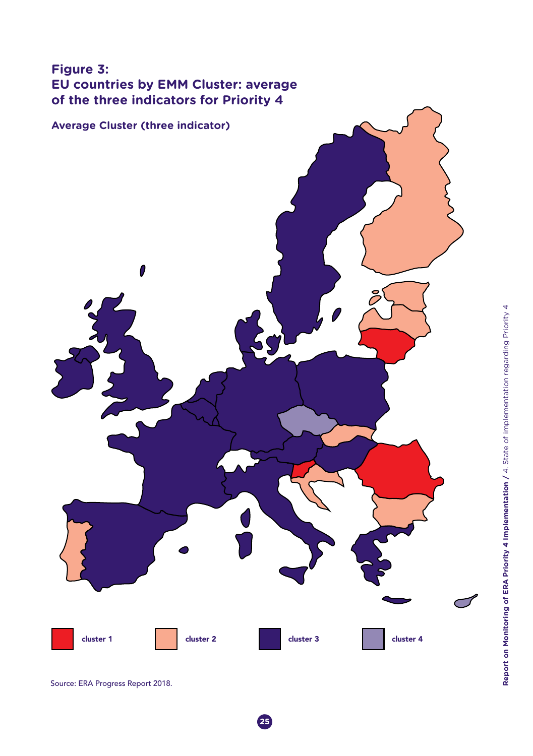**Figure 3:**
**EU countries by EMM Cluster: average of the three indicators for Priority 4**

**Average Cluster (three indicator)**

cluster 1

cluster 2

cluster 3

cluster 4

Source: ERA Progress Report 2018.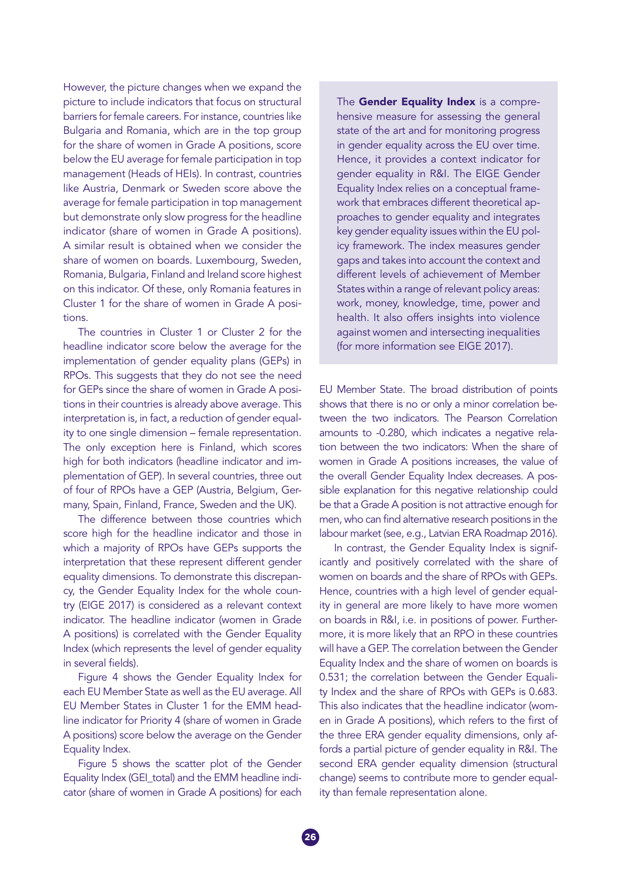However, the picture changes when we expand the picture to include indicators that focus on structural barriers for female careers. For instance, countries like Bulgaria and Romania, which are in the top group for the share of women in Grade A positions, score below the EU average for female participation in top management (Heads of HEIs). In contrast, countries like Austria, Denmark or Sweden score above the average for female participation in top management but demonstrate only slow progress for the headline indicator (share of women in Grade A positions). A similar result is obtained when we consider the share of women on boards. Luxembourg, Sweden, Romania, Bulgaria, Finland and Ireland score highest on this indicator. Of these, only Romania features in Cluster 1 for the share of women in Grade A positions.

The countries in Cluster 1 or Cluster 2 for the headline indicator score below the average for the implementation of gender equality plans (GEPs) in RPOs. This suggests that they do not see the need for GEPs since the share of women in Grade A positions in their countries is already above average. This interpretation is, in fact, a reduction of gender equality to one single dimension – female representation. The only exception here is Finland, which scores high for both indicators (headline indicator and implementation of GEP). In several countries, three out of four of RPOs have a GEP (Austria, Belgium, Germany, Spain, Finland, France, Sweden and the UK).

The difference between those countries which score high for the headline indicator and those in which a majority of RPOs have GEPs supports the interpretation that these represent different gender equality dimensions. To demonstrate this discrepancy, the Gender Equality Index for the whole country (EIGE 2017) is considered as a relevant context indicator. The headline indicator (women in Grade A positions) is correlated with the Gender Equality Index (which represents the level of gender equality in several fields).

Figure 4 shows the Gender Equality Index for each EU Member State as well as the EU average. All EU Member States in Cluster 1 for the EMM headline indicator for Priority 4 (share of women in Grade A positions) score below the average on the Gender Equality Index.

Figure 5 shows the scatter plot of the Gender Equality Index (GEI_total) and the EMM headline indicator (share of women in Grade A positions) for each EU Member State. The broad distribution of points shows that there is no or only a minor correlation between the two indicators. The Pearson Correlation amounts to -0.280, which indicates a negative relation between the two indicators: When the share of women in Grade A positions increases, the value of the overall Gender Equality Index decreases. A possible explanation for this negative relationship could be that a Grade A position is not attractive enough for men, who can find alternative research positions in the labour market (see, e.g., Latvian ERA Roadmap 2016).

In contrast, the Gender Equality Index is significantly and positively correlated with the share of women on boards and the share of RPOs with GEPs. Hence, countries with a high level of gender equality in general are more likely to have more women on boards in R&I, i.e. in positions of power. Furthermore, it is more likely that an RPO in these countries will have a GEP. The correlation between the Gender Equality Index and the share of women on boards is 0.531; the correlation between the Gender Equality Index and the share of RPOs with GEPs is 0.683. This also indicates that the headline indicator (women in Grade A positions), which refers to the first of the three ERA gender equality dimensions, only affords a partial picture of gender equality in R&I. The second ERA gender equality dimension (structural change) seems to contribute more to gender equality than female representation alone.

> The **Gender Equality Index** is a comprehensive measure for assessing the general state of the art and for monitoring progress in gender equality across the EU over time. Hence, it provides a context indicator for gender equality in R&I. The EIGE Gender Equality Index relies on a conceptual framework that embraces different theoretical approaches to gender equality and integrates key gender equality issues within the EU policy framework. The index measures gender gaps and takes into account the context and different levels of achievement of Member States within a range of relevant policy areas: work, money, knowledge, time, power and health. It also offers insights into violence against women and intersecting inequalities (for more information see EIGE 2017).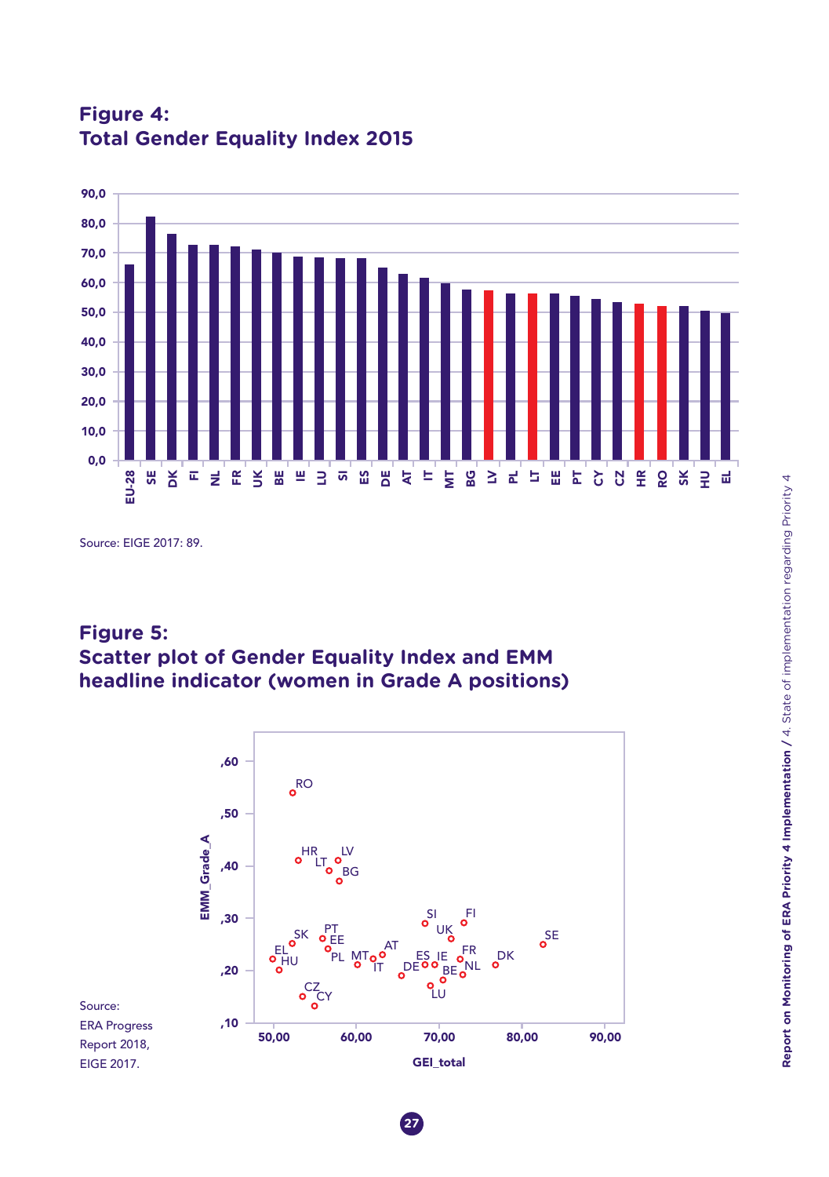## Figure 4:
## Total Gender Equality Index 2015

90,0
80,0
70,0
60,0
50,0
40,0
30,0
20,0
10,0
0,0

EU-28 SE DK FI NL FR UK BE IE LU SI ES DE AT IT MT BG LV PL LT EE PT CY CZ HR RO SK HU EL

Source: EIGE 2017: 89.

## Figure 5:
## Scatter plot of Gender Equality Index and EMM headline indicator (women in Grade A positions)

EMM_Grade_A

,60
,50
,40
,30
,20
,10

GEI_total

50,00 60,00 70,00 80,00 90,00

RO HR LT LV BG SI FI UK SE SK PT EE EL HU PL MT IT AT ES IE FR DE BE NL DK LU CZ CY

Source:
ERA Progress Report 2018,
EIGE 2017.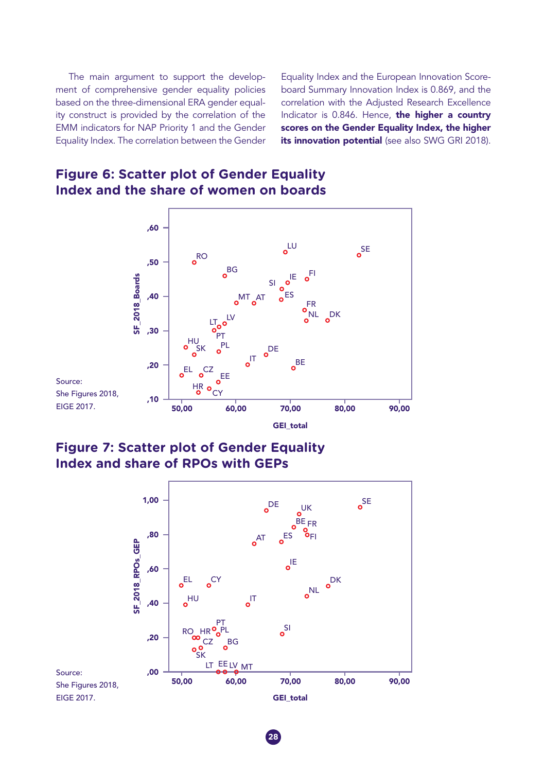The main argument to support the development of comprehensive gender equality policies based on the three-dimensional ERA gender equality construct is provided by the correlation of the EMM indicators for NAP Priority 1 and the Gender Equality Index. The correlation between the Gender Equality Index and the European Innovation Scoreboard Summary Innovation Index is 0.869, and the correlation with the Adjusted Research Excellence Indicator is 0.846. Hence, **the higher a country scores on the Gender Equality Index, the higher its innovation potential** (see also SWG GRI 2018).

## Figure 6: Scatter plot of Gender Equality Index and the share of women on boards

SF_2018_Boards

,60
,50
,40
,30
,20
,10

RO, BG, LU, SE, SI, IE, FI, MT, AT, ES, FR, NL, DK, LT, LV, PT, HU, SK, PL, DE, IT, BE, EL, CZ, EE, HR, CY

50,00 60,00 70,00 80,00 90,00

GEI_total

Source: She Figures 2018, EIGE 2017.

## Figure 7: Scatter plot of Gender Equality Index and share of RPOs with GEPs

SF_2018_RPOs_GEP

1,00
,80
,60
,40
,20
,00

DE, UK, SE, BE, FR, AT, ES, FI, IE, EL, CY, DK, NL, HU, IT, PT, RO, HR, PL, SI, CZ, BG, SK, LT, EE, LV, MT

50,00 60,00 70,00 80,00 90,00

GEI_total

Source: She Figures 2018, EIGE 2017.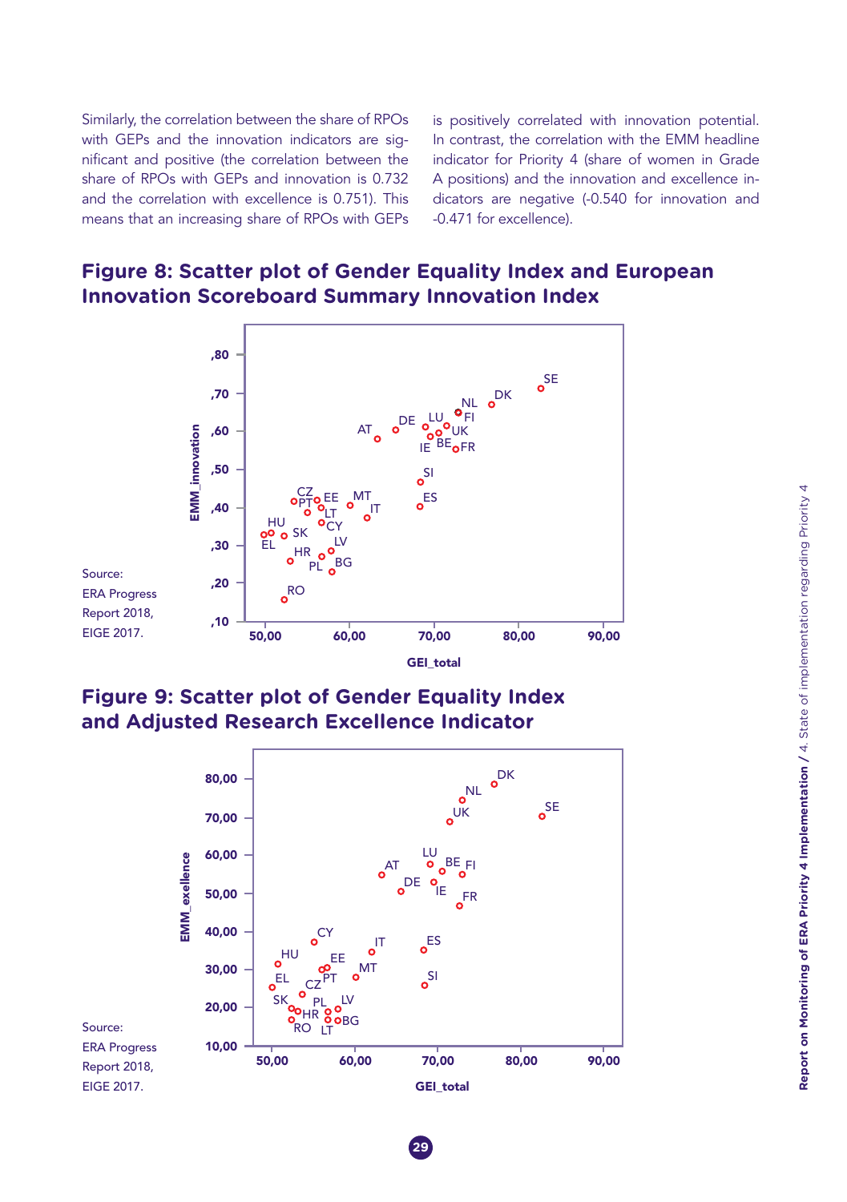Similarly, the correlation between the share of RPOs with GEPs and the innovation indicators are significant and positive (the correlation between the share of RPOs with GEPs and innovation is 0.732 and the correlation with excellence is 0.751). This means that an increasing share of RPOs with GEPs is positively correlated with innovation potential. In contrast, the correlation with the EMM headline indicator for Priority 4 (share of women in Grade A positions) and the innovation and excellence indicators are negative (-0.540 for innovation and -0.471 for excellence).

## Figure 8: Scatter plot of Gender Equality Index and European Innovation Scoreboard Summary Innovation Index

EMM_innovation

,80
,70
,60
,50
,40
,30
,20
,10

50,00
60,00
70,00
80,00
90,00

GEI_total

SE, DK, NL, FI, LU, UK, DE, AT, IE, BE, FR, SI, ES, MT, IT, CZ, PT, EE, LT, CY, HU, SK, EL, LV, HR, PL, BG, RO

Source: ERA Progress Report 2018, EIGE 2017.

## Figure 9: Scatter plot of Gender Equality Index and Adjusted Research Excellence Indicator

EMM_excellence

80,00
70,00
60,00
50,00
40,00
30,00
20,00
10,00

50,00
60,00
70,00
80,00
90,00

GEI_total

DK, NL, SE, UK, LU, AT, BE, FI, DE, IE, FR, CY, IT, ES, HU, EE, MT, EL, PT, CZ, SI, SK, PL, LV, HR, RO, LT, BG

Source: ERA Progress Report 2018, EIGE 2017.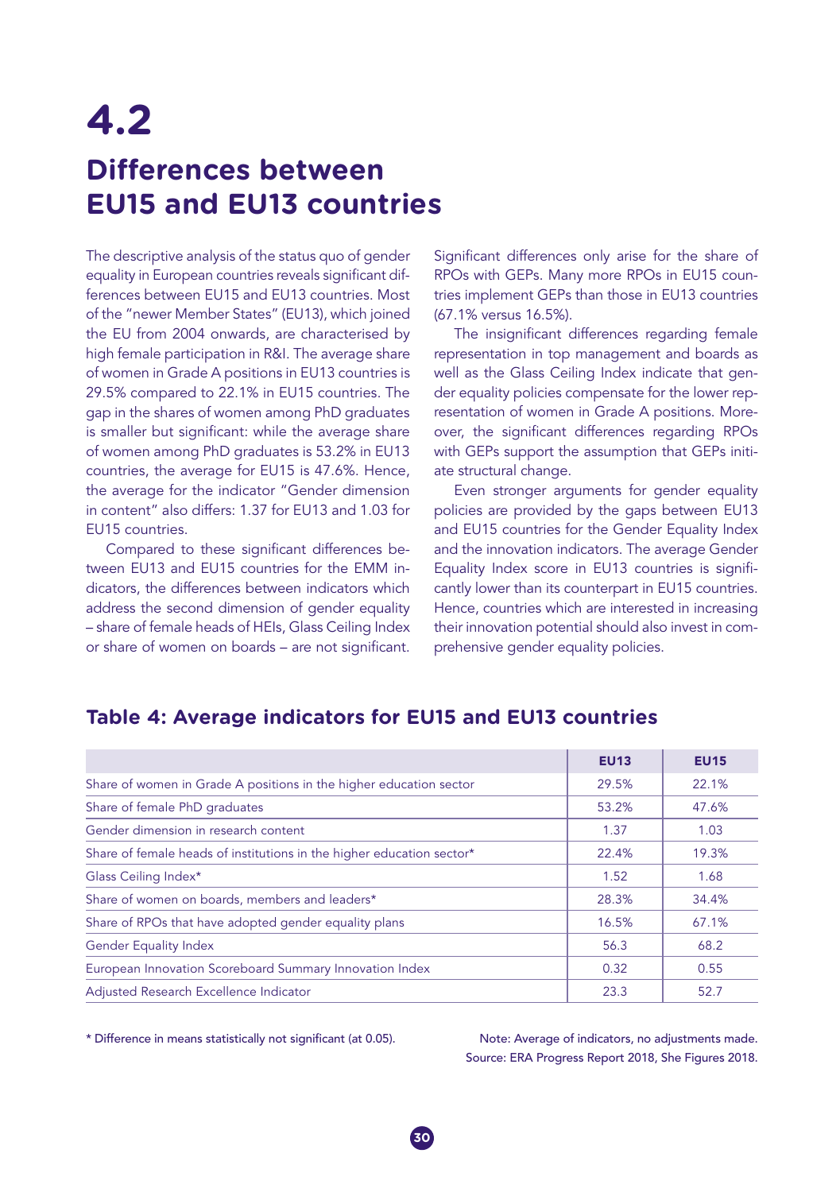# 4.2

## Differences between EU15 and EU13 countries

The descriptive analysis of the status quo of gender equality in European countries reveals significant differences between EU15 and EU13 countries. Most of the "newer Member States" (EU13), which joined the EU from 2004 onwards, are characterised by high female participation in R&I. The average share of women in Grade A positions in EU13 countries is 29.5% compared to 22.1% in EU15 countries. The gap in the shares of women among PhD graduates is smaller but significant: while the average share of women among PhD graduates is 53.2% in EU13 countries, the average for EU15 is 47.6%. Hence, the average for the indicator "Gender dimension in content" also differs: 1.37 for EU13 and 1.03 for EU15 countries.

Compared to these significant differences between EU13 and EU15 countries for the EMM indicators, the differences between indicators which address the second dimension of gender equality – share of female heads of HEIs, Glass Ceiling Index or share of women on boards – are not significant. Significant differences only arise for the share of RPOs with GEPs. Many more RPOs in EU15 countries implement GEPs than those in EU13 countries (67.1% versus 16.5%).

The insignificant differences regarding female representation in top management and boards as well as the Glass Ceiling Index indicate that gender equality policies compensate for the lower representation of women in Grade A positions. Moreover, the significant differences regarding RPOs with GEPs support the assumption that GEPs initiate structural change.

Even stronger arguments for gender equality policies are provided by the gaps between EU13 and EU15 countries for the Gender Equality Index and the innovation indicators. The average Gender Equality Index score in EU13 countries is significantly lower than its counterpart in EU15 countries. Hence, countries which are interested in increasing their innovation potential should also invest in comprehensive gender equality policies.

### Table 4: Average indicators for EU15 and EU13 countries

| | EU13 | EU15 |
|---|---|---|
| Share of women in Grade A positions in the higher education sector | 29.5% | 22.1% |
| Share of female PhD graduates | 53.2% | 47.6% |
| Gender dimension in research content | 1.37 | 1.03 |
| Share of female heads of institutions in the higher education sector* | 22.4% | 19.3% |
| Glass Ceiling Index* | 1.52 | 1.68 |
| Share of women on boards, members and leaders* | 28.3% | 34.4% |
| Share of RPOs that have adopted gender equality plans | 16.5% | 67.1% |
| Gender Equality Index | 56.3 | 68.2 |
| European Innovation Scoreboard Summary Innovation Index | 0.32 | 0.55 |
| Adjusted Research Excellence Indicator | 23.3 | 52.7 |

* Difference in means statistically not significant (at 0.05).

Note: Average of indicators, no adjustments made.
Source: ERA Progress Report 2018, She Figures 2018.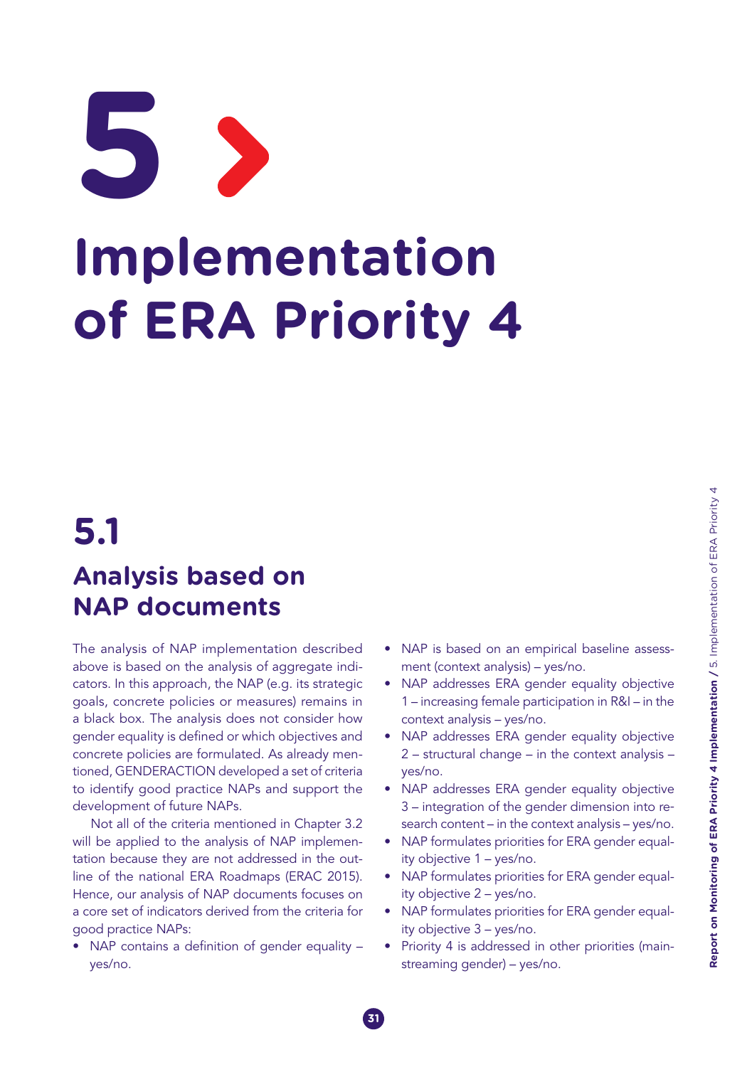# 5 Implementation of ERA Priority 4

## 5.1 Analysis based on NAP documents

The analysis of NAP implementation described above is based on the analysis of aggregate indicators. In this approach, the NAP (e.g. its strategic goals, concrete policies or measures) remains in a black box. The analysis does not consider how gender equality is defined or which objectives and concrete policies are formulated. As already mentioned, GENDERACTION developed a set of criteria to identify good practice NAPs and support the development of future NAPs.

Not all of the criteria mentioned in Chapter 3.2 will be applied to the analysis of NAP implementation because they are not addressed in the outline of the national ERA Roadmaps (ERAC 2015). Hence, our analysis of NAP documents focuses on a core set of indicators derived from the criteria for good practice NAPs:

- NAP contains a definition of gender equality – yes/no.
- NAP is based on an empirical baseline assessment (context analysis) – yes/no.
- NAP addresses ERA gender equality objective 1 – increasing female participation in R&I – in the context analysis – yes/no.
- NAP addresses ERA gender equality objective 2 – structural change – in the context analysis – yes/no.
- NAP addresses ERA gender equality objective 3 – integration of the gender dimension into research content – in the context analysis – yes/no.
- NAP formulates priorities for ERA gender equality objective 1 – yes/no.
- NAP formulates priorities for ERA gender equality objective 2 – yes/no.
- NAP formulates priorities for ERA gender equality objective 3 – yes/no.
- Priority 4 is addressed in other priorities (mainstreaming gender) – yes/no.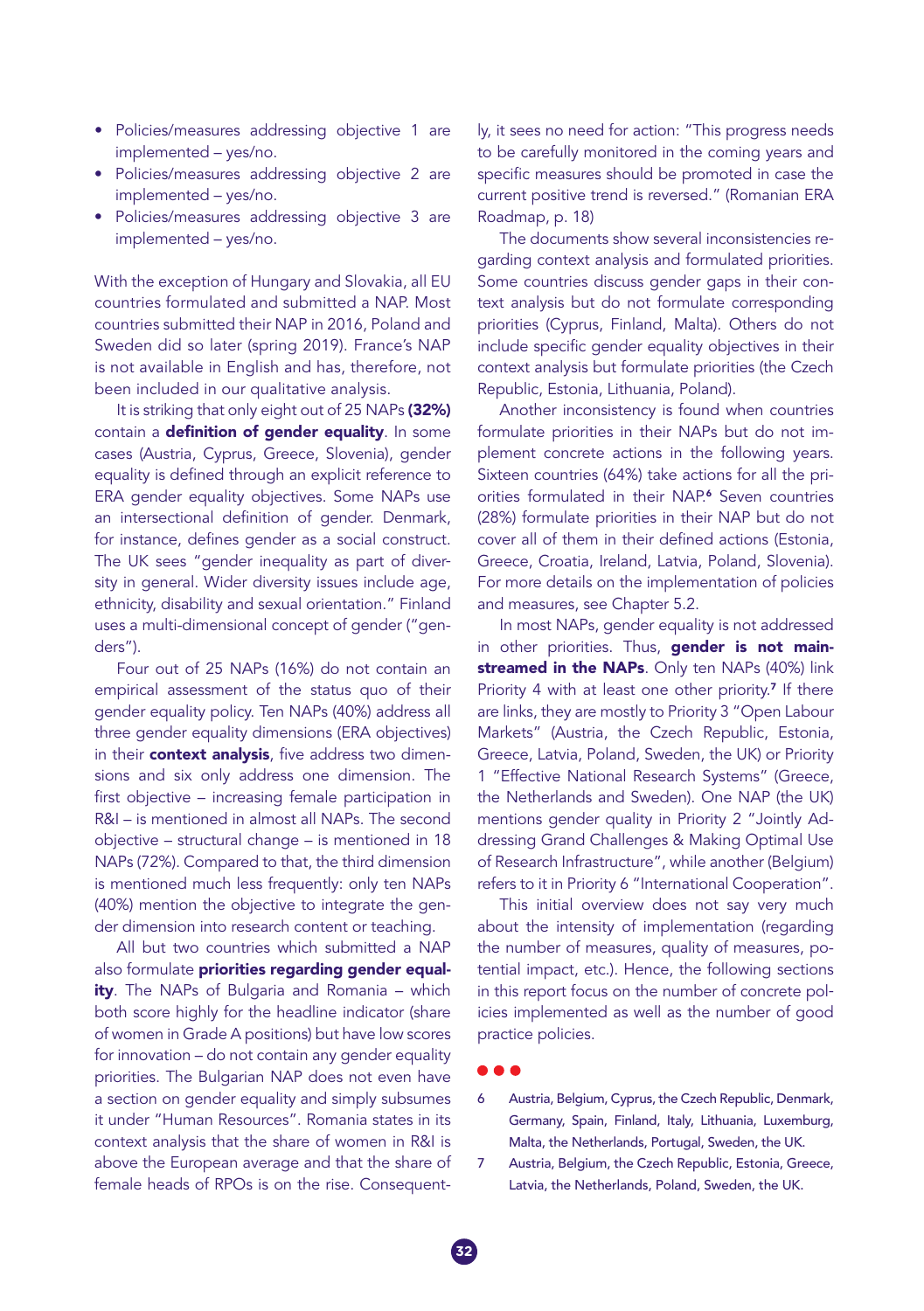- Policies/measures addressing objective 1 are implemented – yes/no.
- Policies/measures addressing objective 2 are implemented – yes/no.
- Policies/measures addressing objective 3 are implemented – yes/no.

With the exception of Hungary and Slovakia, all EU countries formulated and submitted a NAP. Most countries submitted their NAP in 2016, Poland and Sweden did so later (spring 2019). France's NAP is not available in English and has, therefore, not been included in our qualitative analysis.

It is striking that only eight out of 25 NAPs **(32%)** contain a **definition of gender equality**. In some cases (Austria, Cyprus, Greece, Slovenia), gender equality is defined through an explicit reference to ERA gender equality objectives. Some NAPs use an intersectional definition of gender. Denmark, for instance, defines gender as a social construct. The UK sees "gender inequality as part of diversity in general. Wider diversity issues include age, ethnicity, disability and sexual orientation." Finland uses a multi-dimensional concept of gender ("genders").

Four out of 25 NAPs (16%) do not contain an empirical assessment of the status quo of their gender equality policy. Ten NAPs (40%) address all three gender equality dimensions (ERA objectives) in their **context analysis**, five address two dimensions and six only address one dimension. The first objective – increasing female participation in R&I – is mentioned in almost all NAPs. The second objective – structural change – is mentioned in 18 NAPs (72%). Compared to that, the third dimension is mentioned much less frequently: only ten NAPs (40%) mention the objective to integrate the gender dimension into research content or teaching.

All but two countries which submitted a NAP also formulate **priorities regarding gender equality**. The NAPs of Bulgaria and Romania – which both score highly for the headline indicator (share of women in Grade A positions) but have low scores for innovation – do not contain any gender equality priorities. The Bulgarian NAP does not even have a section on gender equality and simply subsumes it under "Human Resources". Romania states in its context analysis that the share of women in R&I is above the European average and that the share of female heads of RPOs is on the rise. Consequently, it sees no need for action: "This progress needs to be carefully monitored in the coming years and specific measures should be promoted in case the current positive trend is reversed." (Romanian ERA Roadmap, p. 18)

The documents show several inconsistencies regarding context analysis and formulated priorities. Some countries discuss gender gaps in their context analysis but do not formulate corresponding priorities (Cyprus, Finland, Malta). Others do not include specific gender equality objectives in their context analysis but formulate priorities (the Czech Republic, Estonia, Lithuania, Poland).

Another inconsistency is found when countries formulate priorities in their NAPs but do not implement concrete actions in the following years. Sixteen countries (64%) take actions for all the priorities formulated in their NAP.[6] Seven countries (28%) formulate priorities in their NAP but do not cover all of them in their defined actions (Estonia, Greece, Croatia, Ireland, Latvia, Poland, Slovenia). For more details on the implementation of policies and measures, see Chapter 5.2.

In most NAPs, gender equality is not addressed in other priorities. Thus, **gender is not mainstreamed in the NAPs**. Only ten NAPs (40%) link Priority 4 with at least one other priority.[7] If there are links, they are mostly to Priority 3 "Open Labour Markets" (Austria, the Czech Republic, Estonia, Greece, Latvia, Poland, Sweden, the UK) or Priority 1 "Effective National Research Systems" (Greece, the Netherlands and Sweden). One NAP (the UK) mentions gender quality in Priority 2 "Jointly Addressing Grand Challenges & Making Optimal Use of Research Infrastructure", while another (Belgium) refers to it in Priority 6 "International Cooperation".

This initial overview does not say very much about the intensity of implementation (regarding the number of measures, quality of measures, potential impact, etc.). Hence, the following sections in this report focus on the number of concrete policies implemented as well as the number of good practice policies.

6 Austria, Belgium, Cyprus, the Czech Republic, Denmark, Germany, Spain, Finland, Italy, Lithuania, Luxemburg, Malta, the Netherlands, Portugal, Sweden, the UK.

7 Austria, Belgium, the Czech Republic, Estonia, Greece, Latvia, the Netherlands, Poland, Sweden, the UK.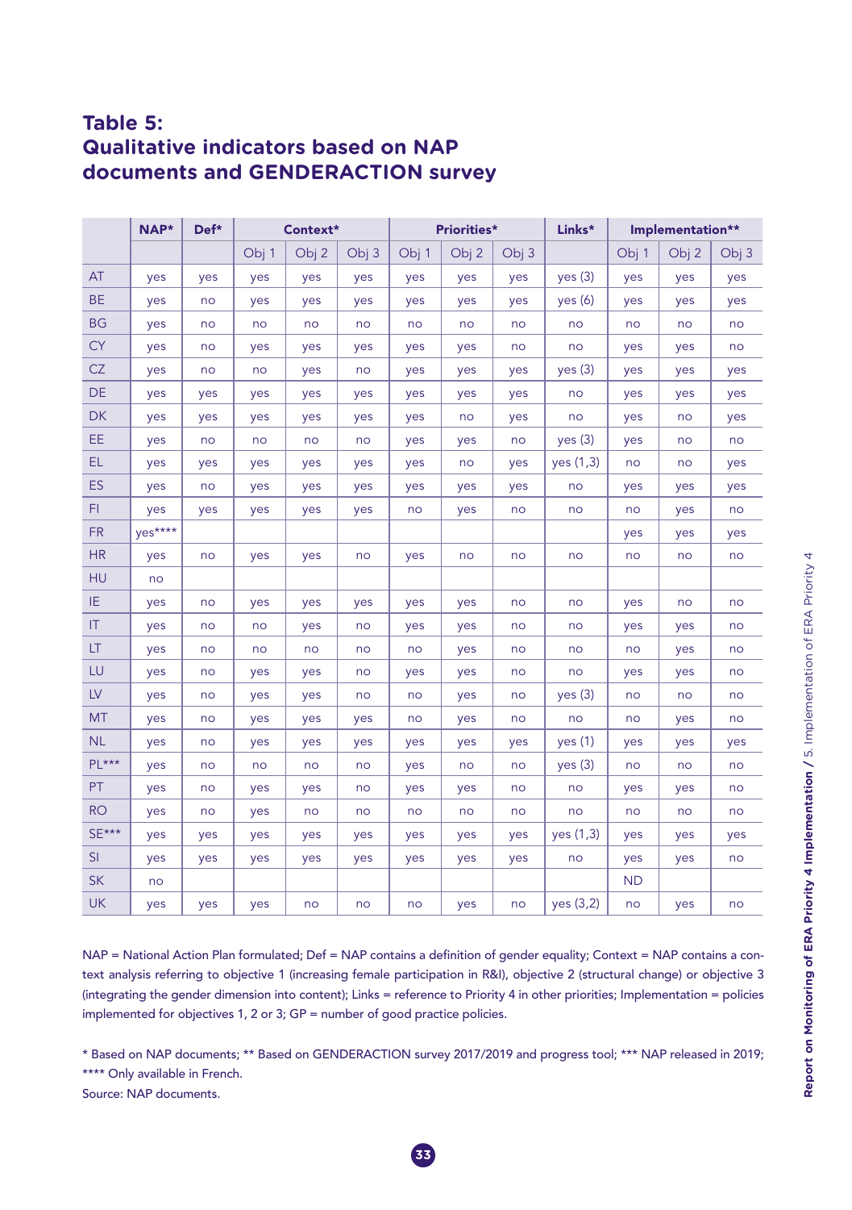## Table 5: Qualitative indicators based on NAP documents and GENDERACTION survey

| | NAP* | Def* | Context* | | | Priorities* | | | Links* | Implementation** | | |
|---|---|---|---|---|---|---|---|---|---|---|---|---|
| | | | Obj 1 | Obj 2 | Obj 3 | Obj 1 | Obj 2 | Obj 3 | | Obj 1 | Obj 2 | Obj 3 |
| AT | yes | yes | yes | yes | yes | yes | yes | yes | yes (3) | yes | yes | yes |
| BE | yes | no | yes | yes | yes | yes | yes | yes | yes (6) | yes | yes | yes |
| BG | yes | no | no | no | no | no | no | no | no | no | no | no |
| CY | yes | no | yes | yes | yes | yes | yes | no | no | yes | yes | no |
| CZ | yes | no | no | yes | no | yes | yes | yes | yes (3) | yes | yes | yes |
| DE | yes | yes | yes | yes | yes | yes | yes | yes | no | yes | yes | yes |
| DK | yes | yes | yes | yes | yes | yes | no | yes | no | yes | no | yes |
| EE | yes | no | no | no | no | yes | yes | no | yes (3) | yes | no | no |
| EL | yes | yes | yes | yes | yes | yes | no | yes | yes (1,3) | no | no | yes |
| ES | yes | no | yes | yes | yes | yes | yes | yes | no | yes | yes | yes |
| FI | yes | yes | yes | yes | yes | no | yes | no | no | no | yes | no |
| FR | yes**** | | | | | | | | | yes | yes | yes |
| HR | yes | no | yes | yes | no | yes | no | no | no | no | no | no |
| HU | no | | | | | | | | | | | |
| IE | yes | no | yes | yes | yes | yes | yes | no | no | yes | no | no |
| IT | yes | no | no | yes | no | yes | yes | no | no | yes | yes | no |
| LT | yes | no | no | no | no | no | yes | no | no | no | yes | no |
| LU | yes | no | yes | yes | no | yes | yes | no | no | yes | yes | no |
| LV | yes | no | yes | yes | no | no | yes | no | yes (3) | no | no | no |
| MT | yes | no | yes | yes | yes | no | yes | no | no | no | yes | no |
| NL | yes | no | yes | yes | yes | yes | yes | yes | yes (1) | yes | yes | yes |
| PL*** | yes | no | no | no | no | yes | no | no | yes (3) | no | no | no |
| PT | yes | no | yes | yes | no | yes | yes | no | no | yes | yes | no |
| RO | yes | no | yes | no | no | no | no | no | no | no | no | no |
| SE*** | yes | yes | yes | yes | yes | yes | yes | yes | yes (1,3) | yes | yes | yes |
| SI | yes | yes | yes | yes | yes | yes | yes | yes | no | yes | yes | no |
| SK | no | | | | | | | | | ND | | |
| UK | yes | yes | yes | no | no | no | yes | no | yes (3,2) | no | yes | no |

NAP = National Action Plan formulated; Def = NAP contains a definition of gender equality; Context = NAP contains a context analysis referring to objective 1 (increasing female participation in R&I), objective 2 (structural change) or objective 3 (integrating the gender dimension into content); Links = reference to Priority 4 in other priorities; Implementation = policies implemented for objectives 1, 2 or 3; GP = number of good practice policies.

* Based on NAP documents; ** Based on GENDERACTION survey 2017/2019 and progress tool; *** NAP released in 2019; **** Only available in French.

Source: NAP documents.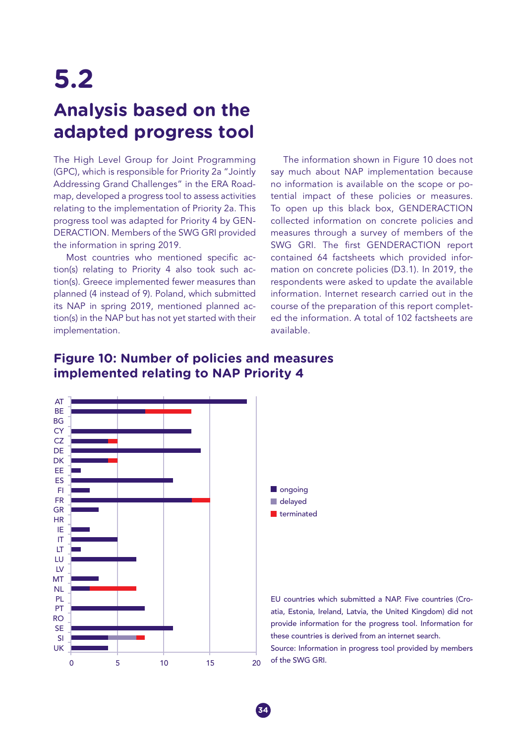# 5.2

## Analysis based on the adapted progress tool

The High Level Group for Joint Programming (GPC), which is responsible for Priority 2a "Jointly Addressing Grand Challenges" in the ERA Roadmap, developed a progress tool to assess activities relating to the implementation of Priority 2a. This progress tool was adapted for Priority 4 by GENDERACTION. Members of the SWG GRI provided the information in spring 2019.

Most countries who mentioned specific action(s) relating to Priority 4 also took such action(s). Greece implemented fewer measures than planned (4 instead of 9). Poland, which submitted its NAP in spring 2019, mentioned planned action(s) in the NAP but has not yet started with their implementation.

The information shown in Figure 10 does not say much about NAP implementation because no information is available on the scope or potential impact of these policies or measures. To open up this black box, GENDERACTION collected information on concrete policies and measures through a survey of members of the SWG GRI. The first GENDERACTION report contained 64 factsheets which provided information on concrete policies (D3.1). In 2019, the respondents were asked to update the available information. Internet research carried out in the course of the preparation of this report completed the information. A total of 102 factsheets are available.

### Figure 10: Number of policies and measures implemented relating to NAP Priority 4

AT
BE
BG
CY
CZ
DE
DK
EE
ES
FI
FR
GR
HR
IE
IT
LT
LU
LV
MT
NL
PL
PT
RO
SE
SI
UK

0 5 10 15 20

ongoing
delayed
terminated

EU countries which submitted a NAP. Five countries (Croatia, Estonia, Ireland, Latvia, the United Kingdom) did not provide information for the progress tool. Information for these countries is derived from an internet search.

Source: Information in progress tool provided by members of the SWG GRI.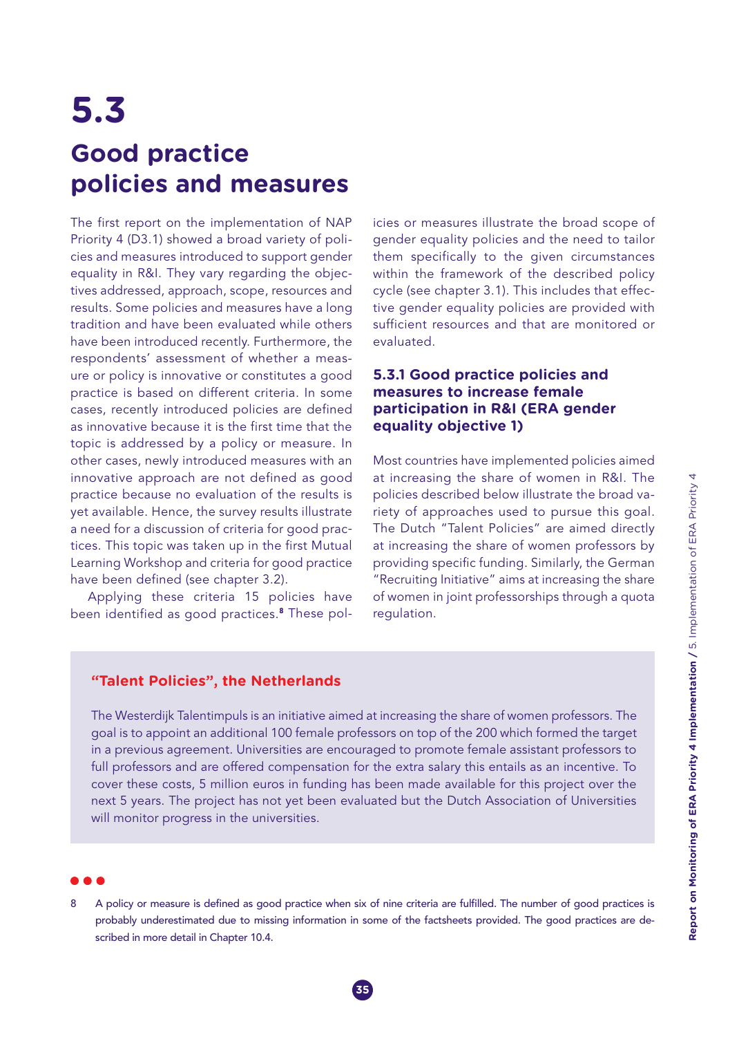# 5.3

## Good practice policies and measures

The first report on the implementation of NAP Priority 4 (D3.1) showed a broad variety of policies and measures introduced to support gender equality in R&I. They vary regarding the objectives addressed, approach, scope, resources and results. Some policies and measures have a long tradition and have been evaluated while others have been introduced recently. Furthermore, the respondents' assessment of whether a measure or policy is innovative or constitutes a good practice is based on different criteria. In some cases, recently introduced policies are defined as innovative because it is the first time that the topic is addressed by a policy or measure. In other cases, newly introduced measures with an innovative approach are not defined as good practice because no evaluation of the results is yet available. Hence, the survey results illustrate a need for a discussion of criteria for good practices. This topic was taken up in the first Mutual Learning Workshop and criteria for good practice have been defined (see chapter 3.2).

Applying these criteria 15 policies have been identified as good practices.[8] These policies or measures illustrate the broad scope of gender equality policies and the need to tailor them specifically to the given circumstances within the framework of the described policy cycle (see chapter 3.1). This includes that effective gender equality policies are provided with sufficient resources and that are monitored or evaluated.

### 5.3.1 Good practice policies and measures to increase female participation in R&I (ERA gender equality objective 1)

Most countries have implemented policies aimed at increasing the share of women in R&I. The policies described below illustrate the broad variety of approaches used to pursue this goal. The Dutch "Talent Policies" are aimed directly at increasing the share of women professors by providing specific funding. Similarly, the German "Recruiting Initiative" aims at increasing the share of women in joint professorships through a quota regulation.

**"Talent Policies", the Netherlands**

The Westerdijk Talentimpuls is an initiative aimed at increasing the share of women professors. The goal is to appoint an additional 100 female professors on top of the 200 which formed the target in a previous agreement. Universities are encouraged to promote female assistant professors to full professors and are offered compensation for the extra salary this entails as an incentive. To cover these costs, 5 million euros in funding has been made available for this project over the next 5 years. The project has not yet been evaluated but the Dutch Association of Universities will monitor progress in the universities.

8 A policy or measure is defined as good practice when six of nine criteria are fulfilled. The number of good practices is probably underestimated due to missing information in some of the factsheets provided. The good practices are described in more detail in Chapter 10.4.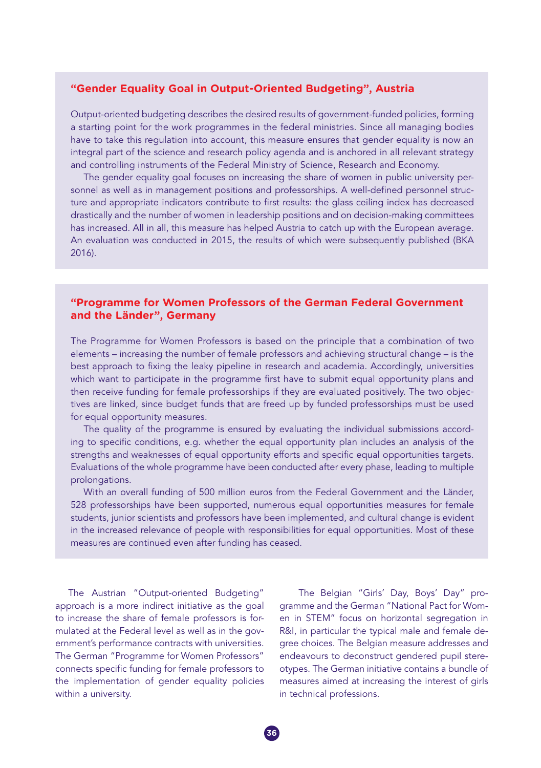### "Gender Equality Goal in Output-Oriented Budgeting", Austria

Output-oriented budgeting describes the desired results of government-funded policies, forming a starting point for the work programmes in the federal ministries. Since all managing bodies have to take this regulation into account, this measure ensures that gender equality is now an integral part of the science and research policy agenda and is anchored in all relevant strategy and controlling instruments of the Federal Ministry of Science, Research and Economy.

The gender equality goal focuses on increasing the share of women in public university personnel as well as in management positions and professorships. A well-defined personnel structure and appropriate indicators contribute to first results: the glass ceiling index has decreased drastically and the number of women in leadership positions and on decision-making committees has increased. All in all, this measure has helped Austria to catch up with the European average. An evaluation was conducted in 2015, the results of which were subsequently published (BKA 2016).

### "Programme for Women Professors of the German Federal Government and the Länder", Germany

The Programme for Women Professors is based on the principle that a combination of two elements – increasing the number of female professors and achieving structural change – is the best approach to fixing the leaky pipeline in research and academia. Accordingly, universities which want to participate in the programme first have to submit equal opportunity plans and then receive funding for female professorships if they are evaluated positively. The two objectives are linked, since budget funds that are freed up by funded professorships must be used for equal opportunity measures.

The quality of the programme is ensured by evaluating the individual submissions according to specific conditions, e.g. whether the equal opportunity plan includes an analysis of the strengths and weaknesses of equal opportunity efforts and specific equal opportunities targets. Evaluations of the whole programme have been conducted after every phase, leading to multiple prolongations.

With an overall funding of 500 million euros from the Federal Government and the Länder, 528 professorships have been supported, numerous equal opportunities measures for female students, junior scientists and professors have been implemented, and cultural change is evident in the increased relevance of people with responsibilities for equal opportunities. Most of these measures are continued even after funding has ceased.

The Austrian "Output-oriented Budgeting" approach is a more indirect initiative as the goal to increase the share of female professors is formulated at the Federal level as well as in the government's performance contracts with universities. The German "Programme for Women Professors" connects specific funding for female professors to the implementation of gender equality policies within a university.

The Belgian "Girls' Day, Boys' Day" programme and the German "National Pact for Women in STEM" focus on horizontal segregation in R&I, in particular the typical male and female degree choices. The Belgian measure addresses and endeavours to deconstruct gendered pupil stereotypes. The German initiative contains a bundle of measures aimed at increasing the interest of girls in technical professions.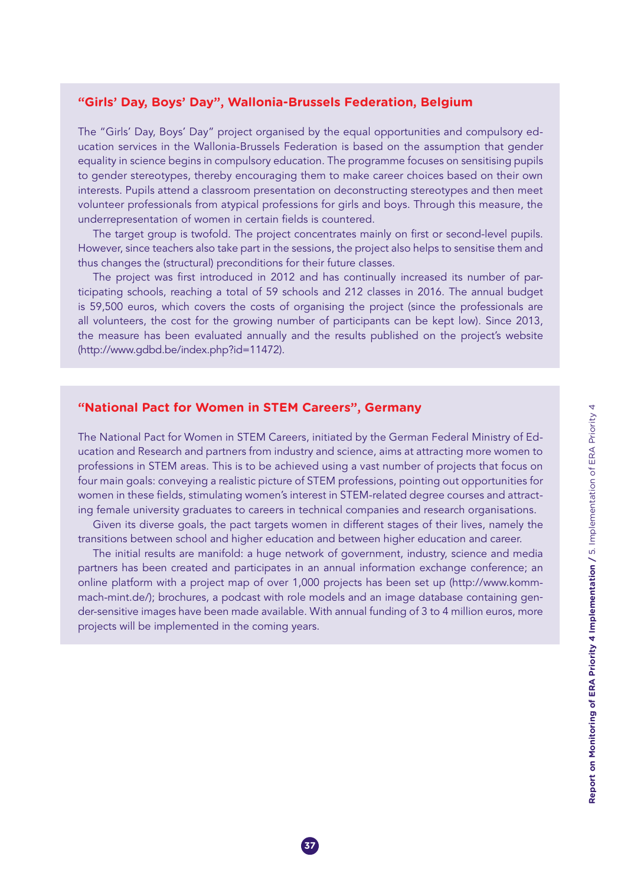### "Girls' Day, Boys' Day", Wallonia-Brussels Federation, Belgium

The "Girls' Day, Boys' Day" project organised by the equal opportunities and compulsory education services in the Wallonia-Brussels Federation is based on the assumption that gender equality in science begins in compulsory education. The programme focuses on sensitising pupils to gender stereotypes, thereby encouraging them to make career choices based on their own interests. Pupils attend a classroom presentation on deconstructing stereotypes and then meet volunteer professionals from atypical professions for girls and boys. Through this measure, the underrepresentation of women in certain fields is countered.

The target group is twofold. The project concentrates mainly on first or second-level pupils. However, since teachers also take part in the sessions, the project also helps to sensitise them and thus changes the (structural) preconditions for their future classes.

The project was first introduced in 2012 and has continually increased its number of participating schools, reaching a total of 59 schools and 212 classes in 2016. The annual budget is 59,500 euros, which covers the costs of organising the project (since the professionals are all volunteers, the cost for the growing number of participants can be kept low). Since 2013, the measure has been evaluated annually and the results published on the project's website (http://www.gdbd.be/index.php?id=11472).

### "National Pact for Women in STEM Careers", Germany

The National Pact for Women in STEM Careers, initiated by the German Federal Ministry of Education and Research and partners from industry and science, aims at attracting more women to professions in STEM areas. This is to be achieved using a vast number of projects that focus on four main goals: conveying a realistic picture of STEM professions, pointing out opportunities for women in these fields, stimulating women's interest in STEM-related degree courses and attracting female university graduates to careers in technical companies and research organisations.

Given its diverse goals, the pact targets women in different stages of their lives, namely the transitions between school and higher education and between higher education and career.

The initial results are manifold: a huge network of government, industry, science and media partners has been created and participates in an annual information exchange conference; an online platform with a project map of over 1,000 projects has been set up (http://www.komm-mach-mint.de/); brochures, a podcast with role models and an image database containing gender-sensitive images have been made available. With annual funding of 3 to 4 million euros, more projects will be implemented in the coming years.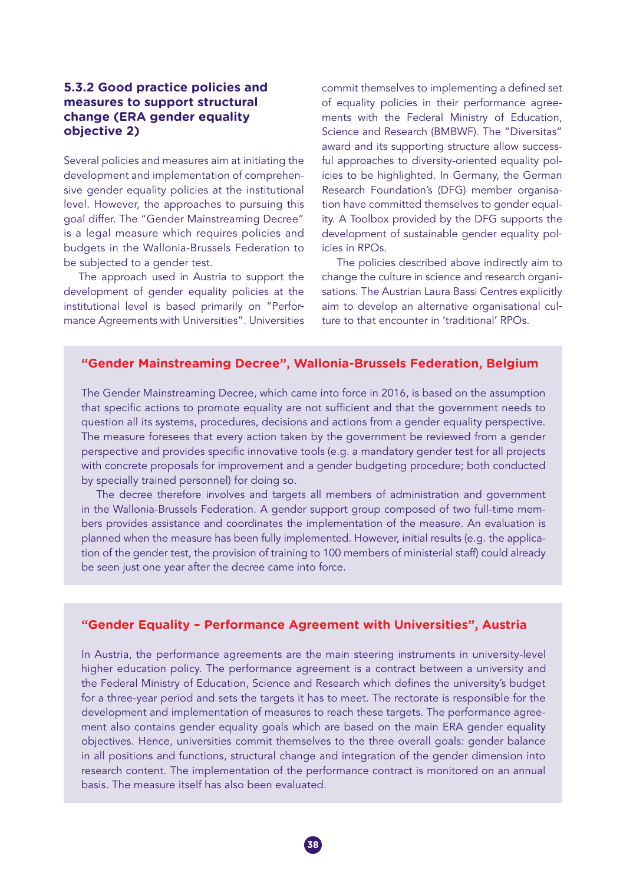### 5.3.2 Good practice policies and measures to support structural change (ERA gender equality objective 2)

Several policies and measures aim at initiating the development and implementation of comprehensive gender equality policies at the institutional level. However, the approaches to pursuing this goal differ. The "Gender Mainstreaming Decree" is a legal measure which requires policies and budgets in the Wallonia-Brussels Federation to be subjected to a gender test.

The approach used in Austria to support the development of gender equality policies at the institutional level is based primarily on "Performance Agreements with Universities". Universities commit themselves to implementing a defined set of equality policies in their performance agreements with the Federal Ministry of Education, Science and Research (BMBWF). The "Diversitas" award and its supporting structure allow successful approaches to diversity-oriented equality policies to be highlighted. In Germany, the German Research Foundation's (DFG) member organisation have committed themselves to gender equality. A Toolbox provided by the DFG supports the development of sustainable gender equality policies in RPOs.

The policies described above indirectly aim to change the culture in science and research organisations. The Austrian Laura Bassi Centres explicitly aim to develop an alternative organisational culture to that encounter in 'traditional' RPOs.

#### "Gender Mainstreaming Decree", Wallonia-Brussels Federation, Belgium

The Gender Mainstreaming Decree, which came into force in 2016, is based on the assumption that specific actions to promote equality are not sufficient and that the government needs to question all its systems, procedures, decisions and actions from a gender equality perspective. The measure foresees that every action taken by the government be reviewed from a gender perspective and provides specific innovative tools (e.g. a mandatory gender test for all projects with concrete proposals for improvement and a gender budgeting procedure; both conducted by specially trained personnel) for doing so.

The decree therefore involves and targets all members of administration and government in the Wallonia-Brussels Federation. A gender support group composed of two full-time members provides assistance and coordinates the implementation of the measure. An evaluation is planned when the measure has been fully implemented. However, initial results (e.g. the application of the gender test, the provision of training to 100 members of ministerial staff) could already be seen just one year after the decree came into force.

#### "Gender Equality – Performance Agreement with Universities", Austria

In Austria, the performance agreements are the main steering instruments in university-level higher education policy. The performance agreement is a contract between a university and the Federal Ministry of Education, Science and Research which defines the university's budget for a three-year period and sets the targets it has to meet. The rectorate is responsible for the development and implementation of measures to reach these targets. The performance agreement also contains gender equality goals which are based on the main ERA gender equality objectives. Hence, universities commit themselves to the three overall goals: gender balance in all positions and functions, structural change and integration of the gender dimension into research content. The implementation of the performance contract is monitored on an annual basis. The measure itself has also been evaluated.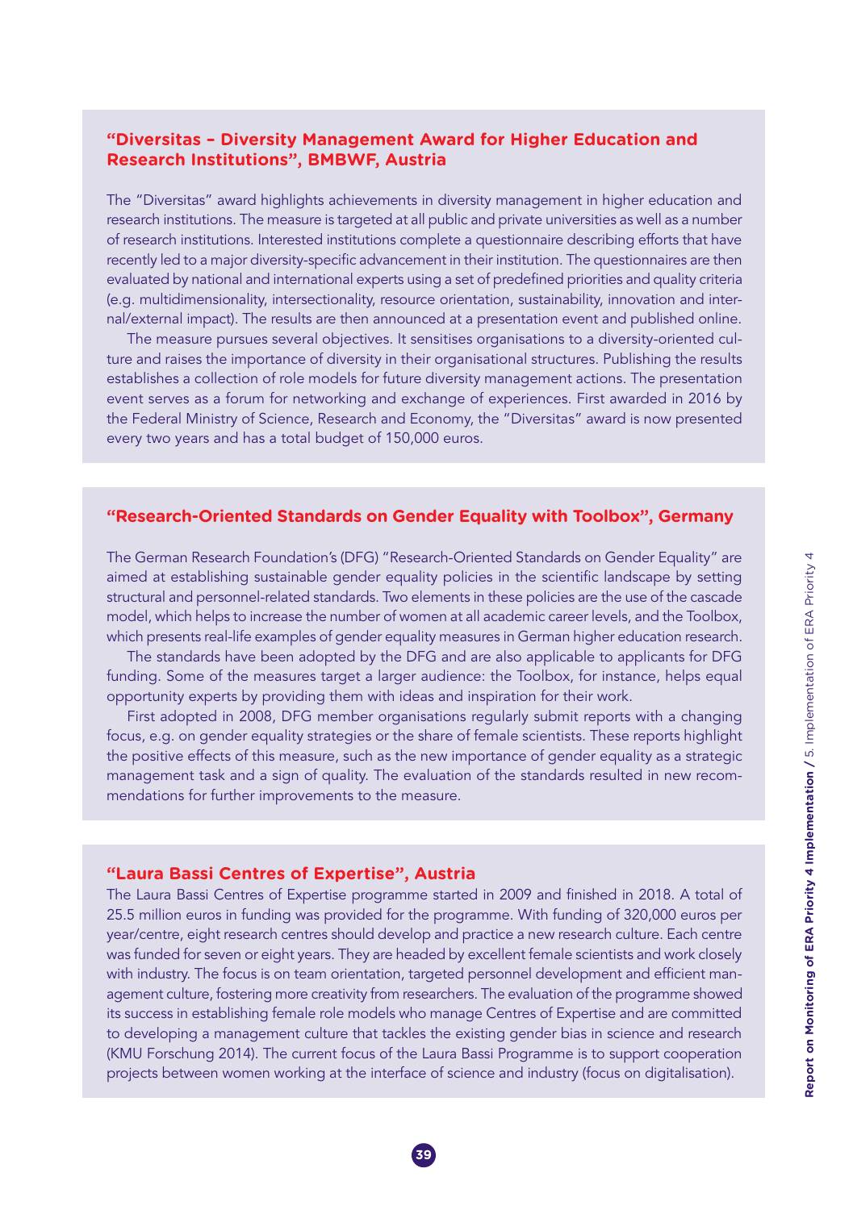### "Diversitas – Diversity Management Award for Higher Education and Research Institutions", BMBWF, Austria

The "Diversitas" award highlights achievements in diversity management in higher education and research institutions. The measure is targeted at all public and private universities as well as a number of research institutions. Interested institutions complete a questionnaire describing efforts that have recently led to a major diversity-specific advancement in their institution. The questionnaires are then evaluated by national and international experts using a set of predefined priorities and quality criteria (e.g. multidimensionality, intersectionality, resource orientation, sustainability, innovation and internal/external impact). The results are then announced at a presentation event and published online.

The measure pursues several objectives. It sensitises organisations to a diversity-oriented culture and raises the importance of diversity in their organisational structures. Publishing the results establishes a collection of role models for future diversity management actions. The presentation event serves as a forum for networking and exchange of experiences. First awarded in 2016 by the Federal Ministry of Science, Research and Economy, the "Diversitas" award is now presented every two years and has a total budget of 150,000 euros.

### "Research-Oriented Standards on Gender Equality with Toolbox", Germany

The German Research Foundation's (DFG) "Research-Oriented Standards on Gender Equality" are aimed at establishing sustainable gender equality policies in the scientific landscape by setting structural and personnel-related standards. Two elements in these policies are the use of the cascade model, which helps to increase the number of women at all academic career levels, and the Toolbox, which presents real-life examples of gender equality measures in German higher education research.

The standards have been adopted by the DFG and are also applicable to applicants for DFG funding. Some of the measures target a larger audience: the Toolbox, for instance, helps equal opportunity experts by providing them with ideas and inspiration for their work.

First adopted in 2008, DFG member organisations regularly submit reports with a changing focus, e.g. on gender equality strategies or the share of female scientists. These reports highlight the positive effects of this measure, such as the new importance of gender equality as a strategic management task and a sign of quality. The evaluation of the standards resulted in new recommendations for further improvements to the measure.

### "Laura Bassi Centres of Expertise", Austria

The Laura Bassi Centres of Expertise programme started in 2009 and finished in 2018. A total of 25.5 million euros in funding was provided for the programme. With funding of 320,000 euros per year/centre, eight research centres should develop and practice a new research culture. Each centre was funded for seven or eight years. They are headed by excellent female scientists and work closely with industry. The focus is on team orientation, targeted personnel development and efficient management culture, fostering more creativity from researchers. The evaluation of the programme showed its success in establishing female role models who manage Centres of Expertise and are committed to developing a management culture that tackles the existing gender bias in science and research (KMU Forschung 2014). The current focus of the Laura Bassi Programme is to support cooperation projects between women working at the interface of science and industry (focus on digitalisation).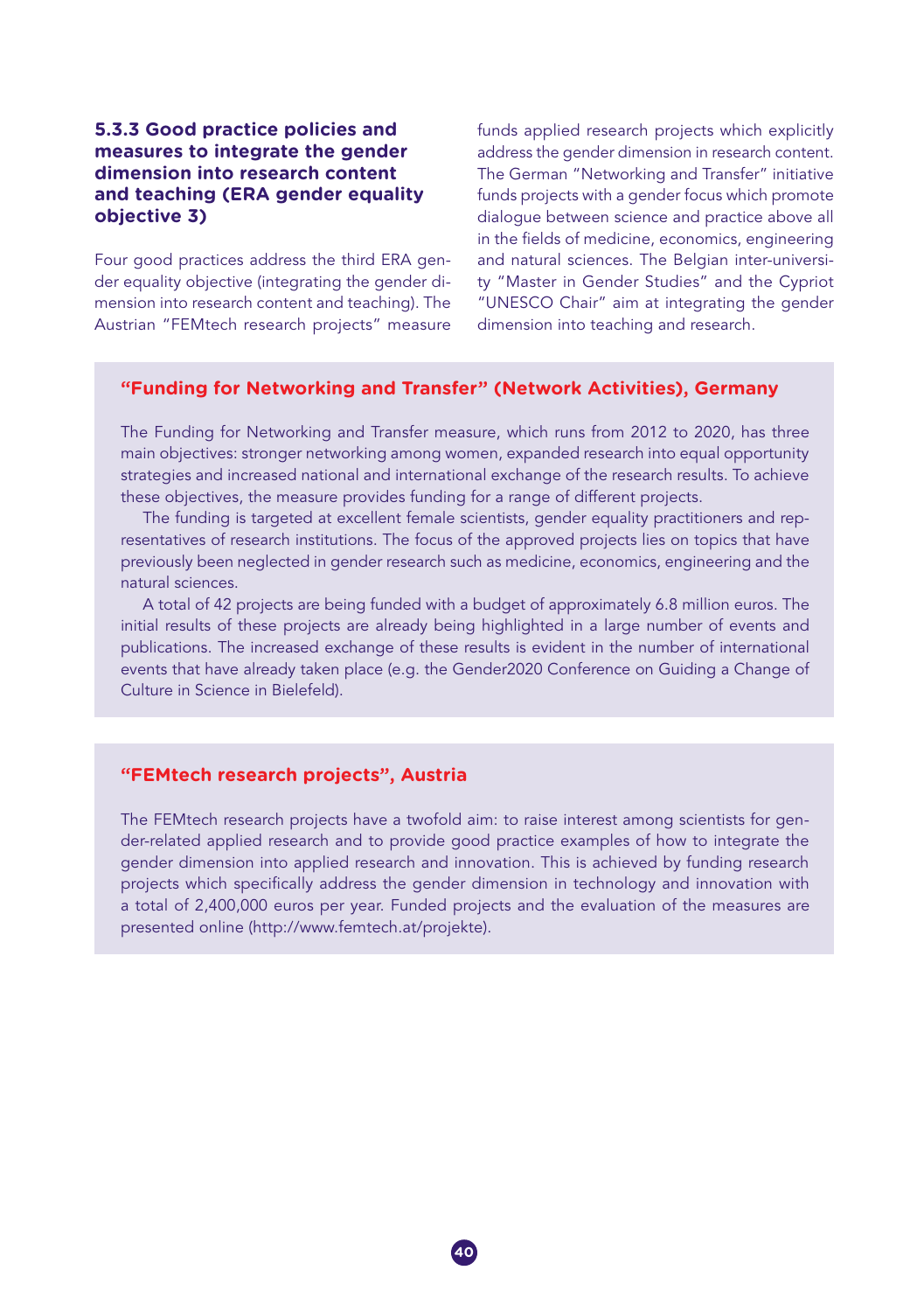### 5.3.3 Good practice policies and measures to integrate the gender dimension into research content and teaching (ERA gender equality objective 3)

Four good practices address the third ERA gender equality objective (integrating the gender dimension into research content and teaching). The Austrian "FEMtech research projects" measure funds applied research projects which explicitly address the gender dimension in research content. The German "Networking and Transfer" initiative funds projects with a gender focus which promote dialogue between science and practice above all in the fields of medicine, economics, engineering and natural sciences. The Belgian inter-university "Master in Gender Studies" and the Cypriot "UNESCO Chair" aim at integrating the gender dimension into teaching and research.

#### "Funding for Networking and Transfer" (Network Activities), Germany

The Funding for Networking and Transfer measure, which runs from 2012 to 2020, has three main objectives: stronger networking among women, expanded research into equal opportunity strategies and increased national and international exchange of the research results. To achieve these objectives, the measure provides funding for a range of different projects.

The funding is targeted at excellent female scientists, gender equality practitioners and representatives of research institutions. The focus of the approved projects lies on topics that have previously been neglected in gender research such as medicine, economics, engineering and the natural sciences.

A total of 42 projects are being funded with a budget of approximately 6.8 million euros. The initial results of these projects are already being highlighted in a large number of events and publications. The increased exchange of these results is evident in the number of international events that have already taken place (e.g. the Gender2020 Conference on Guiding a Change of Culture in Science in Bielefeld).

#### "FEMtech research projects", Austria

The FEMtech research projects have a twofold aim: to raise interest among scientists for gender-related applied research and to provide good practice examples of how to integrate the gender dimension into applied research and innovation. This is achieved by funding research projects which specifically address the gender dimension in technology and innovation with a total of 2,400,000 euros per year. Funded projects and the evaluation of the measures are presented online (http://www.femtech.at/projekte).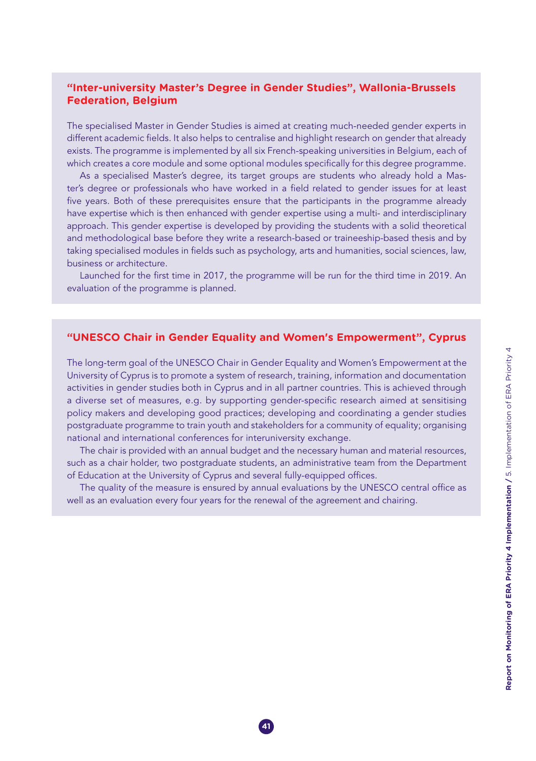### "Inter-university Master's Degree in Gender Studies", Wallonia-Brussels Federation, Belgium

The specialised Master in Gender Studies is aimed at creating much-needed gender experts in different academic fields. It also helps to centralise and highlight research on gender that already exists. The programme is implemented by all six French-speaking universities in Belgium, each of which creates a core module and some optional modules specifically for this degree programme.

As a specialised Master's degree, its target groups are students who already hold a Master's degree or professionals who have worked in a field related to gender issues for at least five years. Both of these prerequisites ensure that the participants in the programme already have expertise which is then enhanced with gender expertise using a multi- and interdisciplinary approach. This gender expertise is developed by providing the students with a solid theoretical and methodological base before they write a research-based or traineeship-based thesis and by taking specialised modules in fields such as psychology, arts and humanities, social sciences, law, business or architecture.

Launched for the first time in 2017, the programme will be run for the third time in 2019. An evaluation of the programme is planned.

### "UNESCO Chair in Gender Equality and Women's Empowerment", Cyprus

The long-term goal of the UNESCO Chair in Gender Equality and Women's Empowerment at the University of Cyprus is to promote a system of research, training, information and documentation activities in gender studies both in Cyprus and in all partner countries. This is achieved through a diverse set of measures, e.g. by supporting gender-specific research aimed at sensitising policy makers and developing good practices; developing and coordinating a gender studies postgraduate programme to train youth and stakeholders for a community of equality; organising national and international conferences for interuniversity exchange.

The chair is provided with an annual budget and the necessary human and material resources, such as a chair holder, two postgraduate students, an administrative team from the Department of Education at the University of Cyprus and several fully-equipped offices.

The quality of the measure is ensured by annual evaluations by the UNESCO central office as well as an evaluation every four years for the renewal of the agreement and chairing.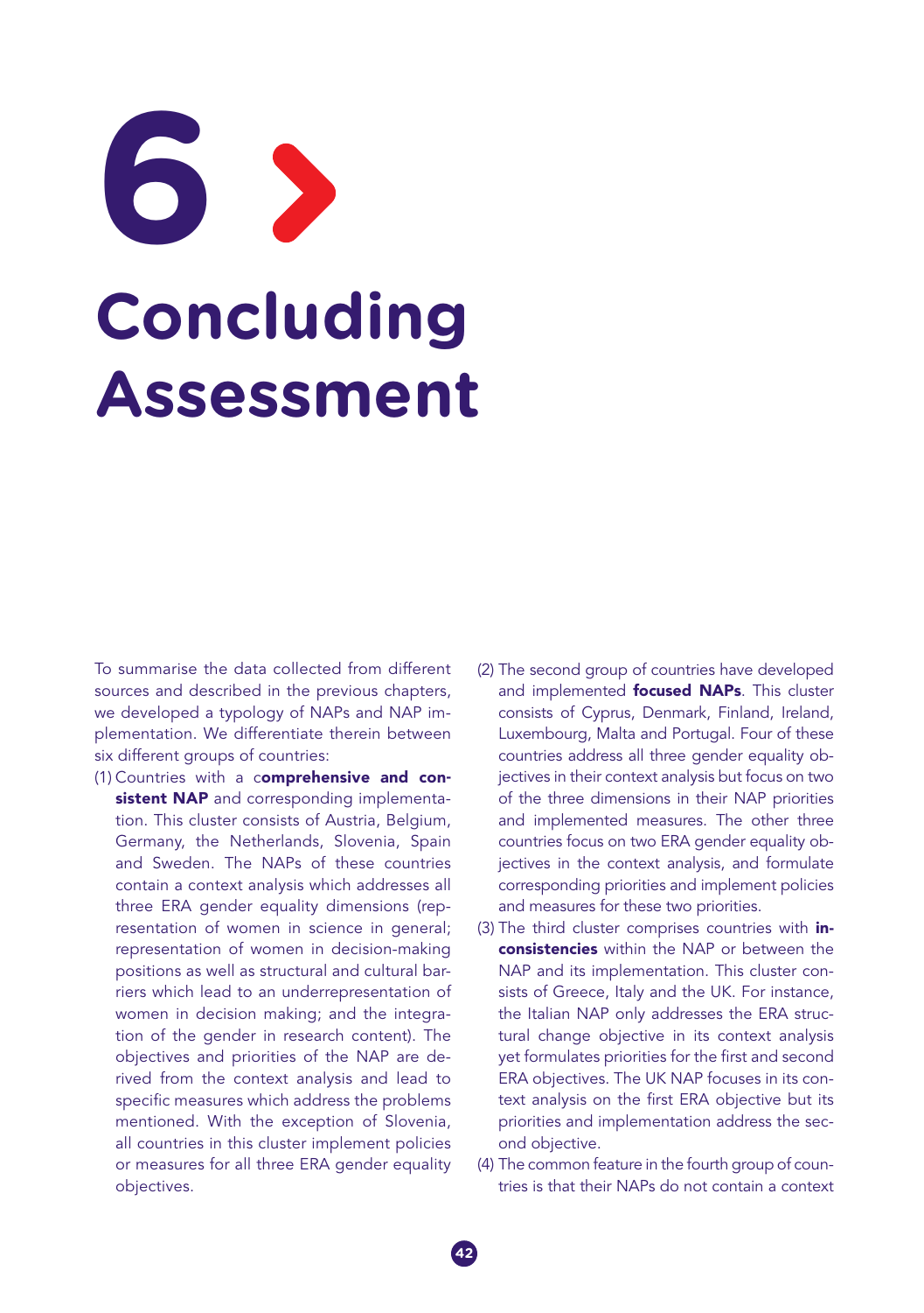# 6 Concluding Assessment

To summarise the data collected from different sources and described in the previous chapters, we developed a typology of NAPs and NAP implementation. We differentiate therein between six different groups of countries:

(1) Countries with a c**omprehensive and consistent NAP** and corresponding implementation. This cluster consists of Austria, Belgium, Germany, the Netherlands, Slovenia, Spain and Sweden. The NAPs of these countries contain a context analysis which addresses all three ERA gender equality dimensions (representation of women in science in general; representation of women in decision-making positions as well as structural and cultural barriers which lead to an underrepresentation of women in decision making; and the integration of the gender in research content). The objectives and priorities of the NAP are derived from the context analysis and lead to specific measures which address the problems mentioned. With the exception of Slovenia, all countries in this cluster implement policies or measures for all three ERA gender equality objectives.

(2) The second group of countries have developed and implemented **focused NAPs**. This cluster consists of Cyprus, Denmark, Finland, Ireland, Luxembourg, Malta and Portugal. Four of these countries address all three gender equality objectives in their context analysis but focus on two of the three dimensions in their NAP priorities and implemented measures. The other three countries focus on two ERA gender equality objectives in the context analysis, and formulate corresponding priorities and implement policies and measures for these two priorities.

(3) The third cluster comprises countries with **inconsistencies** within the NAP or between the NAP and its implementation. This cluster consists of Greece, Italy and the UK. For instance, the Italian NAP only addresses the ERA structural change objective in its context analysis yet formulates priorities for the first and second ERA objectives. The UK NAP focuses in its context analysis on the first ERA objective but its priorities and implementation address the second objective.

(4) The common feature in the fourth group of countries is that their NAPs do not contain a context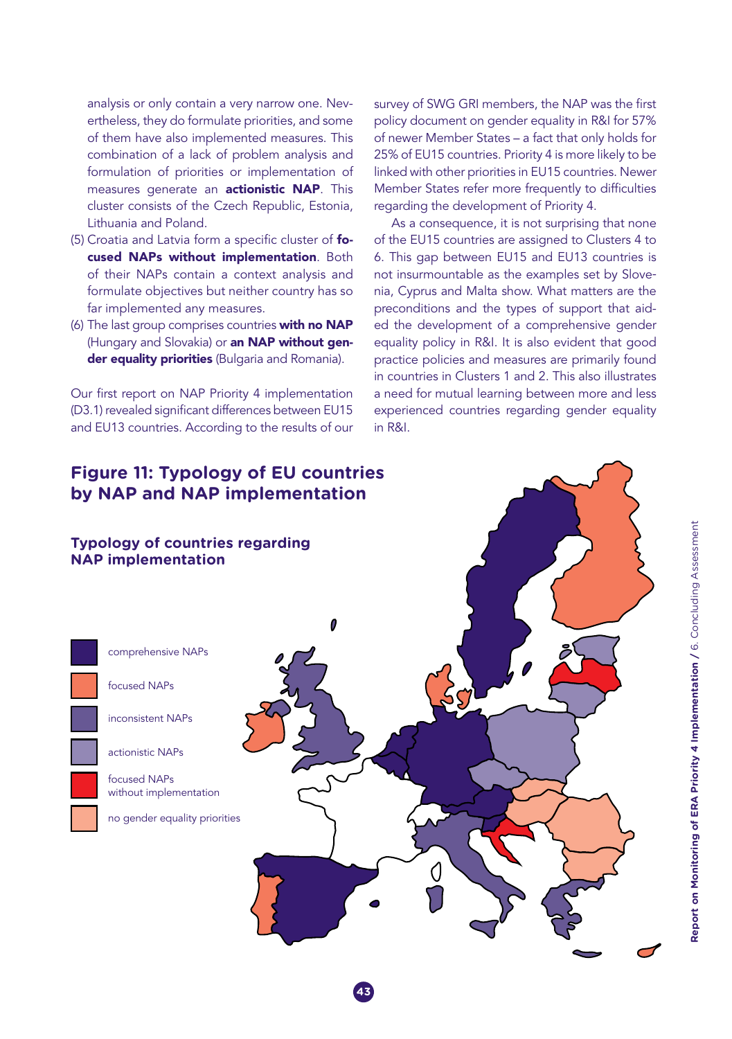analysis or only contain a very narrow one. Nevertheless, they do formulate priorities, and some of them have also implemented measures. This combination of a lack of problem analysis and formulation of priorities or implementation of measures generate an **actionistic NAP**. This cluster consists of the Czech Republic, Estonia, Lithuania and Poland.

(5) Croatia and Latvia form a specific cluster of **focused NAPs without implementation**. Both of their NAPs contain a context analysis and formulate objectives but neither country has so far implemented any measures.

(6) The last group comprises countries **with no NAP** (Hungary and Slovakia) or **an NAP without gender equality priorities** (Bulgaria and Romania).

Our first report on NAP Priority 4 implementation (D3.1) revealed significant differences between EU15 and EU13 countries. According to the results of our survey of SWG GRI members, the NAP was the first policy document on gender equality in R&I for 57% of newer Member States – a fact that only holds for 25% of EU15 countries. Priority 4 is more likely to be linked with other priorities in EU15 countries. Newer Member States refer more frequently to difficulties regarding the development of Priority 4.

As a consequence, it is not surprising that none of the EU15 countries are assigned to Clusters 4 to 6. This gap between EU15 and EU13 countries is not insurmountable as the examples set by Slovenia, Cyprus and Malta show. What matters are the preconditions and the types of support that aided the development of a comprehensive gender equality policy in R&I. It is also evident that good practice policies and measures are primarily found in countries in Clusters 1 and 2. This also illustrates a need for mutual learning between more and less experienced countries regarding gender equality in R&I.

## Figure 11: Typology of EU countries by NAP and NAP implementation

### Typology of countries regarding NAP implementation

comprehensive NAPs

focused NAPs

inconsistent NAPs

actionistic NAPs

focused NAPs without implementation

no gender equality priorities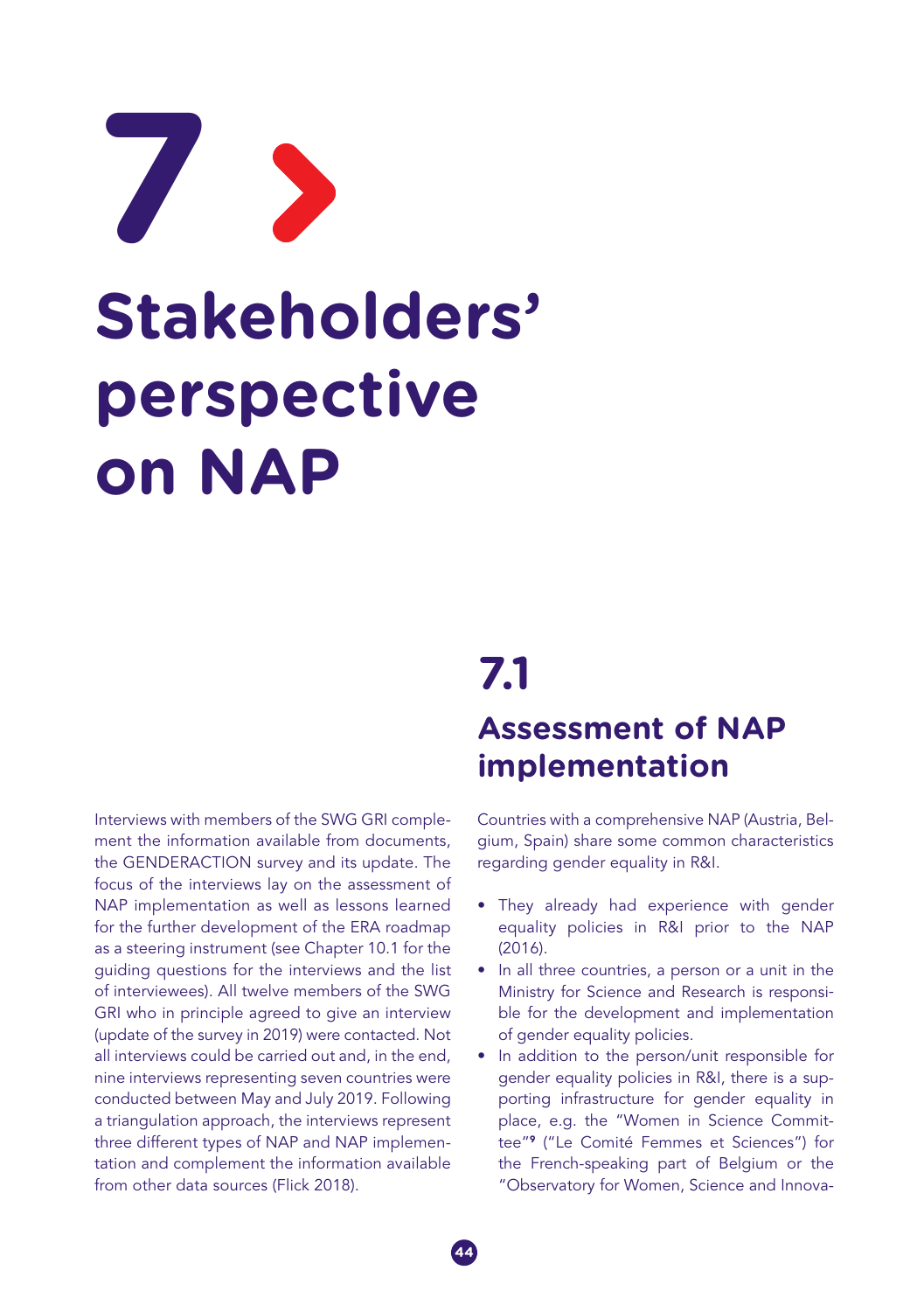# 7 › Stakeholders' perspective on NAP

Interviews with members of the SWG GRI complement the information available from documents, the GENDERACTION survey and its update. The focus of the interviews lay on the assessment of NAP implementation as well as lessons learned for the further development of the ERA roadmap as a steering instrument (see Chapter 10.1 for the guiding questions for the interviews and the list of interviewees). All twelve members of the SWG GRI who in principle agreed to give an interview (update of the survey in 2019) were contacted. Not all interviews could be carried out and, in the end, nine interviews representing seven countries were conducted between May and July 2019. Following a triangulation approach, the interviews represent three different types of NAP and NAP implementation and complement the information available from other data sources (Flick 2018).

## 7.1 Assessment of NAP implementation

Countries with a comprehensive NAP (Austria, Belgium, Spain) share some common characteristics regarding gender equality in R&I.

- They already had experience with gender equality policies in R&I prior to the NAP (2016).
- In all three countries, a person or a unit in the Ministry for Science and Research is responsible for the development and implementation of gender equality policies.
- In addition to the person/unit responsible for gender equality policies in R&I, there is a supporting infrastructure for gender equality in place, e.g. the "Women in Science Committee"[9] ("Le Comité Femmes et Sciences") for the French-speaking part of Belgium or the "Observatory for Women, Science and Innova-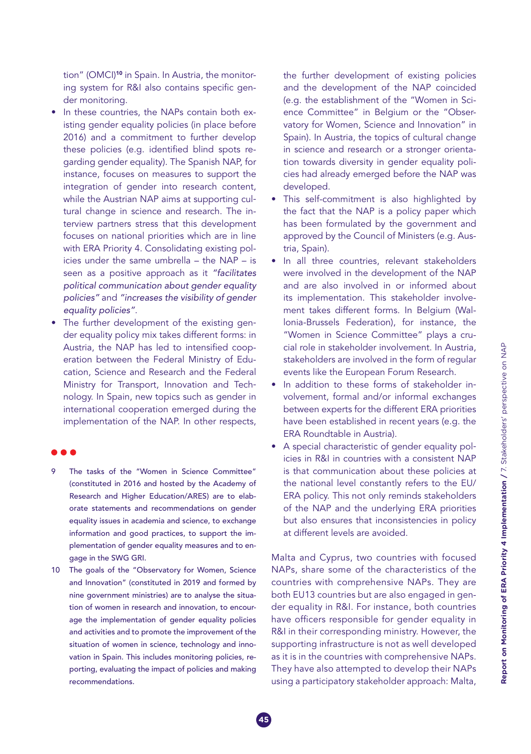tion" (OMCI)[10] in Spain. In Austria, the monitoring system for R&I also contains specific gender monitoring.

- In these countries, the NAPs contain both existing gender equality policies (in place before 2016) and a commitment to further develop these policies (e.g. identified blind spots regarding gender equality). The Spanish NAP, for instance, focuses on measures to support the integration of gender into research content, while the Austrian NAP aims at supporting cultural change in science and research. The interview partners stress that this development focuses on national priorities which are in line with ERA Priority 4. Consolidating existing policies under the same umbrella – the NAP – is seen as a positive approach as it *"facilitates political communication about gender equality policies"* and *"increases the visibility of gender equality policies"*.
- The further development of the existing gender equality policy mix takes different forms: in Austria, the NAP has led to intensified cooperation between the Federal Ministry of Education, Science and Research and the Federal Ministry for Transport, Innovation and Technology. In Spain, new topics such as gender in international cooperation emerged during the implementation of the NAP. In other respects, the further development of existing policies and the development of the NAP coincided (e.g. the establishment of the "Women in Science Committee" in Belgium or the "Observatory for Women, Science and Innovation" in Spain). In Austria, the topics of cultural change in science and research or a stronger orientation towards diversity in gender equality policies had already emerged before the NAP was developed.
- This self-commitment is also highlighted by the fact that the NAP is a policy paper which has been formulated by the government and approved by the Council of Ministers (e.g. Austria, Spain).
- In all three countries, relevant stakeholders were involved in the development of the NAP and are also involved in or informed about its implementation. This stakeholder involvement takes different forms. In Belgium (Wallonia-Brussels Federation), for instance, the "Women in Science Committee" plays a crucial role in stakeholder involvement. In Austria, stakeholders are involved in the form of regular events like the European Forum Research.
- In addition to these forms of stakeholder involvement, formal and/or informal exchanges between experts for the different ERA priorities have been established in recent years (e.g. the ERA Roundtable in Austria).
- A special characteristic of gender equality policies in R&I in countries with a consistent NAP is that communication about these policies at the national level constantly refers to the EU/ERA policy. This not only reminds stakeholders of the NAP and the underlying ERA priorities but also ensures that inconsistencies in policy at different levels are avoided.

Malta and Cyprus, two countries with focused NAPs, share some of the characteristics of the countries with comprehensive NAPs. They are both EU13 countries but are also engaged in gender equality in R&I. For instance, both countries have officers responsible for gender equality in R&I in their corresponding ministry. However, the supporting infrastructure is not as well developed as it is in the countries with comprehensive NAPs. They have also attempted to develop their NAPs using a participatory stakeholder approach: Malta,

---

9 The tasks of the "Women in Science Committee" (constituted in 2016 and hosted by the Academy of Research and Higher Education/ARES) are to elaborate statements and recommendations on gender equality issues in academia and science, to exchange information and good practices, to support the implementation of gender equality measures and to engage in the SWG GRI.

10 The goals of the "Observatory for Women, Science and Innovation" (constituted in 2019 and formed by nine government ministries) are to analyse the situation of women in research and innovation, to encourage the implementation of gender equality policies and activities and to promote the improvement of the situation of women in science, technology and innovation in Spain. This includes monitoring policies, reporting, evaluating the impact of policies and making recommendations.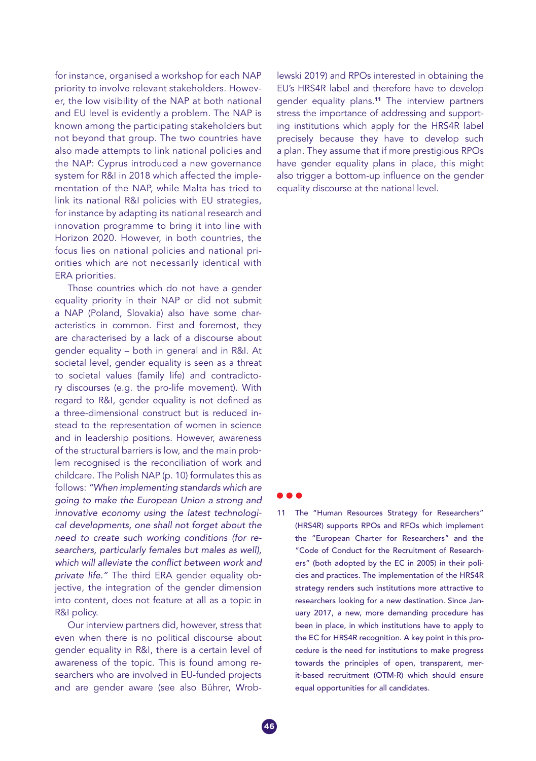for instance, organised a workshop for each NAP priority to involve relevant stakeholders. However, the low visibility of the NAP at both national and EU level is evidently a problem. The NAP is known among the participating stakeholders but not beyond that group. The two countries have also made attempts to link national policies and the NAP: Cyprus introduced a new governance system for R&I in 2018 which affected the implementation of the NAP, while Malta has tried to link its national R&I policies with EU strategies, for instance by adapting its national research and innovation programme to bring it into line with Horizon 2020. However, in both countries, the focus lies on national policies and national priorities which are not necessarily identical with ERA priorities.

Those countries which do not have a gender equality priority in their NAP or did not submit a NAP (Poland, Slovakia) also have some characteristics in common. First and foremost, they are characterised by a lack of a discourse about gender equality – both in general and in R&I. At societal level, gender equality is seen as a threat to societal values (family life) and contradictory discourses (e.g. the pro-life movement). With regard to R&I, gender equality is not defined as a three-dimensional construct but is reduced instead to the representation of women in science and in leadership positions. However, awareness of the structural barriers is low, and the main problem recognised is the reconciliation of work and childcare. The Polish NAP (p. 10) formulates this as follows: *"When implementing standards which are going to make the European Union a strong and innovative economy using the latest technological developments, one shall not forget about the need to create such working conditions (for researchers, particularly females but males as well), which will alleviate the conflict between work and private life."* The third ERA gender equality objective, the integration of the gender dimension into content, does not feature at all as a topic in R&I policy.

Our interview partners did, however, stress that even when there is no political discourse about gender equality in R&I, there is a certain level of awareness of the topic. This is found among researchers who are involved in EU-funded projects and are gender aware (see also Bührer, Wroblewski 2019) and RPOs interested in obtaining the EU's HRS4R label and therefore have to develop gender equality plans.[11] The interview partners stress the importance of addressing and supporting institutions which apply for the HRS4R label precisely because they have to develop such a plan. They assume that if more prestigious RPOs have gender equality plans in place, this might also trigger a bottom-up influence on the gender equality discourse at the national level.

11 The "Human Resources Strategy for Researchers" (HRS4R) supports RPOs and RFOs which implement the "European Charter for Researchers" and the "Code of Conduct for the Recruitment of Researchers" (both adopted by the EC in 2005) in their policies and practices. The implementation of the HRS4R strategy renders such institutions more attractive to researchers looking for a new destination. Since January 2017, a new, more demanding procedure has been in place, in which institutions have to apply to the EC for HRS4R recognition. A key point in this procedure is the need for institutions to make progress towards the principles of open, transparent, merit-based recruitment (OTM-R) which should ensure equal opportunities for all candidates.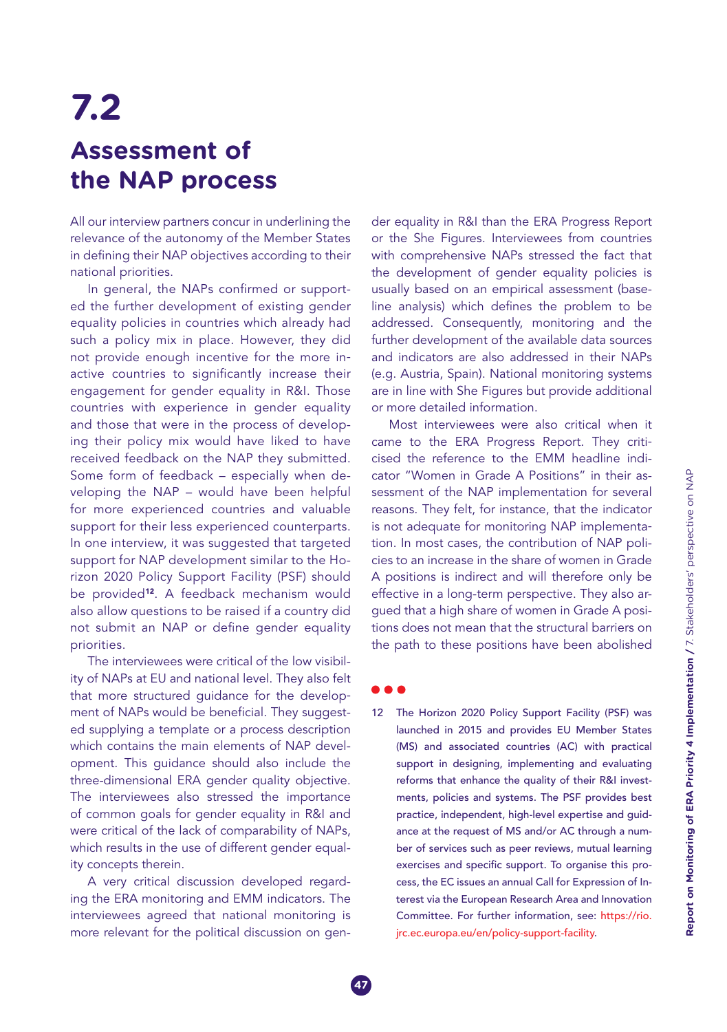# 7.2

## Assessment of the NAP process

All our interview partners concur in underlining the relevance of the autonomy of the Member States in defining their NAP objectives according to their national priorities.

In general, the NAPs confirmed or supported the further development of existing gender equality policies in countries which already had such a policy mix in place. However, they did not provide enough incentive for the more inactive countries to significantly increase their engagement for gender equality in R&I. Those countries with experience in gender equality and those that were in the process of developing their policy mix would have liked to have received feedback on the NAP they submitted. Some form of feedback – especially when developing the NAP – would have been helpful for more experienced countries and valuable support for their less experienced counterparts. In one interview, it was suggested that targeted support for NAP development similar to the Horizon 2020 Policy Support Facility (PSF) should be provided[12]. A feedback mechanism would also allow questions to be raised if a country did not submit an NAP or define gender equality priorities.

The interviewees were critical of the low visibility of NAPs at EU and national level. They also felt that more structured guidance for the development of NAPs would be beneficial. They suggested supplying a template or a process description which contains the main elements of NAP development. This guidance should also include the three-dimensional ERA gender quality objective. The interviewees also stressed the importance of common goals for gender equality in R&I and were critical of the lack of comparability of NAPs, which results in the use of different gender equality concepts therein.

A very critical discussion developed regarding the ERA monitoring and EMM indicators. The interviewees agreed that national monitoring is more relevant for the political discussion on gender equality in R&I than the ERA Progress Report or the She Figures. Interviewees from countries with comprehensive NAPs stressed the fact that the development of gender equality policies is usually based on an empirical assessment (baseline analysis) which defines the problem to be addressed. Consequently, monitoring and the further development of the available data sources and indicators are also addressed in their NAPs (e.g. Austria, Spain). National monitoring systems are in line with She Figures but provide additional or more detailed information.

Most interviewees were also critical when it came to the ERA Progress Report. They criticised the reference to the EMM headline indicator "Women in Grade A Positions" in their assessment of the NAP implementation for several reasons. They felt, for instance, that the indicator is not adequate for monitoring NAP implementation. In most cases, the contribution of NAP policies to an increase in the share of women in Grade A positions is indirect and will therefore only be effective in a long-term perspective. They also argued that a high share of women in Grade A positions does not mean that the structural barriers on the path to these positions have been abolished

---

12 The Horizon 2020 Policy Support Facility (PSF) was launched in 2015 and provides EU Member States (MS) and associated countries (AC) with practical support in designing, implementing and evaluating reforms that enhance the quality of their R&I investments, policies and systems. The PSF provides best practice, independent, high-level expertise and guidance at the request of MS and/or AC through a number of services such as peer reviews, mutual learning exercises and specific support. To organise this process, the EC issues an annual Call for Expression of Interest via the European Research Area and Innovation Committee. For further information, see: https://rio.jrc.ec.europa.eu/en/policy-support-facility.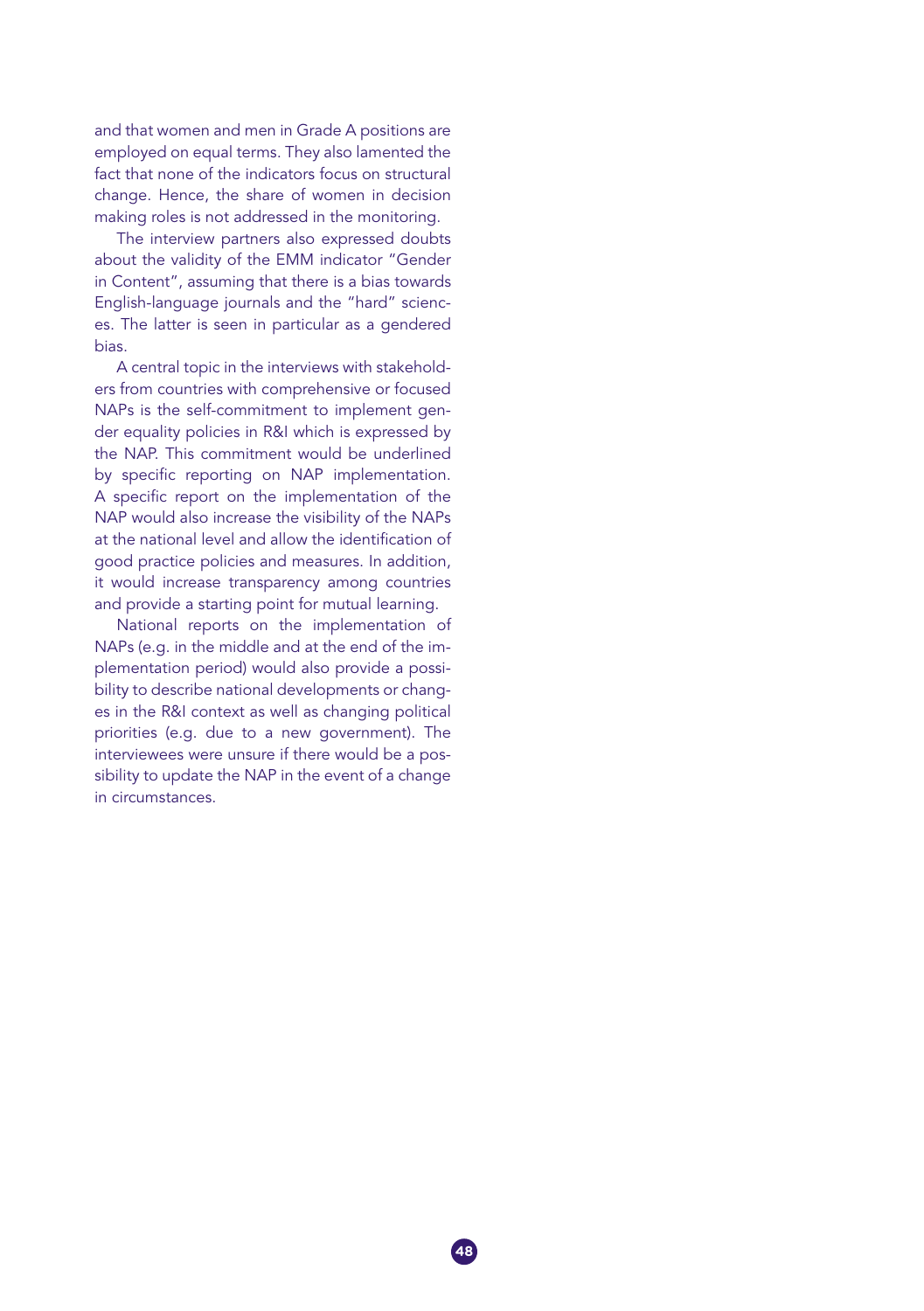and that women and men in Grade A positions are employed on equal terms. They also lamented the fact that none of the indicators focus on structural change. Hence, the share of women in decision making roles is not addressed in the monitoring.

The interview partners also expressed doubts about the validity of the EMM indicator "Gender in Content", assuming that there is a bias towards English-language journals and the "hard" sciences. The latter is seen in particular as a gendered bias.

A central topic in the interviews with stakeholders from countries with comprehensive or focused NAPs is the self-commitment to implement gender equality policies in R&I which is expressed by the NAP. This commitment would be underlined by specific reporting on NAP implementation. A specific report on the implementation of the NAP would also increase the visibility of the NAPs at the national level and allow the identification of good practice policies and measures. In addition, it would increase transparency among countries and provide a starting point for mutual learning.

National reports on the implementation of NAPs (e.g. in the middle and at the end of the implementation period) would also provide a possibility to describe national developments or changes in the R&I context as well as changing political priorities (e.g. due to a new government). The interviewees were unsure if there would be a possibility to update the NAP in the event of a change in circumstances.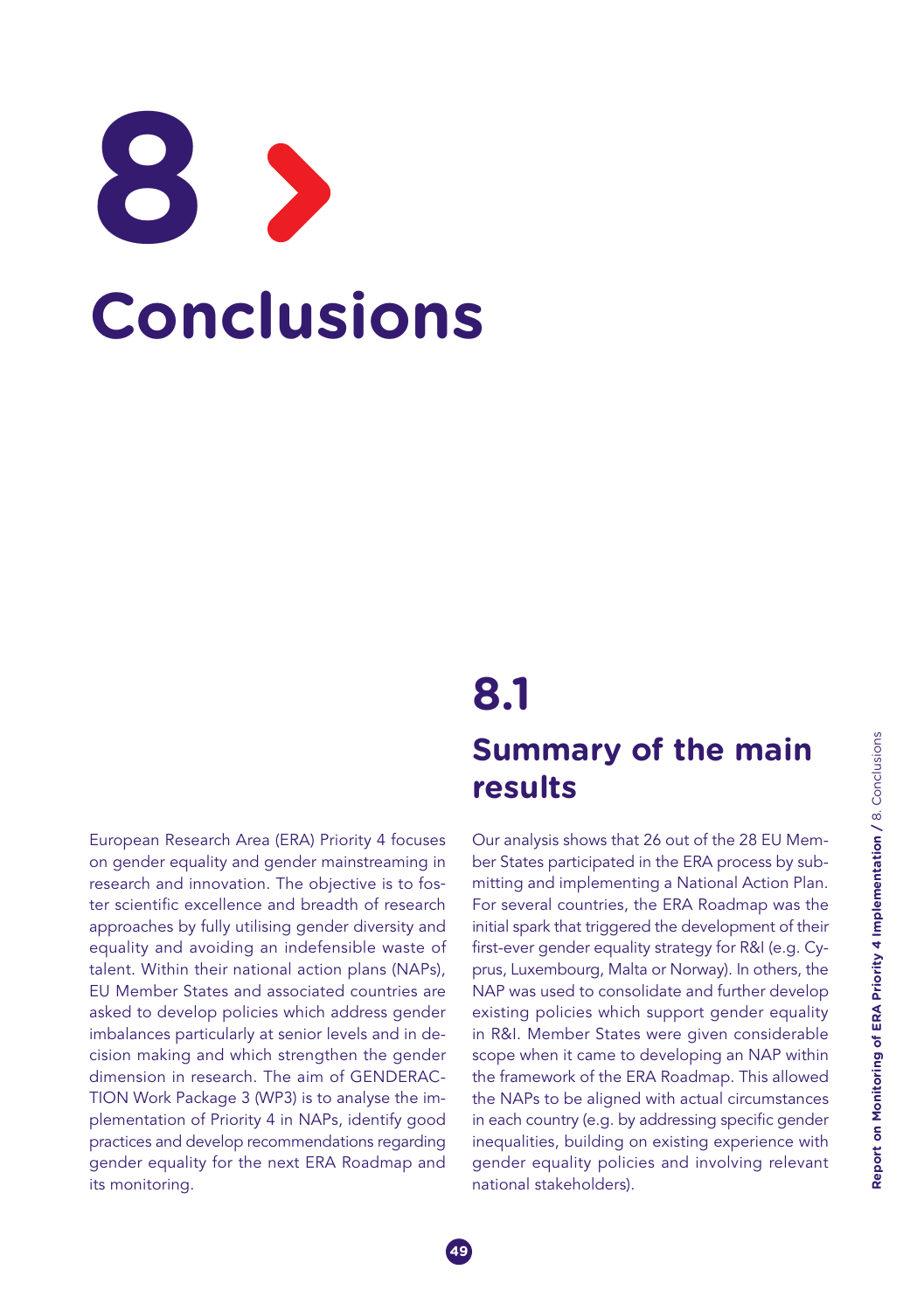# 8 Conclusions

European Research Area (ERA) Priority 4 focuses on gender equality and gender mainstreaming in research and innovation. The objective is to foster scientific excellence and breadth of research approaches by fully utilising gender diversity and equality and avoiding an indefensible waste of talent. Within their national action plans (NAPs), EU Member States and associated countries are asked to develop policies which address gender imbalances particularly at senior levels and in decision making and which strengthen the gender dimension in research. The aim of GENDERACTION Work Package 3 (WP3) is to analyse the implementation of Priority 4 in NAPs, identify good practices and develop recommendations regarding gender equality for the next ERA Roadmap and its monitoring.

## 8.1 Summary of the main results

Our analysis shows that 26 out of the 28 EU Member States participated in the ERA process by submitting and implementing a National Action Plan. For several countries, the ERA Roadmap was the initial spark that triggered the development of their first-ever gender equality strategy for R&I (e.g. Cyprus, Luxembourg, Malta or Norway). In others, the NAP was used to consolidate and further develop existing policies which support gender equality in R&I. Member States were given considerable scope when it came to developing an NAP within the framework of the ERA Roadmap. This allowed the NAPs to be aligned with actual circumstances in each country (e.g. by addressing specific gender inequalities, building on existing experience with gender equality policies and involving relevant national stakeholders).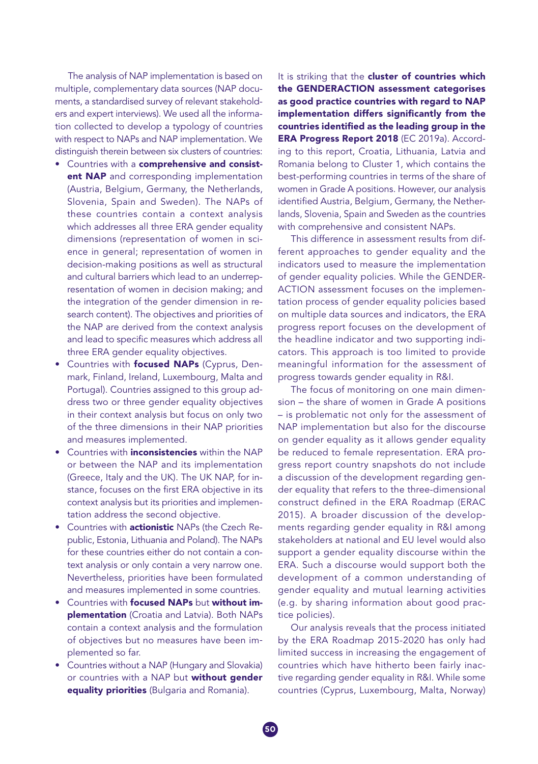The analysis of NAP implementation is based on multiple, complementary data sources (NAP documents, a standardised survey of relevant stakeholders and expert interviews). We used all the information collected to develop a typology of countries with respect to NAPs and NAP implementation. We distinguish therein between six clusters of countries:

- Countries with a **comprehensive and consistent NAP** and corresponding implementation (Austria, Belgium, Germany, the Netherlands, Slovenia, Spain and Sweden). The NAPs of these countries contain a context analysis which addresses all three ERA gender equality dimensions (representation of women in science in general; representation of women in decision-making positions as well as structural and cultural barriers which lead to an underrepresentation of women in decision making; and the integration of the gender dimension in research content). The objectives and priorities of the NAP are derived from the context analysis and lead to specific measures which address all three ERA gender equality objectives.
- Countries with **focused NAPs** (Cyprus, Denmark, Finland, Ireland, Luxembourg, Malta and Portugal). Countries assigned to this group address two or three gender equality objectives in their context analysis but focus on only two of the three dimensions in their NAP priorities and measures implemented.
- Countries with **inconsistencies** within the NAP or between the NAP and its implementation (Greece, Italy and the UK). The UK NAP, for instance, focuses on the first ERA objective in its context analysis but its priorities and implementation address the second objective.
- Countries with **actionistic** NAPs (the Czech Republic, Estonia, Lithuania and Poland). The NAPs for these countries either do not contain a context analysis or only contain a very narrow one. Nevertheless, priorities have been formulated and measures implemented in some countries.
- Countries with **focused NAPs** but **without implementation** (Croatia and Latvia). Both NAPs contain a context analysis and the formulation of objectives but no measures have been implemented so far.
- Countries without a NAP (Hungary and Slovakia) or countries with a NAP but **without gender equality priorities** (Bulgaria and Romania).

It is striking that the **cluster of countries which the GENDERACTION assessment categorises as good practice countries with regard to NAP implementation differs significantly from the countries identified as the leading group in the ERA Progress Report 2018** (EC 2019a). According to this report, Croatia, Lithuania, Latvia and Romania belong to Cluster 1, which contains the best-performing countries in terms of the share of women in Grade A positions. However, our analysis identified Austria, Belgium, Germany, the Netherlands, Slovenia, Spain and Sweden as the countries with comprehensive and consistent NAPs.

This difference in assessment results from different approaches to gender equality and the indicators used to measure the implementation of gender equality policies. While the GENDERACTION assessment focuses on the implementation process of gender equality policies based on multiple data sources and indicators, the ERA progress report focuses on the development of the headline indicator and two supporting indicators. This approach is too limited to provide meaningful information for the assessment of progress towards gender equality in R&I.

The focus of monitoring on one main dimension – the share of women in Grade A positions – is problematic not only for the assessment of NAP implementation but also for the discourse on gender equality as it allows gender equality be reduced to female representation. ERA progress report country snapshots do not include a discussion of the development regarding gender equality that refers to the three-dimensional construct defined in the ERA Roadmap (ERAC 2015). A broader discussion of the developments regarding gender equality in R&I among stakeholders at national and EU level would also support a gender equality discourse within the ERA. Such a discourse would support both the development of a common understanding of gender equality and mutual learning activities (e.g. by sharing information about good practice policies).

Our analysis reveals that the process initiated by the ERA Roadmap 2015-2020 has only had limited success in increasing the engagement of countries which have hitherto been fairly inactive regarding gender equality in R&I. While some countries (Cyprus, Luxembourg, Malta, Norway)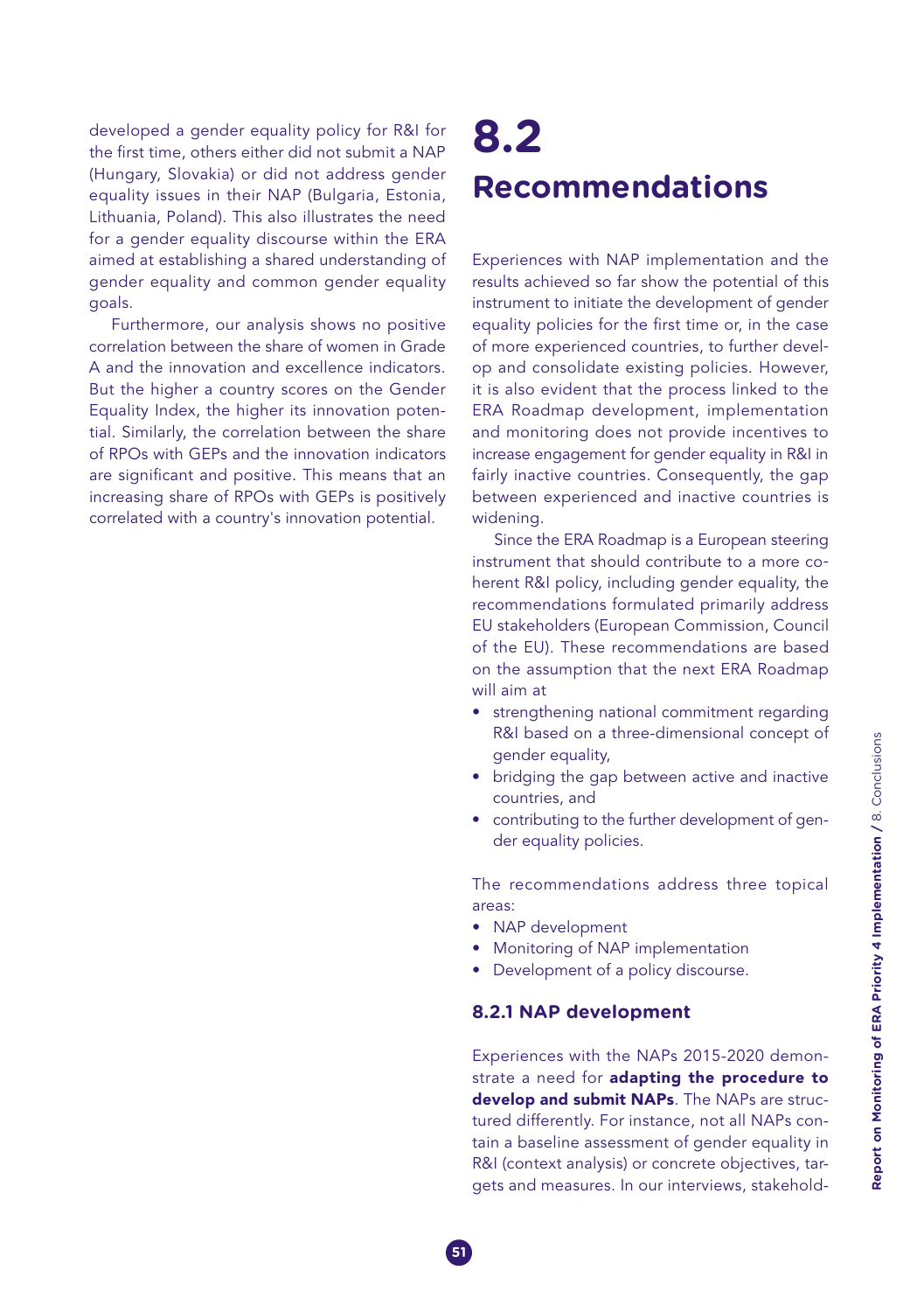developed a gender equality policy for R&I for the first time, others either did not submit a NAP (Hungary, Slovakia) or did not address gender equality issues in their NAP (Bulgaria, Estonia, Lithuania, Poland). This also illustrates the need for a gender equality discourse within the ERA aimed at establishing a shared understanding of gender equality and common gender equality goals.

Furthermore, our analysis shows no positive correlation between the share of women in Grade A and the innovation and excellence indicators. But the higher a country scores on the Gender Equality Index, the higher its innovation potential. Similarly, the correlation between the share of RPOs with GEPs and the innovation indicators are significant and positive. This means that an increasing share of RPOs with GEPs is positively correlated with a country's innovation potential.

# 8.2 Recommendations

Experiences with NAP implementation and the results achieved so far show the potential of this instrument to initiate the development of gender equality policies for the first time or, in the case of more experienced countries, to further develop and consolidate existing policies. However, it is also evident that the process linked to the ERA Roadmap development, implementation and monitoring does not provide incentives to increase engagement for gender equality in R&I in fairly inactive countries. Consequently, the gap between experienced and inactive countries is widening.

Since the ERA Roadmap is a European steering instrument that should contribute to a more coherent R&I policy, including gender equality, the recommendations formulated primarily address EU stakeholders (European Commission, Council of the EU). These recommendations are based on the assumption that the next ERA Roadmap will aim at

- strengthening national commitment regarding R&I based on a three-dimensional concept of gender equality,
- bridging the gap between active and inactive countries, and
- contributing to the further development of gender equality policies.

The recommendations address three topical areas:

- NAP development
- Monitoring of NAP implementation
- Development of a policy discourse.

## 8.2.1 NAP development

Experiences with the NAPs 2015-2020 demonstrate a need for **adapting the procedure to develop and submit NAPs**. The NAPs are structured differently. For instance, not all NAPs contain a baseline assessment of gender equality in R&I (context analysis) or concrete objectives, targets and measures. In our interviews, stakehold-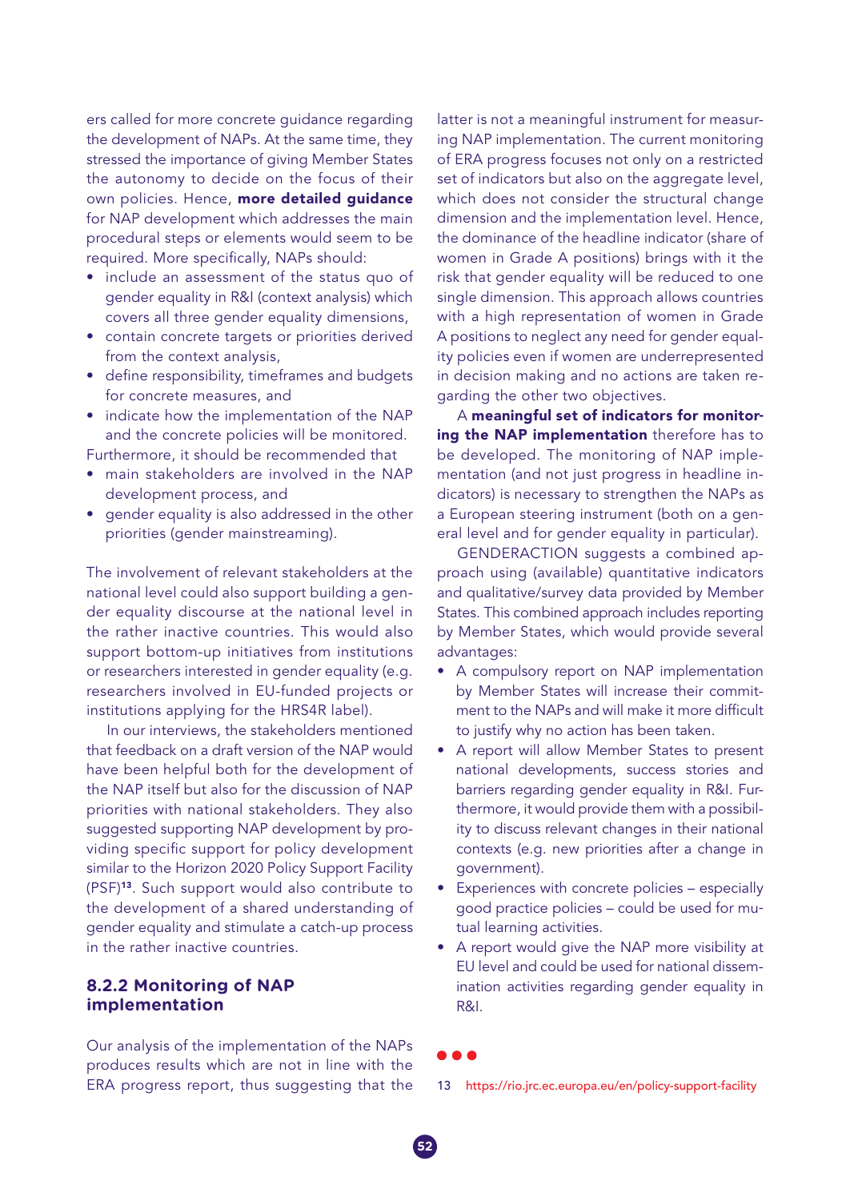ers called for more concrete guidance regarding the development of NAPs. At the same time, they stressed the importance of giving Member States the autonomy to decide on the focus of their own policies. Hence, **more detailed guidance** for NAP development which addresses the main procedural steps or elements would seem to be required. More specifically, NAPs should:

- include an assessment of the status quo of gender equality in R&I (context analysis) which covers all three gender equality dimensions,
- contain concrete targets or priorities derived from the context analysis,
- define responsibility, timeframes and budgets for concrete measures, and
- indicate how the implementation of the NAP and the concrete policies will be monitored.

Furthermore, it should be recommended that

- main stakeholders are involved in the NAP development process, and
- gender equality is also addressed in the other priorities (gender mainstreaming).

The involvement of relevant stakeholders at the national level could also support building a gender equality discourse at the national level in the rather inactive countries. This would also support bottom-up initiatives from institutions or researchers interested in gender equality (e.g. researchers involved in EU-funded projects or institutions applying for the HRS4R label).

In our interviews, the stakeholders mentioned that feedback on a draft version of the NAP would have been helpful both for the development of the NAP itself but also for the discussion of NAP priorities with national stakeholders. They also suggested supporting NAP development by providing specific support for policy development similar to the Horizon 2020 Policy Support Facility (PSF)[13]. Such support would also contribute to the development of a shared understanding of gender equality and stimulate a catch-up process in the rather inactive countries.

### 8.2.2 Monitoring of NAP implementation

Our analysis of the implementation of the NAPs produces results which are not in line with the ERA progress report, thus suggesting that the latter is not a meaningful instrument for measuring NAP implementation. The current monitoring of ERA progress focuses not only on a restricted set of indicators but also on the aggregate level, which does not consider the structural change dimension and the implementation level. Hence, the dominance of the headline indicator (share of women in Grade A positions) brings with it the risk that gender equality will be reduced to one single dimension. This approach allows countries with a high representation of women in Grade A positions to neglect any need for gender equality policies even if women are underrepresented in decision making and no actions are taken regarding the other two objectives.

A **meaningful set of indicators for monitoring the NAP implementation** therefore has to be developed. The monitoring of NAP implementation (and not just progress in headline indicators) is necessary to strengthen the NAPs as a European steering instrument (both on a general level and for gender equality in particular).

GENDERACTION suggests a combined approach using (available) quantitative indicators and qualitative/survey data provided by Member States. This combined approach includes reporting by Member States, which would provide several advantages:

- A compulsory report on NAP implementation by Member States will increase their commitment to the NAPs and will make it more difficult to justify why no action has been taken.
- A report will allow Member States to present national developments, success stories and barriers regarding gender equality in R&I. Furthermore, it would provide them with a possibility to discuss relevant changes in their national contexts (e.g. new priorities after a change in government).
- Experiences with concrete policies – especially good practice policies – could be used for mutual learning activities.
- A report would give the NAP more visibility at EU level and could be used for national dissemination activities regarding gender equality in R&I.

13 https://rio.jrc.ec.europa.eu/en/policy-support-facility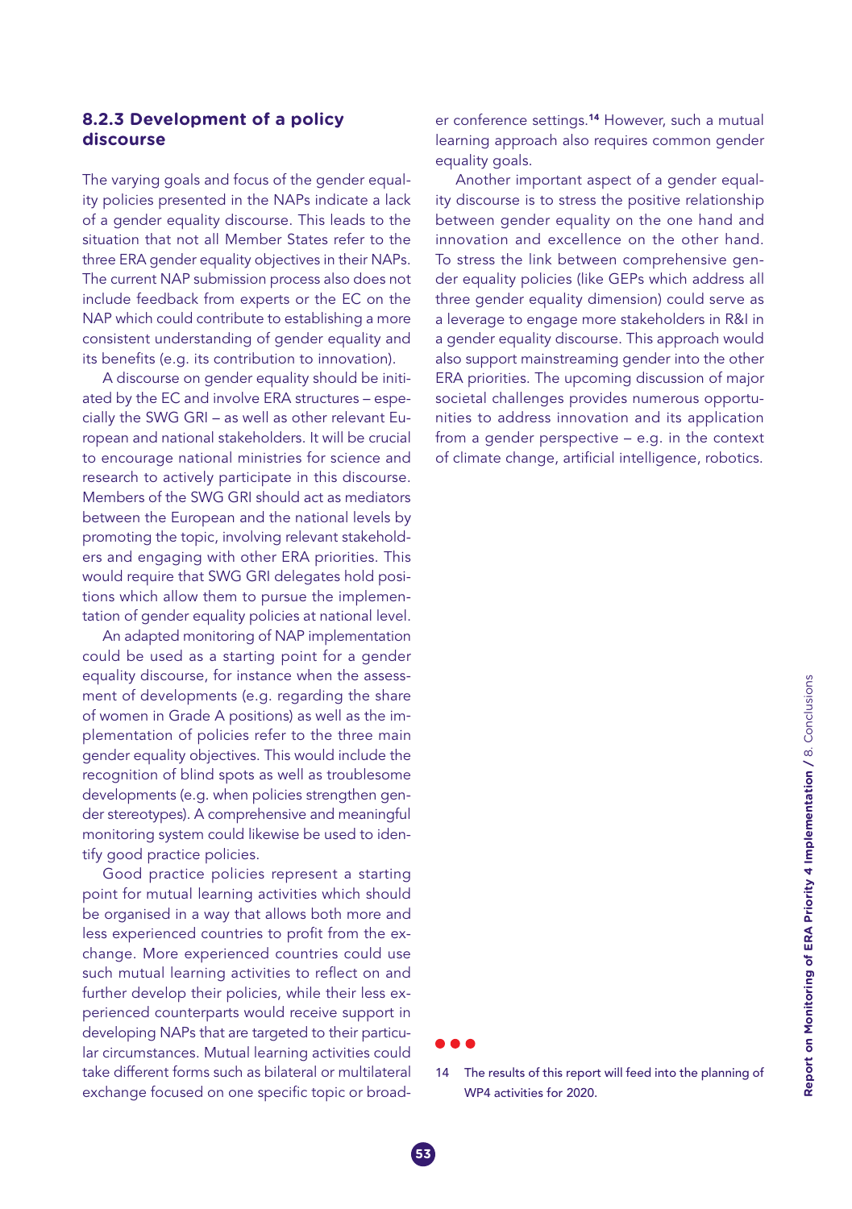### 8.2.3 Development of a policy discourse

The varying goals and focus of the gender equality policies presented in the NAPs indicate a lack of a gender equality discourse. This leads to the situation that not all Member States refer to the three ERA gender equality objectives in their NAPs. The current NAP submission process also does not include feedback from experts or the EC on the NAP which could contribute to establishing a more consistent understanding of gender equality and its benefits (e.g. its contribution to innovation).

A discourse on gender equality should be initiated by the EC and involve ERA structures – especially the SWG GRI – as well as other relevant European and national stakeholders. It will be crucial to encourage national ministries for science and research to actively participate in this discourse. Members of the SWG GRI should act as mediators between the European and the national levels by promoting the topic, involving relevant stakeholders and engaging with other ERA priorities. This would require that SWG GRI delegates hold positions which allow them to pursue the implementation of gender equality policies at national level.

An adapted monitoring of NAP implementation could be used as a starting point for a gender equality discourse, for instance when the assessment of developments (e.g. regarding the share of women in Grade A positions) as well as the implementation of policies refer to the three main gender equality objectives. This would include the recognition of blind spots as well as troublesome developments (e.g. when policies strengthen gender stereotypes). A comprehensive and meaningful monitoring system could likewise be used to identify good practice policies.

Good practice policies represent a starting point for mutual learning activities which should be organised in a way that allows both more and less experienced countries to profit from the exchange. More experienced countries could use such mutual learning activities to reflect on and further develop their policies, while their less experienced counterparts would receive support in developing NAPs that are targeted to their particular circumstances. Mutual learning activities could take different forms such as bilateral or multilateral exchange focused on one specific topic or broader conference settings.[14] However, such a mutual learning approach also requires common gender equality goals.

Another important aspect of a gender equality discourse is to stress the positive relationship between gender equality on the one hand and innovation and excellence on the other hand. To stress the link between comprehensive gender equality policies (like GEPs which address all three gender equality dimension) could serve as a leverage to engage more stakeholders in R&I in a gender equality discourse. This approach would also support mainstreaming gender into the other ERA priorities. The upcoming discussion of major societal challenges provides numerous opportunities to address innovation and its application from a gender perspective – e.g. in the context of climate change, artificial intelligence, robotics.

14 The results of this report will feed into the planning of WP4 activities for 2020.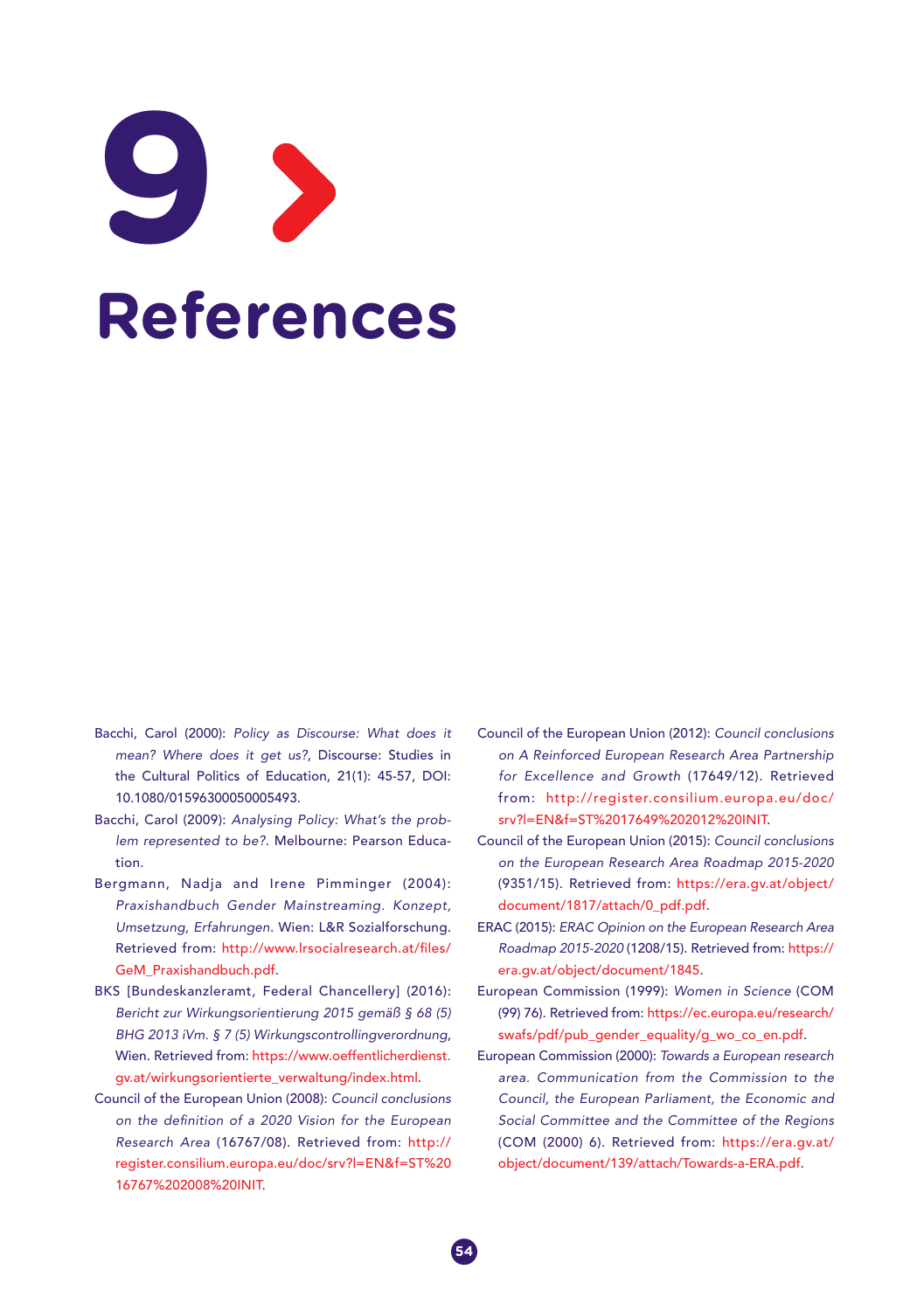# 9 References

Bacchi, Carol (2000): *Policy as Discourse: What does it mean? Where does it get us?*, Discourse: Studies in the Cultural Politics of Education, 21(1): 45-57, DOI: 10.1080/01596300050005493.

Bacchi, Carol (2009): *Analysing Policy: What's the problem represented to be?*. Melbourne: Pearson Education.

Bergmann, Nadja and Irene Pimminger (2004): *Praxishandbuch Gender Mainstreaming. Konzept, Umsetzung, Erfahrungen*. Wien: L&R Sozialforschung. Retrieved from: http://www.lrsocialresearch.at/files/GeM_Praxishandbuch.pdf.

BKS [Bundeskanzleramt, Federal Chancellery] (2016): *Bericht zur Wirkungsorientierung 2015 gemäß § 68 (5) BHG 2013 iVm. § 7 (5) Wirkungscontrollingverordnung*, Wien. Retrieved from: https://www.oeffentlicherdienst.gv.at/wirkungsorientierte_verwaltung/index.html.

Council of the European Union (2008): *Council conclusions on the definition of a 2020 Vision for the European Research Area* (16767/08). Retrieved from: http://register.consilium.europa.eu/doc/srv?l=EN&f=ST%2016767%202008%20INIT.

Council of the European Union (2012): *Council conclusions on A Reinforced European Research Area Partnership for Excellence and Growth* (17649/12). Retrieved from: http://register.consilium.europa.eu/doc/srv?l=EN&f=ST%2017649%202012%20INIT.

Council of the European Union (2015): *Council conclusions on the European Research Area Roadmap 2015-2020* (9351/15). Retrieved from: https://era.gv.at/object/document/1817/attach/0_pdf.pdf.

ERAC (2015): *ERAC Opinion on the European Research Area Roadmap 2015-2020* (1208/15). Retrieved from: https://era.gv.at/object/document/1845.

European Commission (1999): *Women in Science* (COM (99) 76). Retrieved from: https://ec.europa.eu/research/swafs/pdf/pub_gender_equality/g_wo_co_en.pdf.

European Commission (2000): *Towards a European research area. Communication from the Commission to the Council, the European Parliament, the Economic and Social Committee and the Committee of the Regions* (COM (2000) 6). Retrieved from: https://era.gv.at/object/document/139/attach/Towards-a-ERA.pdf.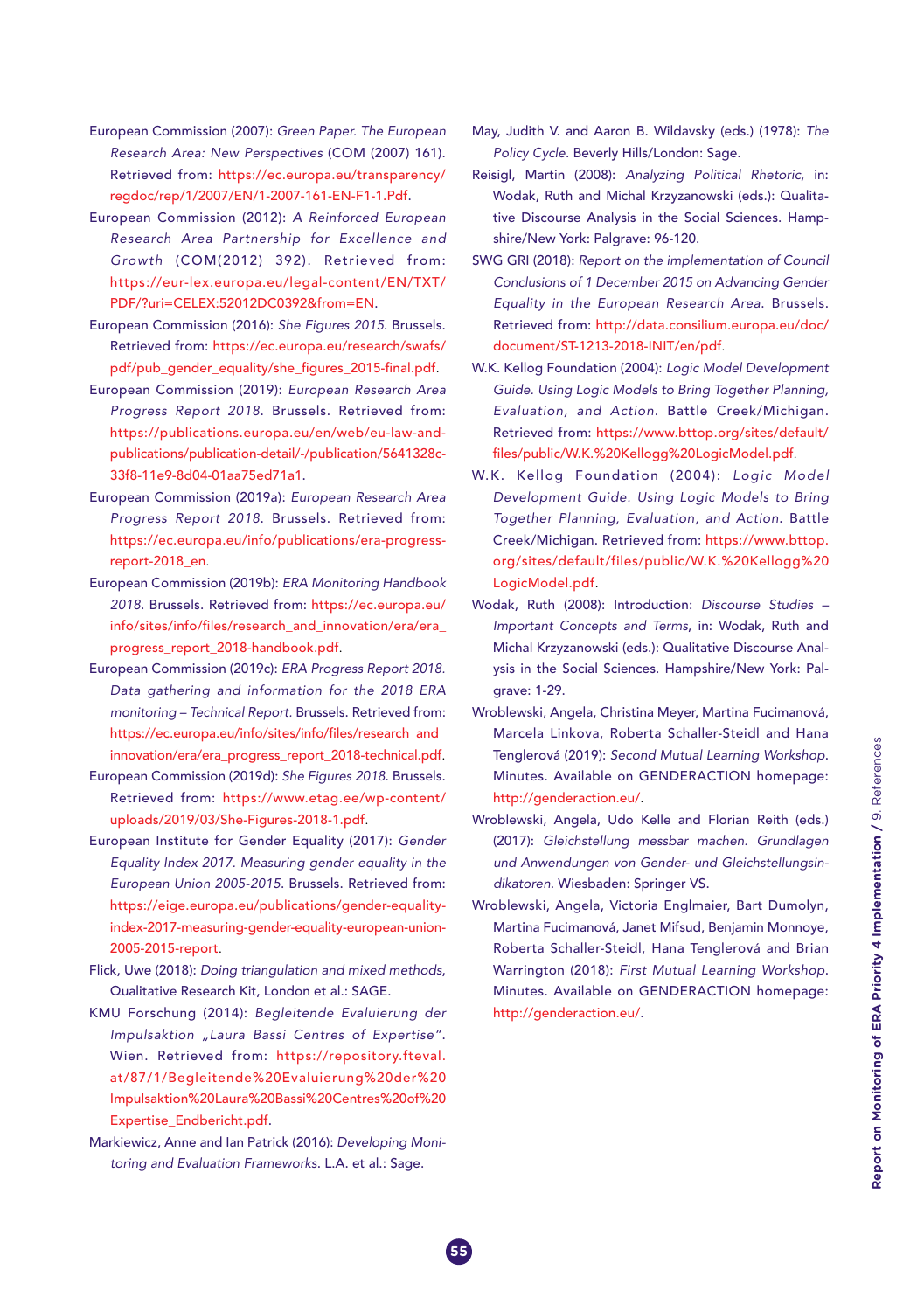European Commission (2007): *Green Paper. The European Research Area: New Perspectives* (COM (2007) 161). Retrieved from: https://ec.europa.eu/transparency/regdoc/rep/1/2007/EN/1-2007-161-EN-F1-1.Pdf.

European Commission (2012): *A Reinforced European Research Area Partnership for Excellence and Growth* (COM(2012) 392). Retrieved from: https://eur-lex.europa.eu/legal-content/EN/TXT/PDF/?uri=CELEX:52012DC0392&from=EN.

European Commission (2016): *She Figures 2015*. Brussels. Retrieved from: https://ec.europa.eu/research/swafs/pdf/pub_gender_equality/she_figures_2015-final.pdf.

European Commission (2019): *European Research Area Progress Report 2018*. Brussels. Retrieved from: https://publications.europa.eu/en/web/eu-law-and-publications/publication-detail/-/publication/5641328c-33f8-11e9-8d04-01aa75ed71a1.

European Commission (2019a): *European Research Area Progress Report 2018*. Brussels. Retrieved from: https://ec.europa.eu/info/publications/era-progress-report-2018_en.

European Commission (2019b): *ERA Monitoring Handbook 2018*. Brussels. Retrieved from: https://ec.europa.eu/info/sites/info/files/research_and_innovation/era/era_progress_report_2018-handbook.pdf.

European Commission (2019c): *ERA Progress Report 2018. Data gathering and information for the 2018 ERA monitoring – Technical Report*. Brussels. Retrieved from: https://ec.europa.eu/info/sites/info/files/research_and_innovation/era/era_progress_report_2018-technical.pdf.

European Commission (2019d): *She Figures 2018*. Brussels. Retrieved from: https://www.etag.ee/wp-content/uploads/2019/03/She-Figures-2018-1.pdf.

European Institute for Gender Equality (2017): *Gender Equality Index 2017. Measuring gender equality in the European Union 2005-2015*. Brussels. Retrieved from: https://eige.europa.eu/publications/gender-equality-index-2017-measuring-gender-equality-european-union-2005-2015-report.

Flick, Uwe (2018): *Doing triangulation and mixed methods*, Qualitative Research Kit, London et al.: SAGE.

KMU Forschung (2014): *Begleitende Evaluierung der Impulsaktion „Laura Bassi Centres of Expertise"*. Wien. Retrieved from: https://repository.fteval.at/87/1/Begleitende%20Evaluierung%20der%20Impulsaktion%20Laura%20Bassi%20Centres%20of%20Expertise_Endbericht.pdf.

Markiewicz, Anne and Ian Patrick (2016): *Developing Monitoring and Evaluation Frameworks*. L.A. et al.: Sage.

May, Judith V. and Aaron B. Wildavsky (eds.) (1978): *The Policy Cycle*. Beverly Hills/London: Sage.

Reisigl, Martin (2008): *Analyzing Political Rhetoric*, in: Wodak, Ruth and Michal Krzyzanowski (eds.): Qualitative Discourse Analysis in the Social Sciences. Hampshire/New York: Palgrave: 96-120.

SWG GRI (2018): *Report on the implementation of Council Conclusions of 1 December 2015 on Advancing Gender Equality in the European Research Area*. Brussels. Retrieved from: http://data.consilium.europa.eu/doc/document/ST-1213-2018-INIT/en/pdf.

W.K. Kellog Foundation (2004): *Logic Model Development Guide. Using Logic Models to Bring Together Planning, Evaluation, and Action*. Battle Creek/Michigan. Retrieved from: https://www.bttop.org/sites/default/files/public/W.K.%20Kellogg%20LogicModel.pdf.

W.K. Kellog Foundation (2004): *Logic Model Development Guide. Using Logic Models to Bring Together Planning, Evaluation, and Action*. Battle Creek/Michigan. Retrieved from: https://www.bttop.org/sites/default/files/public/W.K.%20Kellogg%20LogicModel.pdf.

Wodak, Ruth (2008): Introduction: *Discourse Studies – Important Concepts and Terms*, in: Wodak, Ruth and Michal Krzyzanowski (eds.): Qualitative Discourse Analysis in the Social Sciences. Hampshire/New York: Palgrave: 1-29.

Wroblewski, Angela, Christina Meyer, Martina Fucimanová, Marcela Linkova, Roberta Schaller-Steidl and Hana Tenglerová (2019): *Second Mutual Learning Workshop*. Minutes. Available on GENDERACTION homepage: http://genderaction.eu/.

Wroblewski, Angela, Udo Kelle and Florian Reith (eds.) (2017): *Gleichstellung messbar machen. Grundlagen und Anwendungen von Gender- und Gleichstellungsindikatoren*. Wiesbaden: Springer VS.

Wroblewski, Angela, Victoria Englmaier, Bart Dumolyn, Martina Fucimanová, Janet Mifsud, Benjamin Monnoye, Roberta Schaller-Steidl, Hana Tenglerová and Brian Warrington (2018): *First Mutual Learning Workshop*. Minutes. Available on GENDERACTION homepage: http://genderaction.eu/.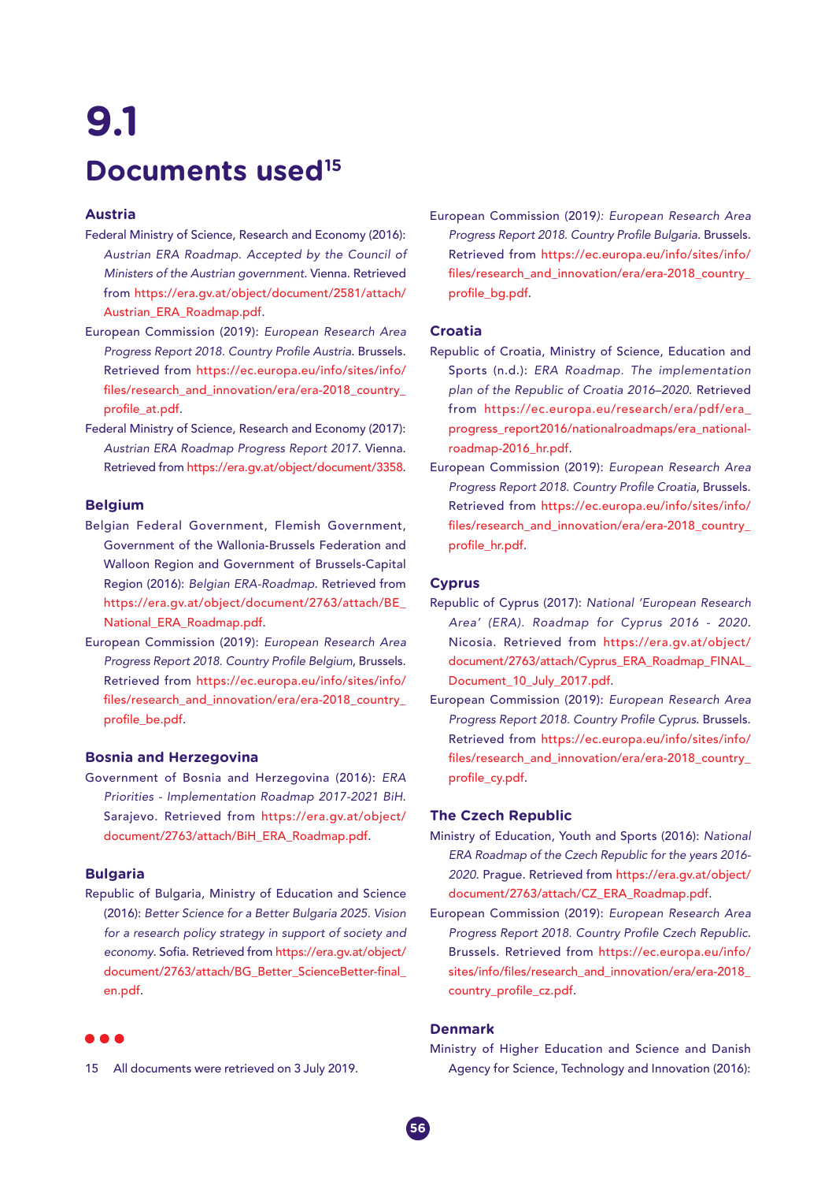# 9.1

## Documents used[15]

### Austria

Federal Ministry of Science, Research and Economy (2016): *Austrian ERA Roadmap. Accepted by the Council of Ministers of the Austrian government*. Vienna. Retrieved from https://era.gv.at/object/document/2581/attach/Austrian_ERA_Roadmap.pdf.

European Commission (2019): *European Research Area Progress Report 2018. Country Profile Austria*. Brussels. Retrieved from https://ec.europa.eu/info/sites/info/files/research_and_innovation/era/era-2018_country_profile_at.pdf.

Federal Ministry of Science, Research and Economy (2017): *Austrian ERA Roadmap Progress Report 2017*. Vienna. Retrieved from https://era.gv.at/object/document/3358.

### Belgium

Belgian Federal Government, Flemish Government, Government of the Wallonia-Brussels Federation and Walloon Region and Government of Brussels-Capital Region (2016): *Belgian ERA-Roadmap*. Retrieved from https://era.gv.at/object/document/2763/attach/BE_National_ERA_Roadmap.pdf.

European Commission (2019): *European Research Area Progress Report 2018. Country Profile Belgium*, Brussels. Retrieved from https://ec.europa.eu/info/sites/info/files/research_and_innovation/era/era-2018_country_profile_be.pdf.

### Bosnia and Herzegovina

Government of Bosnia and Herzegovina (2016): *ERA Priorities - Implementation Roadmap 2017-2021 BiH*. Sarajevo. Retrieved from https://era.gv.at/object/document/2763/attach/BiH_ERA_Roadmap.pdf.

### Bulgaria

Republic of Bulgaria, Ministry of Education and Science (2016): *Better Science for a Better Bulgaria 2025. Vision for a research policy strategy in support of society and economy*. Sofia. Retrieved from https://era.gv.at/object/document/2763/attach/BG_Better_ScienceBetter-final_en.pdf.

European Commission (2019): *European Research Area Progress Report 2018. Country Profile Bulgaria*. Brussels. Retrieved from https://ec.europa.eu/info/sites/info/files/research_and_innovation/era/era-2018_country_profile_bg.pdf.

### Croatia

Republic of Croatia, Ministry of Science, Education and Sports (n.d.): *ERA Roadmap. The implementation plan of the Republic of Croatia 2016–2020*. Retrieved from https://ec.europa.eu/research/era/pdf/era_progress_report2016/nationalroadmaps/era_national-roadmap-2016_hr.pdf.

European Commission (2019): *European Research Area Progress Report 2018. Country Profile Croatia*, Brussels. Retrieved from https://ec.europa.eu/info/sites/info/files/research_and_innovation/era/era-2018_country_profile_hr.pdf.

### Cyprus

Republic of Cyprus (2017): *National 'European Research Area' (ERA). Roadmap for Cyprus 2016 - 2020*. Nicosia. Retrieved from https://era.gv.at/object/document/2763/attach/Cyprus_ERA_Roadmap_FINAL_Document_10_July_2017.pdf.

European Commission (2019): *European Research Area Progress Report 2018. Country Profile Cyprus*. Brussels. Retrieved from https://ec.europa.eu/info/sites/info/files/research_and_innovation/era/era-2018_country_profile_cy.pdf.

### The Czech Republic

Ministry of Education, Youth and Sports (2016): *National ERA Roadmap of the Czech Republic for the years 2016-2020*. Prague. Retrieved from https://era.gv.at/object/document/2763/attach/CZ_ERA_Roadmap.pdf.

European Commission (2019): *European Research Area Progress Report 2018. Country Profile Czech Republic*. Brussels. Retrieved from https://ec.europa.eu/info/sites/info/files/research_and_innovation/era/era-2018_country_profile_cz.pdf.

### Denmark

Ministry of Higher Education and Science and Danish Agency for Science, Technology and Innovation (2016):

---

15 All documents were retrieved on 3 July 2019.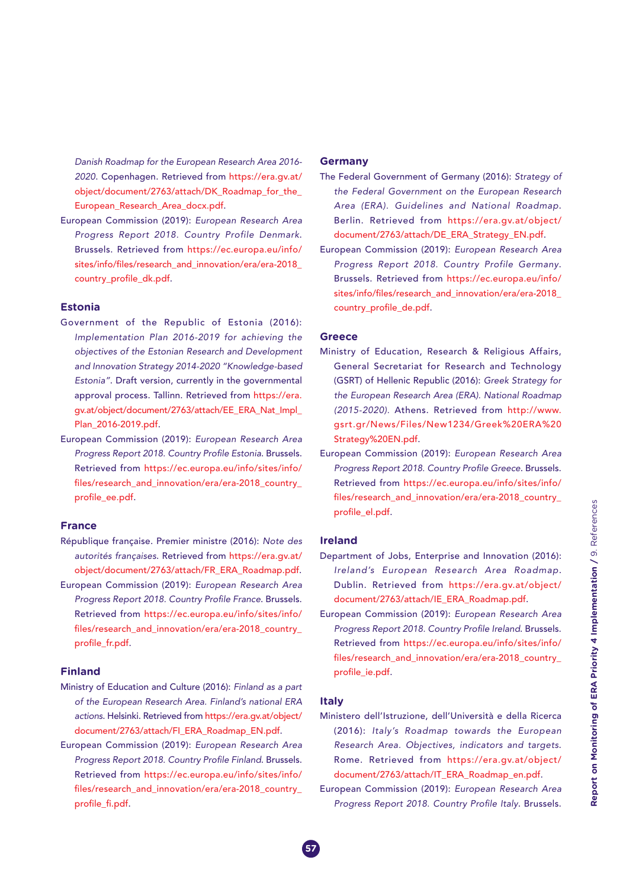*Danish Roadmap for the European Research Area 2016-2020*. Copenhagen. Retrieved from https://era.gv.at/object/document/2763/attach/DK_Roadmap_for_the_European_Research_Area_docx.pdf.

European Commission (2019): *European Research Area Progress Report 2018. Country Profile Denmark*. Brussels. Retrieved from https://ec.europa.eu/info/sites/info/files/research_and_innovation/era/era-2018_country_profile_dk.pdf.

### Estonia

Government of the Republic of Estonia (2016): *Implementation Plan 2016-2019 for achieving the objectives of the Estonian Research and Development and Innovation Strategy 2014-2020 "Knowledge-based Estonia"*. Draft version, currently in the governmental approval process. Tallinn. Retrieved from https://era.gv.at/object/document/2763/attach/EE_ERA_Nat_Impl_Plan_2016-2019.pdf.

European Commission (2019): *European Research Area Progress Report 2018. Country Profile Estonia*. Brussels. Retrieved from https://ec.europa.eu/info/sites/info/files/research_and_innovation/era/era-2018_country_profile_ee.pdf.

### France

République française. Premier ministre (2016): *Note des autorités françaises*. Retrieved from https://era.gv.at/object/document/2763/attach/FR_ERA_Roadmap.pdf.

European Commission (2019): *European Research Area Progress Report 2018. Country Profile France*. Brussels. Retrieved from https://ec.europa.eu/info/sites/info/files/research_and_innovation/era/era-2018_country_profile_fr.pdf.

### Finland

Ministry of Education and Culture (2016): *Finland as a part of the European Research Area. Finland's national ERA actions*. Helsinki. Retrieved from https://era.gv.at/object/document/2763/attach/FI_ERA_Roadmap_EN.pdf.

European Commission (2019): *European Research Area Progress Report 2018. Country Profile Finland*. Brussels. Retrieved from https://ec.europa.eu/info/sites/info/files/research_and_innovation/era/era-2018_country_profile_fi.pdf.

### Germany

The Federal Government of Germany (2016): *Strategy of the Federal Government on the European Research Area (ERA). Guidelines and National Roadmap*. Berlin. Retrieved from https://era.gv.at/object/document/2763/attach/DE_ERA_Strategy_EN.pdf.

European Commission (2019): *European Research Area Progress Report 2018. Country Profile Germany*. Brussels. Retrieved from https://ec.europa.eu/info/sites/info/files/research_and_innovation/era/era-2018_country_profile_de.pdf.

### Greece

Ministry of Education, Research & Religious Affairs, General Secretariat for Research and Technology (GSRT) of Hellenic Republic (2016): *Greek Strategy for the European Research Area (ERA). National Roadmap (2015-2020)*. Athens. Retrieved from http://www.gsrt.gr/News/Files/New1234/Greek%20ERA%20Strategy%20EN.pdf.

European Commission (2019): *European Research Area Progress Report 2018. Country Profile Greece*. Brussels. Retrieved from https://ec.europa.eu/info/sites/info/files/research_and_innovation/era/era-2018_country_profile_el.pdf.

### Ireland

Department of Jobs, Enterprise and Innovation (2016): *Ireland's European Research Area Roadmap*. Dublin. Retrieved from https://era.gv.at/object/document/2763/attach/IE_ERA_Roadmap.pdf.

European Commission (2019): *European Research Area Progress Report 2018. Country Profile Ireland*. Brussels. Retrieved from https://ec.europa.eu/info/sites/info/files/research_and_innovation/era/era-2018_country_profile_ie.pdf.

### Italy

Ministero dell'Istruzione, dell'Università e della Ricerca (2016): *Italy's Roadmap towards the European Research Area. Objectives, indicators and targets*. Rome. Retrieved from https://era.gv.at/object/document/2763/attach/IT_ERA_Roadmap_en.pdf.

European Commission (2019): *European Research Area Progress Report 2018. Country Profile Italy*. Brussels.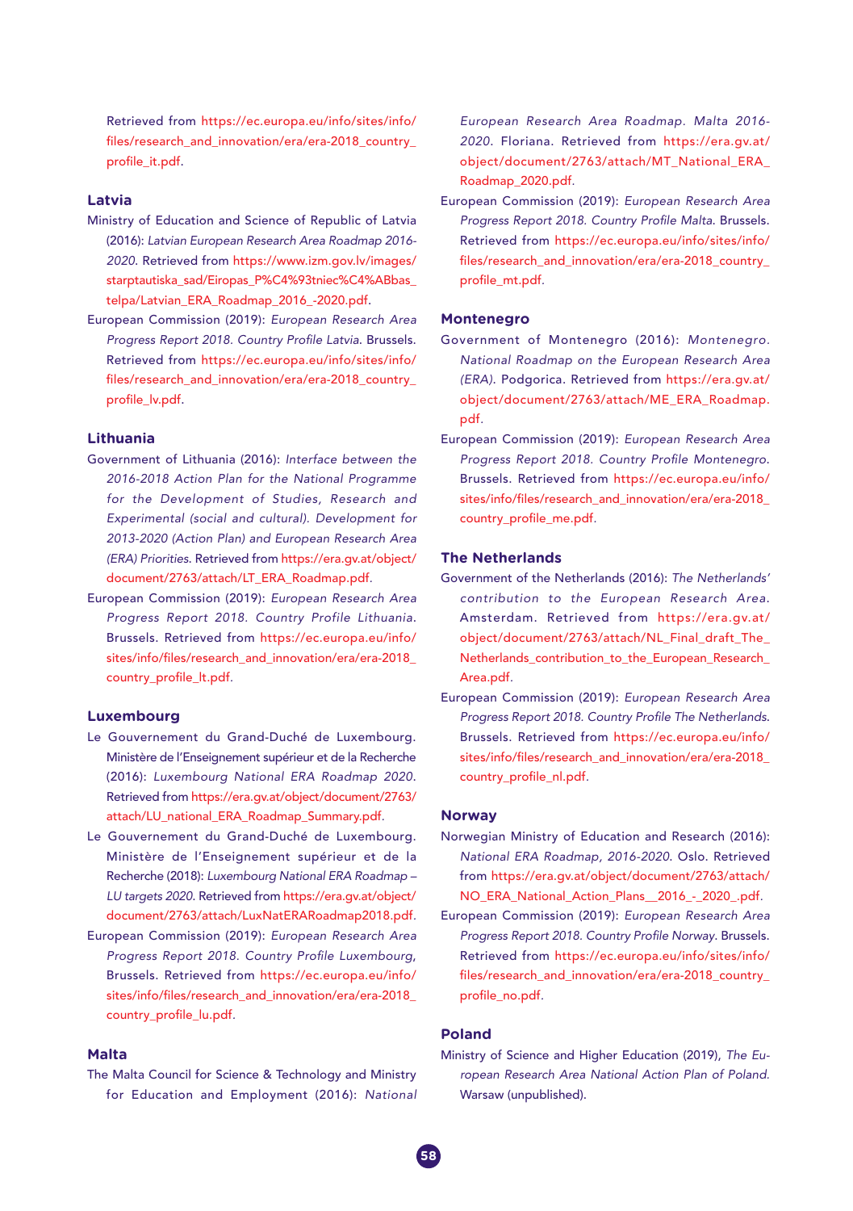Retrieved from https://ec.europa.eu/info/sites/info/files/research_and_innovation/era/era-2018_country_profile_it.pdf.

### Latvia

Ministry of Education and Science of Republic of Latvia (2016): *Latvian European Research Area Roadmap 2016-2020*. Retrieved from https://www.izm.gov.lv/images/starptautiska_sad/Eiropas_P%C4%93tniec%C4%ABbas_telpa/Latvian_ERA_Roadmap_2016_-2020.pdf.

European Commission (2019): *European Research Area Progress Report 2018. Country Profile Latvia*. Brussels. Retrieved from https://ec.europa.eu/info/sites/info/files/research_and_innovation/era/era-2018_country_profile_lv.pdf.

### Lithuania

Government of Lithuania (2016): *Interface between the 2016-2018 Action Plan for the National Programme for the Development of Studies, Research and Experimental (social and cultural). Development for 2013-2020 (Action Plan) and European Research Area (ERA) Priorities*. Retrieved from https://era.gv.at/object/document/2763/attach/LT_ERA_Roadmap.pdf.

European Commission (2019): *European Research Area Progress Report 2018. Country Profile Lithuania*. Brussels. Retrieved from https://ec.europa.eu/info/sites/info/files/research_and_innovation/era/era-2018_country_profile_lt.pdf.

### Luxembourg

Le Gouvernement du Grand-Duché de Luxembourg. Ministère de l'Enseignement supérieur et de la Recherche (2016): *Luxembourg National ERA Roadmap 2020*. Retrieved from https://era.gv.at/object/document/2763/attach/LU_national_ERA_Roadmap_Summary.pdf.

Le Gouvernement du Grand-Duché de Luxembourg. Ministère de l'Enseignement supérieur et de la Recherche (2018): *Luxembourg National ERA Roadmap – LU targets 2020*. Retrieved from https://era.gv.at/object/document/2763/attach/LuxNatERARoadmap2018.pdf.

European Commission (2019): *European Research Area Progress Report 2018. Country Profile Luxembourg*, Brussels. Retrieved from https://ec.europa.eu/info/sites/info/files/research_and_innovation/era/era-2018_country_profile_lu.pdf.

### Malta

The Malta Council for Science & Technology and Ministry for Education and Employment (2016): *National European Research Area Roadmap. Malta 2016-2020*. Floriana. Retrieved from https://era.gv.at/object/document/2763/attach/MT_National_ERA_Roadmap_2020.pdf.

European Commission (2019): *European Research Area Progress Report 2018. Country Profile Malta*. Brussels. Retrieved from https://ec.europa.eu/info/sites/info/files/research_and_innovation/era/era-2018_country_profile_mt.pdf.

### Montenegro

Government of Montenegro (2016): *Montenegro. National Roadmap on the European Research Area (ERA)*. Podgorica. Retrieved from https://era.gv.at/object/document/2763/attach/ME_ERA_Roadmap.pdf.

European Commission (2019): *European Research Area Progress Report 2018. Country Profile Montenegro*. Brussels. Retrieved from https://ec.europa.eu/info/sites/info/files/research_and_innovation/era/era-2018_country_profile_me.pdf.

### The Netherlands

Government of the Netherlands (2016): *The Netherlands' contribution to the European Research Area*. Amsterdam. Retrieved from https://era.gv.at/object/document/2763/attach/NL_Final_draft_The_Netherlands_contribution_to_the_European_Research_Area.pdf.

European Commission (2019): *European Research Area Progress Report 2018. Country Profile The Netherlands*. Brussels. Retrieved from https://ec.europa.eu/info/sites/info/files/research_and_innovation/era/era-2018_country_profile_nl.pdf.

### Norway

Norwegian Ministry of Education and Research (2016): *National ERA Roadmap, 2016-2020*. Oslo. Retrieved from https://era.gv.at/object/document/2763/attach/NO_ERA_National_Action_Plans__2016_-_2020_.pdf.

European Commission (2019): *European Research Area Progress Report 2018. Country Profile Norway*. Brussels. Retrieved from https://ec.europa.eu/info/sites/info/files/research_and_innovation/era/era-2018_country_profile_no.pdf.

### Poland

Ministry of Science and Higher Education (2019), *The European Research Area National Action Plan of Poland*. Warsaw (unpublished).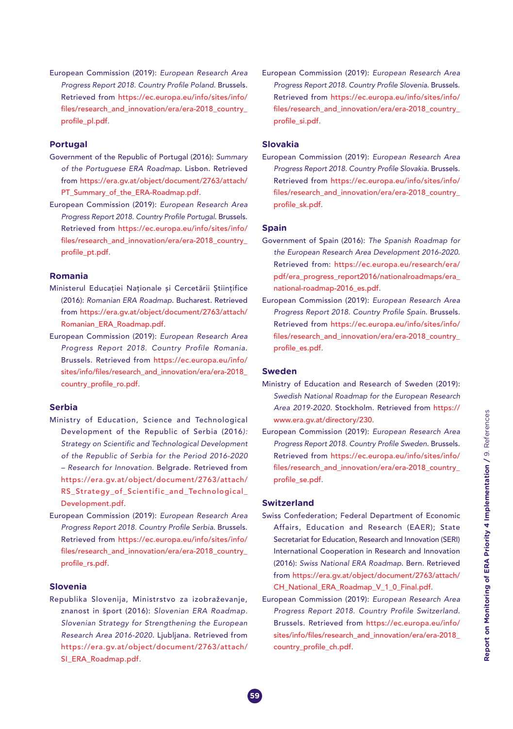European Commission (2019): *European Research Area Progress Report 2018. Country Profile Poland*. Brussels. Retrieved from https://ec.europa.eu/info/sites/info/files/research_and_innovation/era/era-2018_country_profile_pl.pdf.

## Portugal

Government of the Republic of Portugal (2016): *Summary of the Portuguese ERA Roadmap*. Lisbon. Retrieved from https://era.gv.at/object/document/2763/attach/PT_Summary_of_the_ERA-Roadmap.pdf.

European Commission (2019): *European Research Area Progress Report 2018. Country Profile Portugal*. Brussels. Retrieved from https://ec.europa.eu/info/sites/info/files/research_and_innovation/era/era-2018_country_profile_pt.pdf.

## Romania

Ministerul Educației Naționale și Cercetării Științifice (2016): *Romanian ERA Roadmap*. Bucharest. Retrieved from https://era.gv.at/object/document/2763/attach/Romanian_ERA_Roadmap.pdf.

European Commission (2019): *European Research Area Progress Report 2018. Country Profile Romania*. Brussels. Retrieved from https://ec.europa.eu/info/sites/info/files/research_and_innovation/era/era-2018_country_profile_ro.pdf.

## Serbia

Ministry of Education, Science and Technological Development of the Republic of Serbia (2016): *Strategy on Scientific and Technological Development of the Republic of Serbia for the Period 2016-2020 – Research for Innovation*. Belgrade. Retrieved from https://era.gv.at/object/document/2763/attach/RS_Strategy_of_Scientific_and_Technological_Development.pdf.

European Commission (2019): *European Research Area Progress Report 2018. Country Profile Serbia*. Brussels. Retrieved from https://ec.europa.eu/info/sites/info/files/research_and_innovation/era/era-2018_country_profile_rs.pdf.

## Slovenia

Republika Slovenija, Ministrstvo za izobraževanje, znanost in šport (2016): *Slovenian ERA Roadmap. Slovenian Strategy for Strengthening the European Research Area 2016-2020*. Ljubljana. Retrieved from https://era.gv.at/object/document/2763/attach/SI_ERA_Roadmap.pdf.

European Commission (2019): *European Research Area Progress Report 2018. Country Profile Slovenia*. Brussels. Retrieved from https://ec.europa.eu/info/sites/info/files/research_and_innovation/era/era-2018_country_profile_si.pdf.

## Slovakia

European Commission (2019): *European Research Area Progress Report 2018. Country Profile Slovakia*. Brussels. Retrieved from https://ec.europa.eu/info/sites/info/files/research_and_innovation/era/era-2018_country_profile_sk.pdf.

## Spain

Government of Spain (2016): *The Spanish Roadmap for the European Research Area Development 2016-2020*. Retrieved from: https://ec.europa.eu/research/era/pdf/era_progress_report2016/nationalroadmaps/era_national-roadmap-2016_es.pdf.

European Commission (2019): *European Research Area Progress Report 2018. Country Profile Spain*. Brussels. Retrieved from https://ec.europa.eu/info/sites/info/files/research_and_innovation/era/era-2018_country_profile_es.pdf.

## Sweden

Ministry of Education and Research of Sweden (2019): *Swedish National Roadmap for the European Research Area 2019-2020*. Stockholm. Retrieved from https://www.era.gv.at/directory/230.

European Commission (2019): *European Research Area Progress Report 2018. Country Profile Sweden*. Brussels. Retrieved from https://ec.europa.eu/info/sites/info/files/research_and_innovation/era/era-2018_country_profile_se.pdf.

## Switzerland

Swiss Confederation; Federal Department of Economic Affairs, Education and Research (EAER); State Secretariat for Education, Research and Innovation (SERI) International Cooperation in Research and Innovation (2016): *Swiss National ERA Roadmap*. Bern. Retrieved from https://era.gv.at/object/document/2763/attach/CH_National_ERA_Roadmap_V_1_0_Final.pdf.

European Commission (2019): *European Research Area Progress Report 2018. Country Profile Switzerland*. Brussels. Retrieved from https://ec.europa.eu/info/sites/info/files/research_and_innovation/era/era-2018_country_profile_ch.pdf.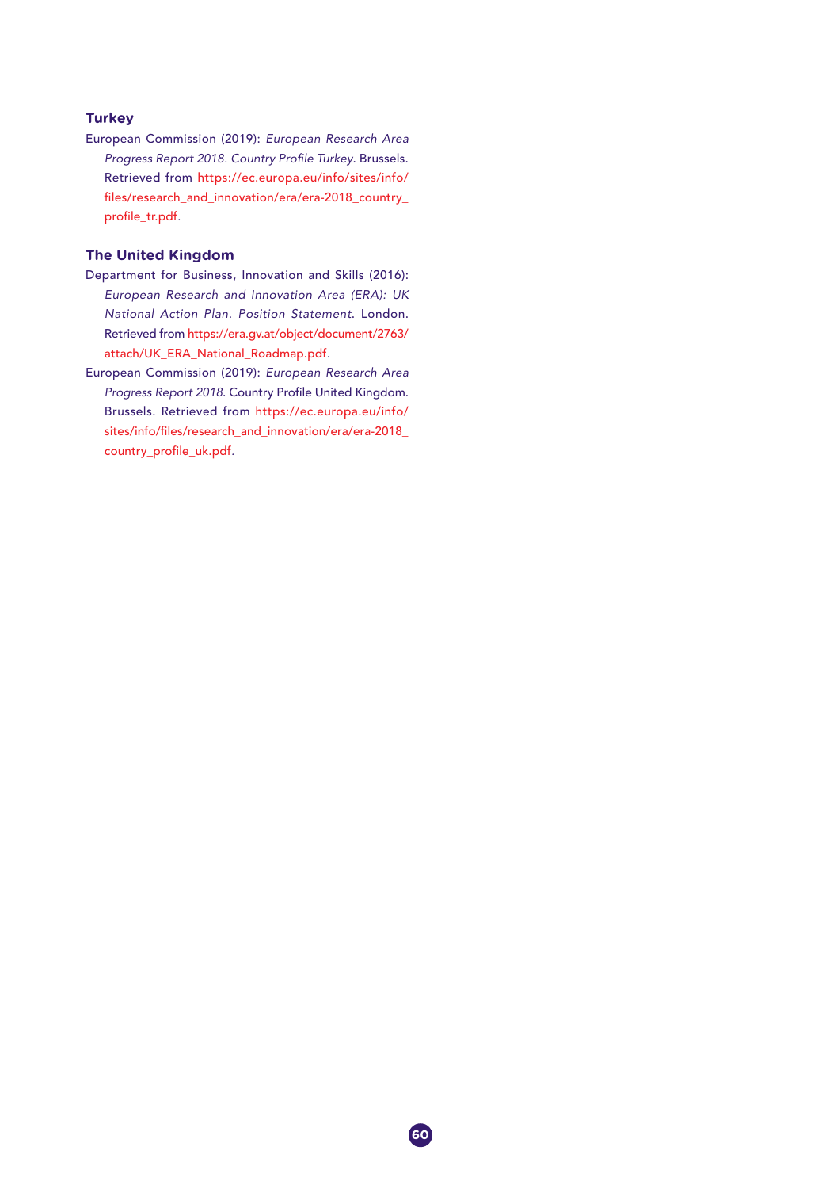### Turkey

European Commission (2019): *European Research Area Progress Report 2018. Country Profile Turkey*. Brussels. Retrieved from https://ec.europa.eu/info/sites/info/files/research_and_innovation/era/era-2018_country_profile_tr.pdf.

### The United Kingdom

Department for Business, Innovation and Skills (2016): *European Research and Innovation Area (ERA): UK National Action Plan. Position Statement*. London. Retrieved from https://era.gv.at/object/document/2763/attach/UK_ERA_National_Roadmap.pdf.

European Commission (2019): *European Research Area Progress Report 2018*. Country Profile United Kingdom. Brussels. Retrieved from https://ec.europa.eu/info/sites/info/files/research_and_innovation/era/era-2018_country_profile_uk.pdf.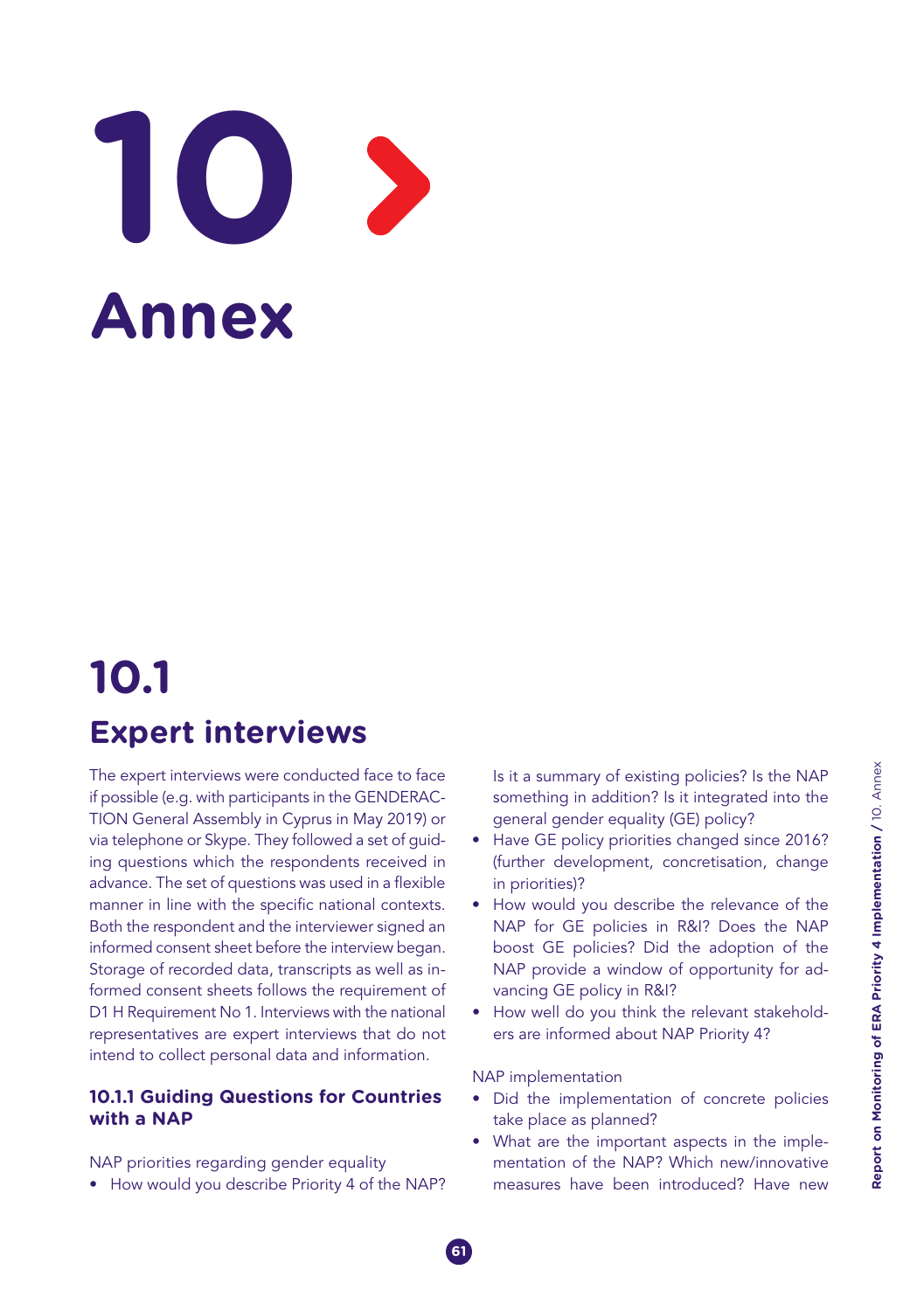# 10 Annex

## 10.1 Expert interviews

The expert interviews were conducted face to face if possible (e.g. with participants in the GENDERACTION General Assembly in Cyprus in May 2019) or via telephone or Skype. They followed a set of guiding questions which the respondents received in advance. The set of questions was used in a flexible manner in line with the specific national contexts. Both the respondent and the interviewer signed an informed consent sheet before the interview began. Storage of recorded data, transcripts as well as informed consent sheets follows the requirement of D1 H Requirement No 1. Interviews with the national representatives are expert interviews that do not intend to collect personal data and information.

### 10.1.1 Guiding Questions for Countries with a NAP

NAP priorities regarding gender equality

- How would you describe Priority 4 of the NAP? Is it a summary of existing policies? Is the NAP something in addition? Is it integrated into the general gender equality (GE) policy?
- Have GE policy priorities changed since 2016? (further development, concretisation, change in priorities)?
- How would you describe the relevance of the NAP for GE policies in R&I? Does the NAP boost GE policies? Did the adoption of the NAP provide a window of opportunity for advancing GE policy in R&I?
- How well do you think the relevant stakeholders are informed about NAP Priority 4?

NAP implementation

- Did the implementation of concrete policies take place as planned?
- What are the important aspects in the implementation of the NAP? Which new/innovative measures have been introduced? Have new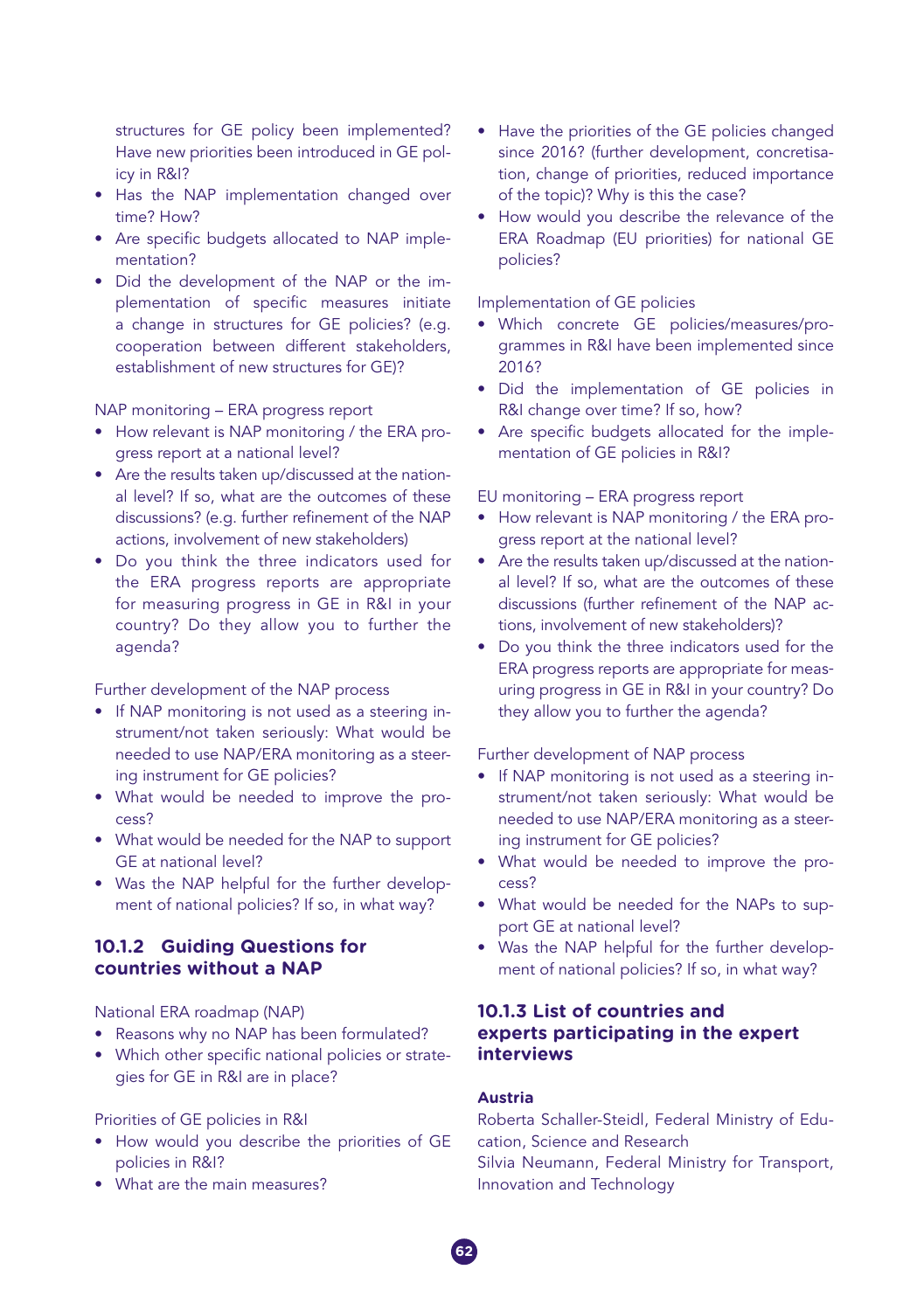structures for GE policy been implemented? Have new priorities been introduced in GE policy in R&I?

- Has the NAP implementation changed over time? How?
- Are specific budgets allocated to NAP implementation?
- Did the development of the NAP or the implementation of specific measures initiate a change in structures for GE policies? (e.g. cooperation between different stakeholders, establishment of new structures for GE)?

NAP monitoring – ERA progress report

- How relevant is NAP monitoring / the ERA progress report at a national level?
- Are the results taken up/discussed at the national level? If so, what are the outcomes of these discussions? (e.g. further refinement of the NAP actions, involvement of new stakeholders)
- Do you think the three indicators used for the ERA progress reports are appropriate for measuring progress in GE in R&I in your country? Do they allow you to further the agenda?

Further development of the NAP process

- If NAP monitoring is not used as a steering instrument/not taken seriously: What would be needed to use NAP/ERA monitoring as a steering instrument for GE policies?
- What would be needed to improve the process?
- What would be needed for the NAP to support GE at national level?
- Was the NAP helpful for the further development of national policies? If so, in what way?

### 10.1.2 Guiding Questions for countries without a NAP

National ERA roadmap (NAP)

- Reasons why no NAP has been formulated?
- Which other specific national policies or strategies for GE in R&I are in place?

Priorities of GE policies in R&I

- How would you describe the priorities of GE policies in R&I?
- What are the main measures?
- Have the priorities of the GE policies changed since 2016? (further development, concretisation, change of priorities, reduced importance of the topic)? Why is this the case?
- How would you describe the relevance of the ERA Roadmap (EU priorities) for national GE policies?

Implementation of GE policies

- Which concrete GE policies/measures/programmes in R&I have been implemented since 2016?
- Did the implementation of GE policies in R&I change over time? If so, how?
- Are specific budgets allocated for the implementation of GE policies in R&I?

EU monitoring – ERA progress report

- How relevant is NAP monitoring / the ERA progress report at the national level?
- Are the results taken up/discussed at the national level? If so, what are the outcomes of these discussions (further refinement of the NAP actions, involvement of new stakeholders)?
- Do you think the three indicators used for the ERA progress reports are appropriate for measuring progress in GE in R&I in your country? Do they allow you to further the agenda?

Further development of NAP process

- If NAP monitoring is not used as a steering instrument/not taken seriously: What would be needed to use NAP/ERA monitoring as a steering instrument for GE policies?
- What would be needed to improve the process?
- What would be needed for the NAPs to support GE at national level?
- Was the NAP helpful for the further development of national policies? If so, in what way?

### 10.1.3 List of countries and experts participating in the expert interviews

**Austria**

Roberta Schaller-Steidl, Federal Ministry of Education, Science and Research
Silvia Neumann, Federal Ministry for Transport, Innovation and Technology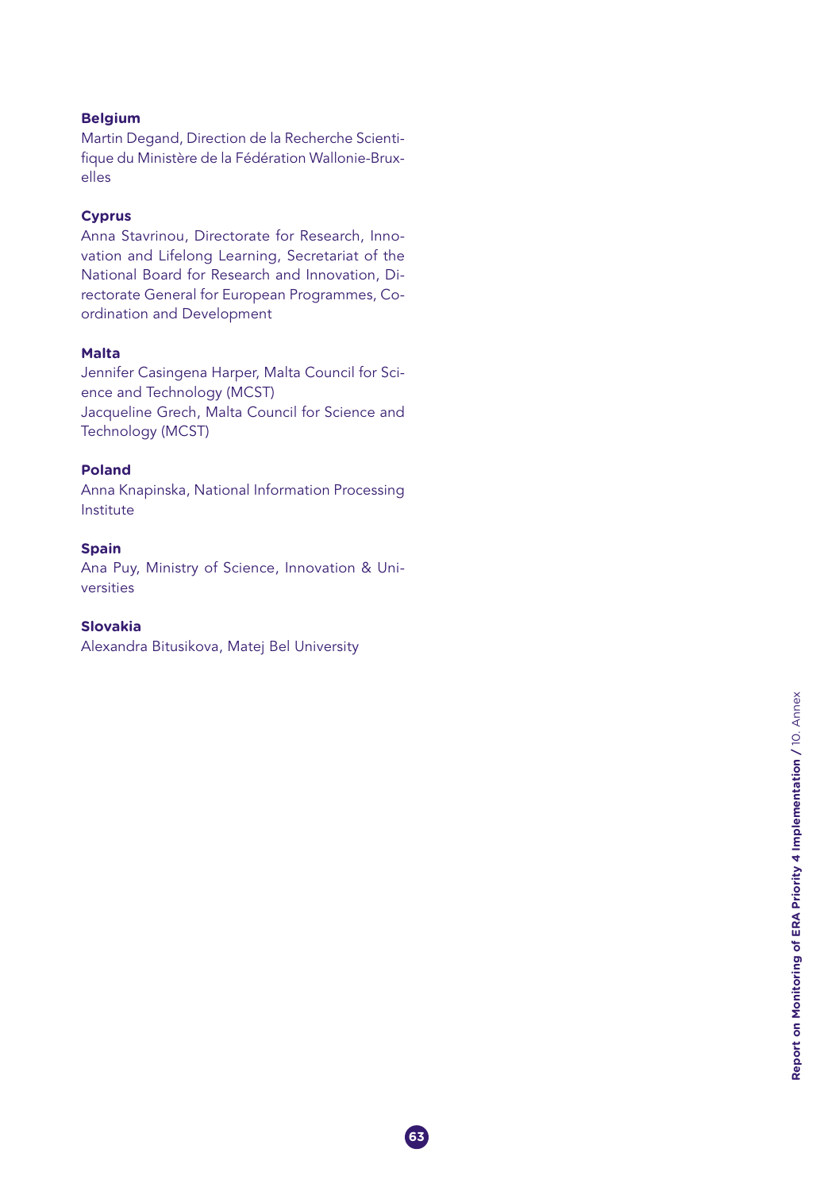**Belgium**

Martin Degand, Direction de la Recherche Scientifique du Ministère de la Fédération Wallonie-Bruxelles

**Cyprus**

Anna Stavrinou, Directorate for Research, Innovation and Lifelong Learning, Secretariat of the National Board for Research and Innovation, Directorate General for European Programmes, Coordination and Development

**Malta**

Jennifer Casingena Harper, Malta Council for Science and Technology (MCST)
Jacqueline Grech, Malta Council for Science and Technology (MCST)

**Poland**

Anna Knapinska, National Information Processing Institute

**Spain**

Ana Puy, Ministry of Science, Innovation & Universities

**Slovakia**

Alexandra Bitusikova, Matej Bel University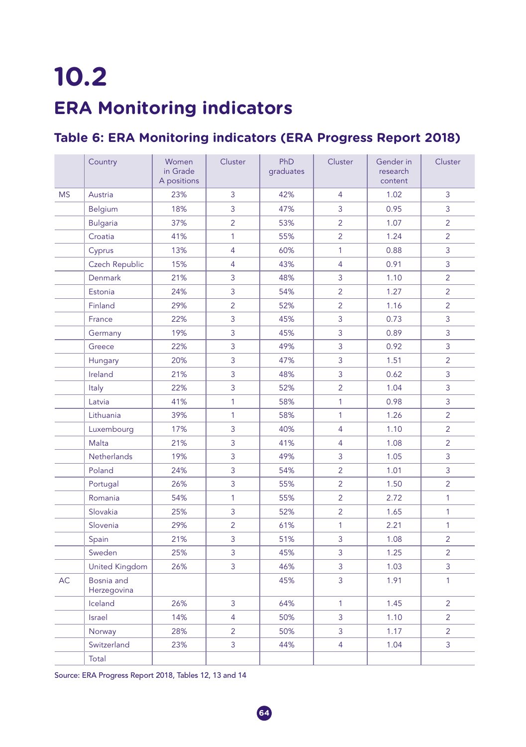# 10.2

## ERA Monitoring indicators

### Table 6: ERA Monitoring indicators (ERA Progress Report 2018)

| | Country | Women in Grade A positions | Cluster | PhD graduates | Cluster | Gender in research content | Cluster |
|---|---|---|---|---|---|---|---|
| MS | Austria | 23% | 3 | 42% | 4 | 1.02 | 3 |
| | Belgium | 18% | 3 | 47% | 3 | 0.95 | 3 |
| | Bulgaria | 37% | 2 | 53% | 2 | 1.07 | 2 |
| | Croatia | 41% | 1 | 55% | 2 | 1.24 | 2 |
| | Cyprus | 13% | 4 | 60% | 1 | 0.88 | 3 |
| | Czech Republic | 15% | 4 | 43% | 4 | 0.91 | 3 |
| | Denmark | 21% | 3 | 48% | 3 | 1.10 | 2 |
| | Estonia | 24% | 3 | 54% | 2 | 1.27 | 2 |
| | Finland | 29% | 2 | 52% | 2 | 1.16 | 2 |
| | France | 22% | 3 | 45% | 3 | 0.73 | 3 |
| | Germany | 19% | 3 | 45% | 3 | 0.89 | 3 |
| | Greece | 22% | 3 | 49% | 3 | 0.92 | 3 |
| | Hungary | 20% | 3 | 47% | 3 | 1.51 | 2 |
| | Ireland | 21% | 3 | 48% | 3 | 0.62 | 3 |
| | Italy | 22% | 3 | 52% | 2 | 1.04 | 3 |
| | Latvia | 41% | 1 | 58% | 1 | 0.98 | 3 |
| | Lithuania | 39% | 1 | 58% | 1 | 1.26 | 2 |
| | Luxembourg | 17% | 3 | 40% | 4 | 1.10 | 2 |
| | Malta | 21% | 3 | 41% | 4 | 1.08 | 2 |
| | Netherlands | 19% | 3 | 49% | 3 | 1.05 | 3 |
| | Poland | 24% | 3 | 54% | 2 | 1.01 | 3 |
| | Portugal | 26% | 3 | 55% | 2 | 1.50 | 2 |
| | Romania | 54% | 1 | 55% | 2 | 2.72 | 1 |
| | Slovakia | 25% | 3 | 52% | 2 | 1.65 | 1 |
| | Slovenia | 29% | 2 | 61% | 1 | 2.21 | 1 |
| | Spain | 21% | 3 | 51% | 3 | 1.08 | 2 |
| | Sweden | 25% | 3 | 45% | 3 | 1.25 | 2 |
| | United Kingdom | 26% | 3 | 46% | 3 | 1.03 | 3 |
| AC | Bosnia and Herzegovina | | | 45% | 3 | 1.91 | 1 |
| | Iceland | 26% | 3 | 64% | 1 | 1.45 | 2 |
| | Israel | 14% | 4 | 50% | 3 | 1.10 | 2 |
| | Norway | 28% | 2 | 50% | 3 | 1.17 | 2 |
| | Switzerland | 23% | 3 | 44% | 4 | 1.04 | 3 |
| | Total | | | | | | |

Source: ERA Progress Report 2018, Tables 12, 13 and 14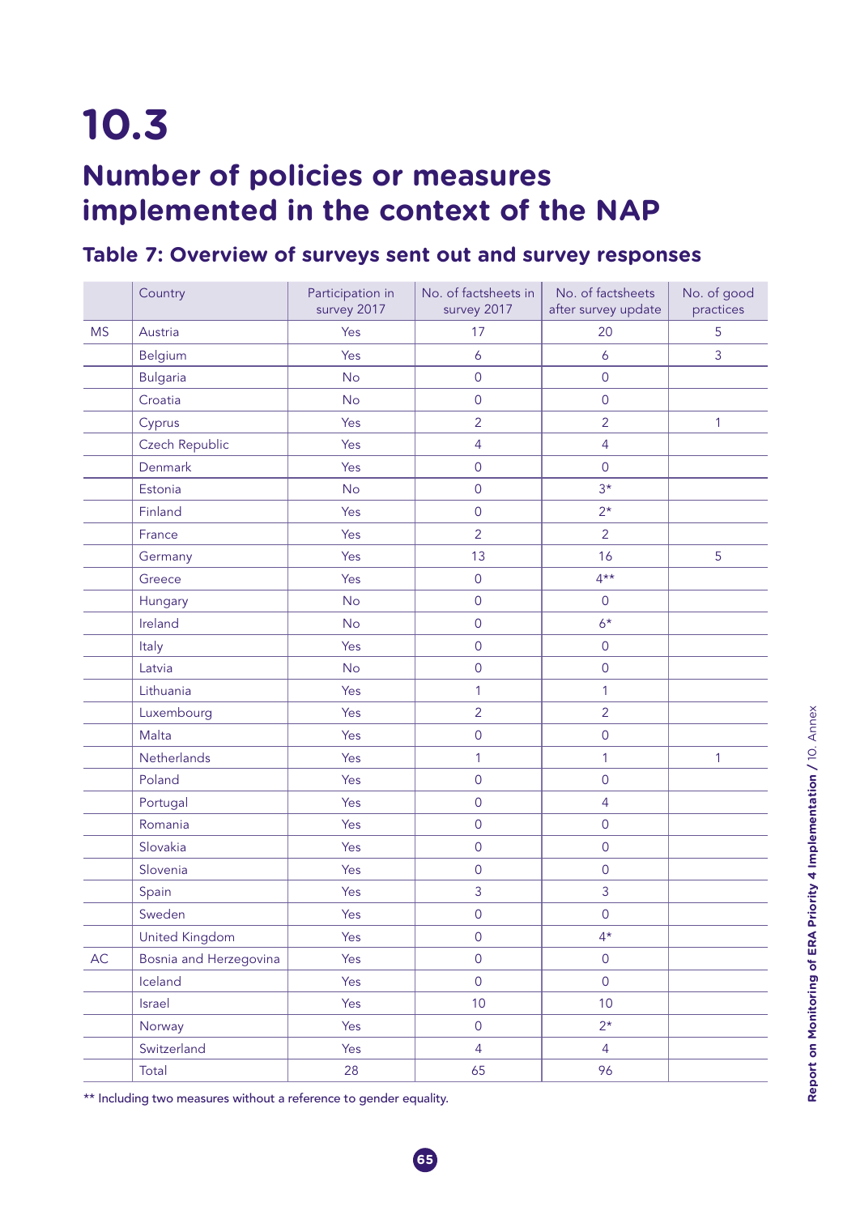# 10.3

## Number of policies or measures implemented in the context of the NAP

### Table 7: Overview of surveys sent out and survey responses

| | Country | Participation in survey 2017 | No. of factsheets in survey 2017 | No. of factsheets after survey update | No. of good practices |
|---|---|---|---|---|---|
| MS | Austria | Yes | 17 | 20 | 5 |
| | Belgium | Yes | 6 | 6 | 3 |
| | Bulgaria | No | 0 | 0 | |
| | Croatia | No | 0 | 0 | |
| | Cyprus | Yes | 2 | 2 | 1 |
| | Czech Republic | Yes | 4 | 4 | |
| | Denmark | Yes | 0 | 0 | |
| | Estonia | No | 0 | 3* | |
| | Finland | Yes | 0 | 2* | |
| | France | Yes | 2 | 2 | |
| | Germany | Yes | 13 | 16 | 5 |
| | Greece | Yes | 0 | 4** | |
| | Hungary | No | 0 | 0 | |
| | Ireland | No | 0 | 6* | |
| | Italy | Yes | 0 | 0 | |
| | Latvia | No | 0 | 0 | |
| | Lithuania | Yes | 1 | 1 | |
| | Luxembourg | Yes | 2 | 2 | |
| | Malta | Yes | 0 | 0 | |
| | Netherlands | Yes | 1 | 1 | 1 |
| | Poland | Yes | 0 | 0 | |
| | Portugal | Yes | 0 | 4 | |
| | Romania | Yes | 0 | 0 | |
| | Slovakia | Yes | 0 | 0 | |
| | Slovenia | Yes | 0 | 0 | |
| | Spain | Yes | 3 | 3 | |
| | Sweden | Yes | 0 | 0 | |
| | United Kingdom | Yes | 0 | 4* | |
| AC | Bosnia and Herzegovina | Yes | 0 | 0 | |
| | Iceland | Yes | 0 | 0 | |
| | Israel | Yes | 10 | 10 | |
| | Norway | Yes | 0 | 2* | |
| | Switzerland | Yes | 4 | 4 | |
| | Total | 28 | 65 | 96 | |

** Including two measures without a reference to gender equality.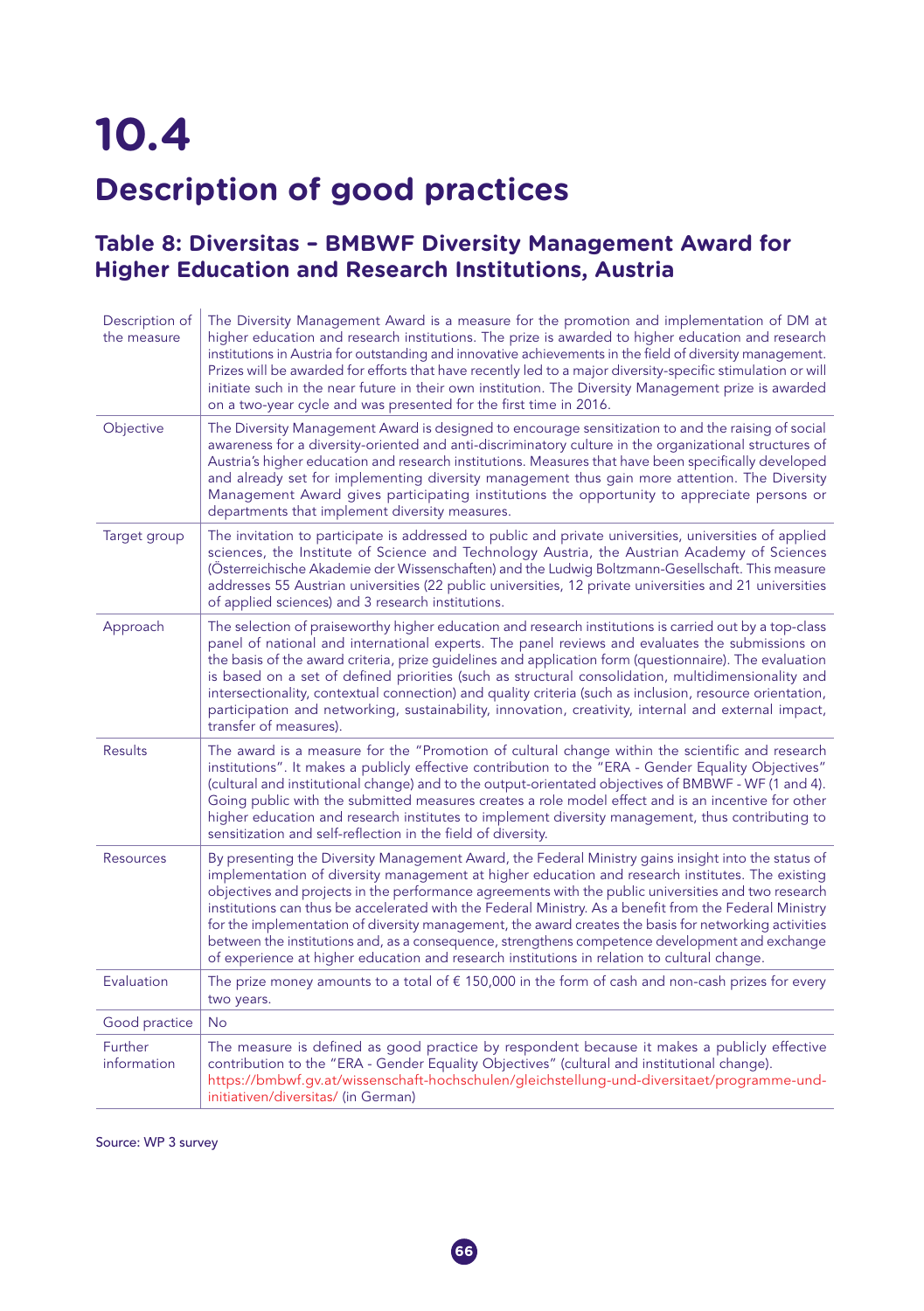# 10.4

## Description of good practices

### Table 8: Diversitas – BMBWF Diversity Management Award for Higher Education and Research Institutions, Austria

| | |
|---|---|
| Description of the measure | The Diversity Management Award is a measure for the promotion and implementation of DM at higher education and research institutions. The prize is awarded to higher education and research institutions in Austria for outstanding and innovative achievements in the field of diversity management. Prizes will be awarded for efforts that have recently led to a major diversity-specific stimulation or will initiate such in the near future in their own institution. The Diversity Management prize is awarded on a two-year cycle and was presented for the first time in 2016. |
| Objective | The Diversity Management Award is designed to encourage sensitization to and the raising of social awareness for a diversity-oriented and anti-discriminatory culture in the organizational structures of Austria's higher education and research institutions. Measures that have been specifically developed and already set for implementing diversity management thus gain more attention. The Diversity Management Award gives participating institutions the opportunity to appreciate persons or departments that implement diversity measures. |
| Target group | The invitation to participate is addressed to public and private universities, universities of applied sciences, the Institute of Science and Technology Austria, the Austrian Academy of Sciences (Österreichische Akademie der Wissenschaften) and the Ludwig Boltzmann-Gesellschaft. This measure addresses 55 Austrian universities (22 public universities, 12 private universities and 21 universities of applied sciences) and 3 research institutions. |
| Approach | The selection of praiseworthy higher education and research institutions is carried out by a top-class panel of national and international experts. The panel reviews and evaluates the submissions on the basis of the award criteria, prize guidelines and application form (questionnaire). The evaluation is based on a set of defined priorities (such as structural consolidation, multidimensionality and intersectionality, contextual connection) and quality criteria (such as inclusion, resource orientation, participation and networking, sustainability, innovation, creativity, internal and external impact, transfer of measures). |
| Results | The award is a measure for the "Promotion of cultural change within the scientific and research institutions". It makes a publicly effective contribution to the "ERA - Gender Equality Objectives" (cultural and institutional change) and to the output-orientated objectives of BMBWF - WF (1 and 4). Going public with the submitted measures creates a role model effect and is an incentive for other higher education and research institutes to implement diversity management, thus contributing to sensitization and self-reflection in the field of diversity. |
| Resources | By presenting the Diversity Management Award, the Federal Ministry gains insight into the status of implementation of diversity management at higher education and research institutes. The existing objectives and projects in the performance agreements with the public universities and two research institutions can thus be accelerated with the Federal Ministry. As a benefit from the Federal Ministry for the implementation of diversity management, the award creates the basis for networking activities between the institutions and, as a consequence, strengthens competence development and exchange of experience at higher education and research institutions in relation to cultural change. |
| Evaluation | The prize money amounts to a total of € 150,000 in the form of cash and non-cash prizes for every two years. |
| Good practice | No |
| Further information | The measure is defined as good practice by respondent because it makes a publicly effective contribution to the "ERA - Gender Equality Objectives" (cultural and institutional change). https://bmbwf.gv.at/wissenschaft-hochschulen/gleichstellung-und-diversitaet/programme-und-initiativen/diversitas/ (in German) |

Source: WP 3 survey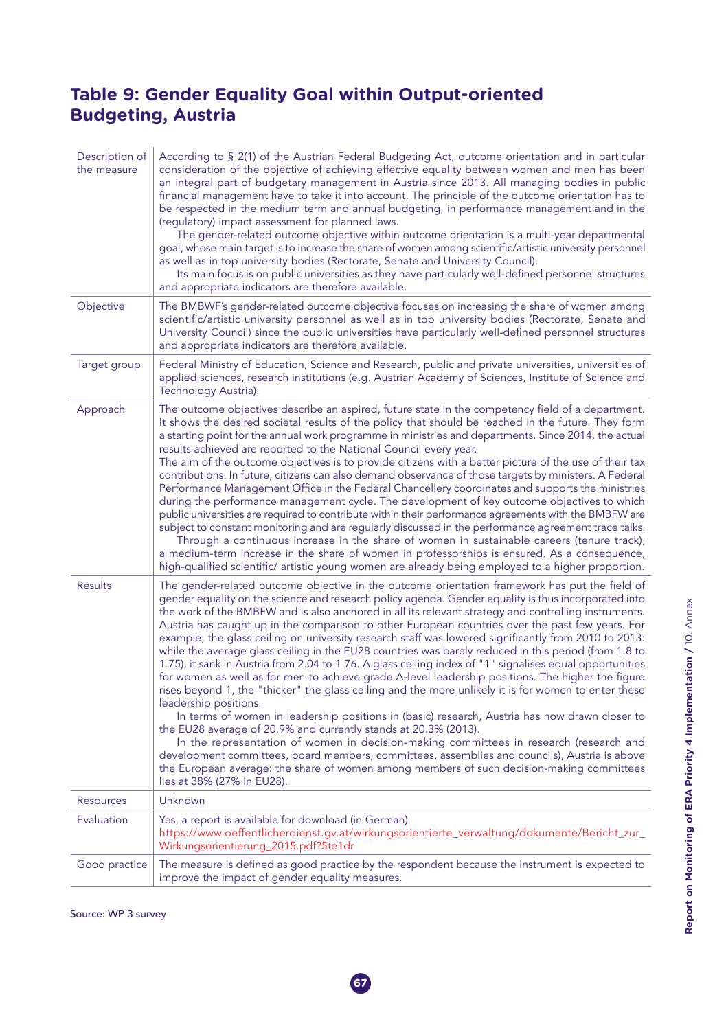## Table 9: Gender Equality Goal within Output-oriented Budgeting, Austria

| | |
|---|---|
| Description of the measure | According to § 2(1) of the Austrian Federal Budgeting Act, outcome orientation and in particular consideration of the objective of achieving effective equality between women and men has been an integral part of budgetary management in Austria since 2013. All managing bodies in public financial management have to take it into account. The principle of the outcome orientation has to be respected in the medium term and annual budgeting, in performance management and in the (regulatory) impact assessment for planned laws.<br>The gender-related outcome objective within outcome orientation is a multi-year departmental goal, whose main target is to increase the share of women among scientific/artistic university personnel as well as in top university bodies (Rectorate, Senate and University Council).<br>Its main focus is on public universities as they have particularly well-defined personnel structures and appropriate indicators are therefore available. |
| Objective | The BMBWF's gender-related outcome objective focuses on increasing the share of women among scientific/artistic university personnel as well as in top university bodies (Rectorate, Senate and University Council) since the public universities have particularly well-defined personnel structures and appropriate indicators are therefore available. |
| Target group | Federal Ministry of Education, Science and Research, public and private universities, universities of applied sciences, research institutions (e.g. Austrian Academy of Sciences, Institute of Science and Technology Austria). |
| Approach | The outcome objectives describe an aspired, future state in the competency field of a department. It shows the desired societal results of the policy that should be reached in the future. They form a starting point for the annual work programme in ministries and departments. Since 2014, the actual results achieved are reported to the National Council every year.<br>The aim of the outcome objectives is to provide citizens with a better picture of the use of their tax contributions. In future, citizens can also demand observance of those targets by ministers. A Federal Performance Management Office in the Federal Chancellery coordinates and supports the ministries during the performance management cycle. The development of key outcome objectives to which public universities are required to contribute within their performance agreements with the BMBFW are subject to constant monitoring and are regularly discussed in the performance agreement trace talks.<br>Through a continuous increase in the share of women in sustainable careers (tenure track), a medium-term increase in the share of women in professorships is ensured. As a consequence, high-qualified scientific/ artistic young women are already being employed to a higher proportion. |
| Results | The gender-related outcome objective in the outcome orientation framework has put the field of gender equality on the science and research policy agenda. Gender equality is thus incorporated into the work of the BMBFW and is also anchored in all its relevant strategy and controlling instruments. Austria has caught up in the comparison to other European countries over the past few years. For example, the glass ceiling on university research staff was lowered significantly from 2010 to 2013: while the average glass ceiling in the EU28 countries was barely reduced in this period (from 1.8 to 1.75), it sank in Austria from 2.04 to 1.76. A glass ceiling index of "1" signalises equal opportunities for women as well as for men to achieve grade A-level leadership positions. The higher the figure rises beyond 1, the "thicker" the glass ceiling and the more unlikely it is for women to enter these leadership positions.<br>In terms of women in leadership positions in (basic) research, Austria has now drawn closer to the EU28 average of 20.9% and currently stands at 20.3% (2013).<br>In the representation of women in decision-making committees in research (research and development committees, board members, committees, assemblies and councils), Austria is above the European average: the share of women among members of such decision-making committees lies at 38% (27% in EU28). |
| Resources | Unknown |
| Evaluation | Yes, a report is available for download (in German)<br>https://www.oeffentlicherdienst.gv.at/wirkungsorientierte_verwaltung/dokumente/Bericht_zur_Wirkungsorientierung_2015.pdf?5te1dr |
| Good practice | The measure is defined as good practice by the respondent because the instrument is expected to improve the impact of gender equality measures. |

Source: WP 3 survey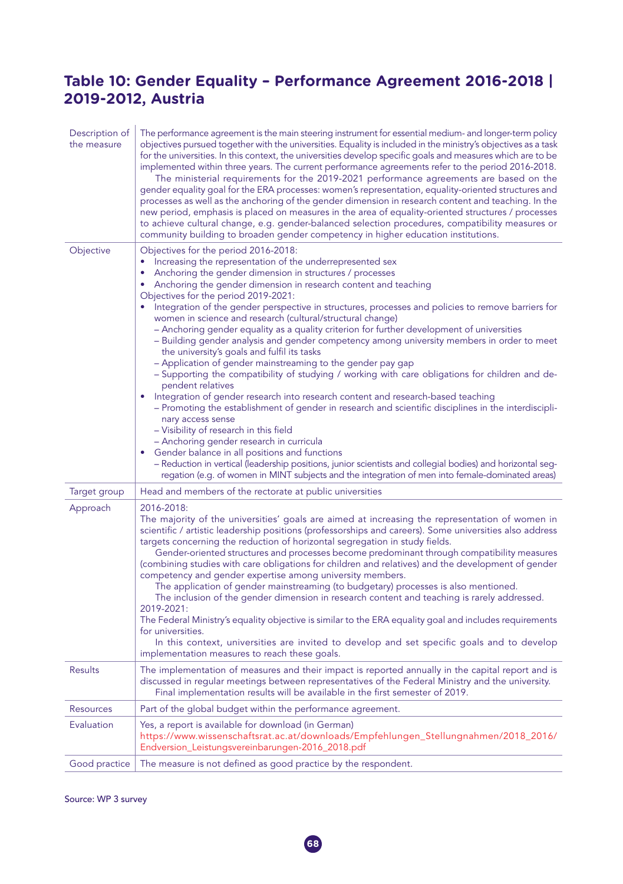## Table 10: Gender Equality – Performance Agreement 2016-2018 | 2019-2012, Austria

| | |
|---|---|
| Description of the measure | The performance agreement is the main steering instrument for essential medium- and longer-term policy objectives pursued together with the universities. Equality is included in the ministry's objectives as a task for the universities. In this context, the universities develop specific goals and measures which are to be implemented within three years. The current performance agreements refer to the period 2016-2018. The ministerial requirements for the 2019-2021 performance agreements are based on the gender equality goal for the ERA processes: women's representation, equality-oriented structures and processes as well as the anchoring of the gender dimension in research content and teaching. In the new period, emphasis is placed on measures in the area of equality-oriented structures / processes to achieve cultural change, e.g. gender-balanced selection procedures, compatibility measures or community building to broaden gender competency in higher education institutions. |
| Objective | Objectives for the period 2016-2018: <br>• Increasing the representation of the underrepresented sex <br>• Anchoring the gender dimension in structures / processes <br>• Anchoring the gender dimension in research content and teaching <br>Objectives for the period 2019-2021: <br>• Integration of the gender perspective in structures, processes and policies to remove barriers for women in science and research (cultural/structural change) <br>– Anchoring gender equality as a quality criterion for further development of universities <br>– Building gender analysis and gender competency among university members in order to meet the university's goals and fulfil its tasks <br>– Application of gender mainstreaming to the gender pay gap <br>– Supporting the compatibility of studying / working with care obligations for children and dependent relatives <br>• Integration of gender research into research content and research-based teaching <br>– Promoting the establishment of gender in research and scientific disciplines in the interdisciplinary access sense <br>– Visibility of research in this field <br>– Anchoring gender research in curricula <br>• Gender balance in all positions and functions <br>– Reduction in vertical (leadership positions, junior scientists and collegial bodies) and horizontal segregation (e.g. of women in MINT subjects and the integration of men into female-dominated areas) |
| Target group | Head and members of the rectorate at public universities |
| Approach | 2016-2018: <br>The majority of the universities' goals are aimed at increasing the representation of women in scientific / artistic leadership positions (professorships and careers). Some universities also address targets concerning the reduction of horizontal segregation in study fields. <br>Gender-oriented structures and processes become predominant through compatibility measures (combining studies with care obligations for children and relatives) and the development of gender competency and gender expertise among university members. <br>The application of gender mainstreaming (to budgetary) processes is also mentioned. <br>The inclusion of the gender dimension in research content and teaching is rarely addressed. <br>2019-2021: <br>The Federal Ministry's equality objective is similar to the ERA equality goal and includes requirements for universities. <br>In this context, universities are invited to develop and set specific goals and to develop implementation measures to reach these goals. |
| Results | The implementation of measures and their impact is reported annually in the capital report and is discussed in regular meetings between representatives of the Federal Ministry and the university. <br>Final implementation results will be available in the first semester of 2019. |
| Resources | Part of the global budget within the performance agreement. |
| Evaluation | Yes, a report is available for download (in German) <br>https://www.wissenschaftsrat.ac.at/downloads/Empfehlungen_Stellungnahmen/2018_2016/Endversion_Leistungsvereinbarungen-2016_2018.pdf |
| Good practice | The measure is not defined as good practice by the respondent. |

Source: WP 3 survey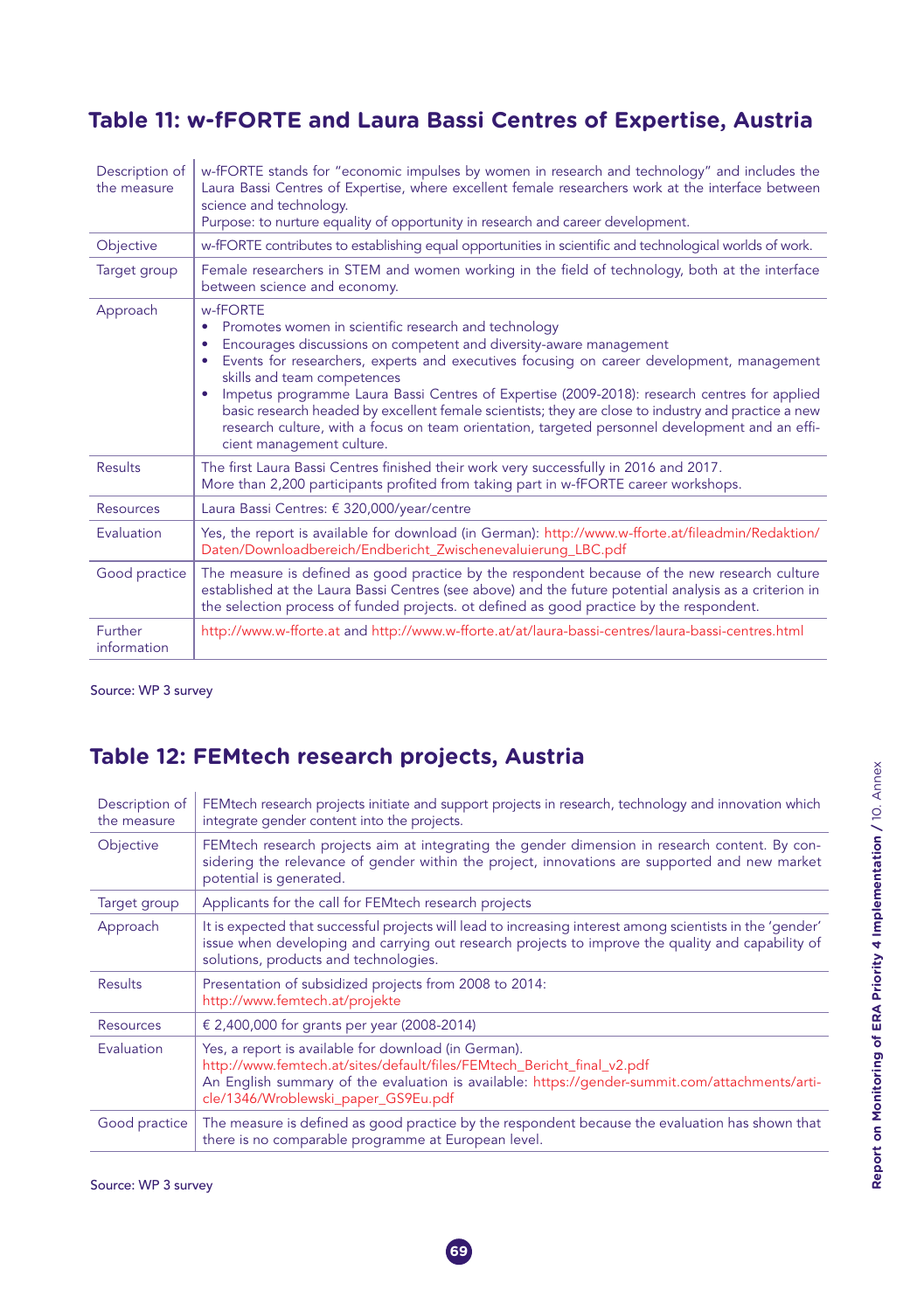## Table 11: w-fFORTE and Laura Bassi Centres of Expertise, Austria

| | |
|---|---|
| Description of the measure | w-fFORTE stands for "economic impulses by women in research and technology" and includes the Laura Bassi Centres of Expertise, where excellent female researchers work at the interface between science and technology.<br>Purpose: to nurture equality of opportunity in research and career development. |
| Objective | w-fFORTE contributes to establishing equal opportunities in scientific and technological worlds of work. |
| Target group | Female researchers in STEM and women working in the field of technology, both at the interface between science and economy. |
| Approach | w-fFORTE<br>• Promotes women in scientific research and technology<br>• Encourages discussions on competent and diversity-aware management<br>• Events for researchers, experts and executives focusing on career development, management skills and team competences<br>• Impetus programme Laura Bassi Centres of Expertise (2009-2018): research centres for applied basic research headed by excellent female scientists; they are close to industry and practice a new research culture, with a focus on team orientation, targeted personnel development and an efficient management culture. |
| Results | The first Laura Bassi Centres finished their work very successfully in 2016 and 2017.<br>More than 2,200 participants profited from taking part in w-fFORTE career workshops. |
| Resources | Laura Bassi Centres: € 320,000/year/centre |
| Evaluation | Yes, the report is available for download (in German): http://www.w-fforte.at/fileadmin/Redaktion/Daten/Downloadbereich/Endbericht_Zwischenevaluierung_LBC.pdf |
| Good practice | The measure is defined as good practice by the respondent because of the new research culture established at the Laura Bassi Centres (see above) and the future potential analysis as a criterion in the selection process of funded projects. ot defined as good practice by the respondent. |
| Further information | http://www.w-fforte.at and http://www.w-fforte.at/at/laura-bassi-centres/laura-bassi-centres.html |

Source: WP 3 survey

## Table 12: FEMtech research projects, Austria

| | |
|---|---|
| Description of the measure | FEMtech research projects initiate and support projects in research, technology and innovation which integrate gender content into the projects. |
| Objective | FEMtech research projects aim at integrating the gender dimension in research content. By considering the relevance of gender within the project, innovations are supported and new market potential is generated. |
| Target group | Applicants for the call for FEMtech research projects |
| Approach | It is expected that successful projects will lead to increasing interest among scientists in the 'gender' issue when developing and carrying out research projects to improve the quality and capability of solutions, products and technologies. |
| Results | Presentation of subsidized projects from 2008 to 2014:<br>http://www.femtech.at/projekte |
| Resources | € 2,400,000 for grants per year (2008-2014) |
| Evaluation | Yes, a report is available for download (in German).<br>http://www.femtech.at/sites/default/files/FEMtech_Bericht_final_v2.pdf<br>An English summary of the evaluation is available: https://gender-summit.com/attachments/article/1346/Wroblewski_paper_GS9Eu.pdf |
| Good practice | The measure is defined as good practice by the respondent because the evaluation has shown that there is no comparable programme at European level. |

Source: WP 3 survey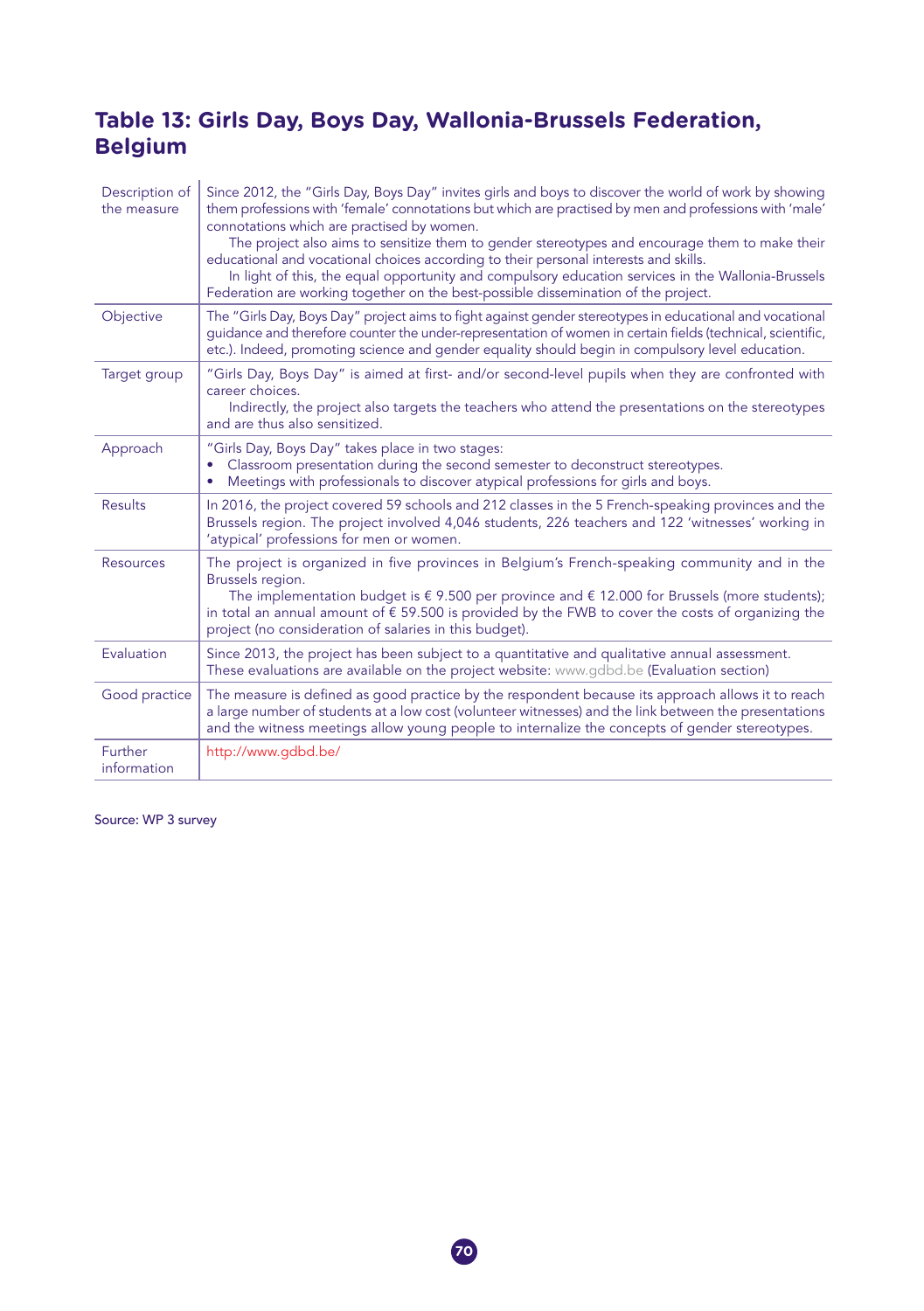## Table 13: Girls Day, Boys Day, Wallonia-Brussels Federation, Belgium

| | |
|---|---|
| Description of the measure | Since 2012, the "Girls Day, Boys Day" invites girls and boys to discover the world of work by showing them professions with 'female' connotations but which are practised by men and professions with 'male' connotations which are practised by women.<br>The project also aims to sensitize them to gender stereotypes and encourage them to make their educational and vocational choices according to their personal interests and skills.<br>In light of this, the equal opportunity and compulsory education services in the Wallonia-Brussels Federation are working together on the best-possible dissemination of the project. |
| Objective | The "Girls Day, Boys Day" project aims to fight against gender stereotypes in educational and vocational guidance and therefore counter the under-representation of women in certain fields (technical, scientific, etc.). Indeed, promoting science and gender equality should begin in compulsory level education. |
| Target group | "Girls Day, Boys Day" is aimed at first- and/or second-level pupils when they are confronted with career choices.<br>Indirectly, the project also targets the teachers who attend the presentations on the stereotypes and are thus also sensitized. |
| Approach | "Girls Day, Boys Day" takes place in two stages:<br>• Classroom presentation during the second semester to deconstruct stereotypes.<br>• Meetings with professionals to discover atypical professions for girls and boys. |
| Results | In 2016, the project covered 59 schools and 212 classes in the 5 French-speaking provinces and the Brussels region. The project involved 4,046 students, 226 teachers and 122 'witnesses' working in 'atypical' professions for men or women. |
| Resources | The project is organized in five provinces in Belgium's French-speaking community and in the Brussels region.<br>The implementation budget is € 9.500 per province and € 12.000 for Brussels (more students); in total an annual amount of € 59.500 is provided by the FWB to cover the costs of organizing the project (no consideration of salaries in this budget). |
| Evaluation | Since 2013, the project has been subject to a quantitative and qualitative annual assessment. These evaluations are available on the project website: www.gdbd.be (Evaluation section) |
| Good practice | The measure is defined as good practice by the respondent because its approach allows it to reach a large number of students at a low cost (volunteer witnesses) and the link between the presentations and the witness meetings allow young people to internalize the concepts of gender stereotypes. |
| Further information | http://www.gdbd.be/ |

Source: WP 3 survey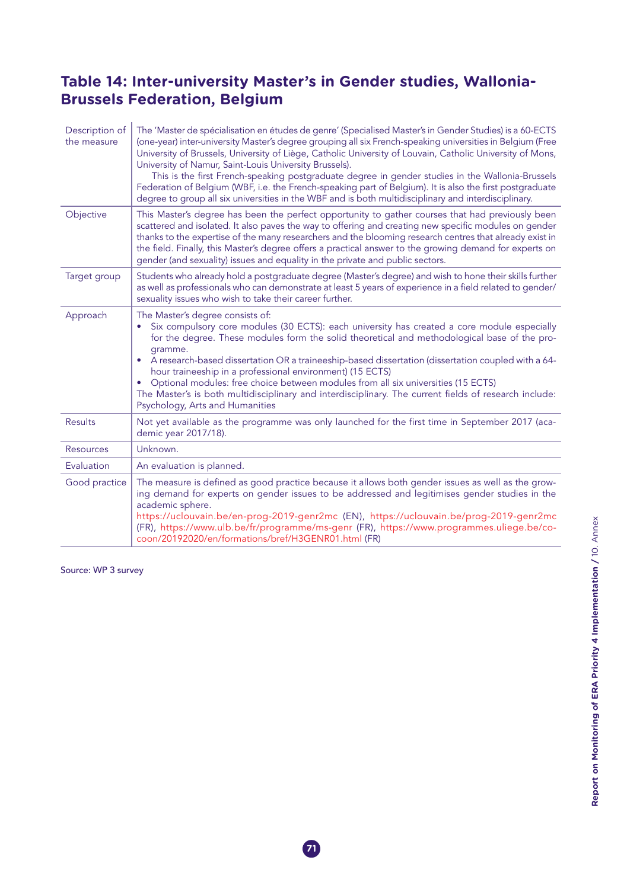## Table 14: Inter-university Master's in Gender studies, Wallonia-Brussels Federation, Belgium

| | |
|---|---|
| Description of the measure | The 'Master de spécialisation en études de genre' (Specialised Master's in Gender Studies) is a 60-ECTS (one-year) inter-university Master's degree grouping all six French-speaking universities in Belgium (Free University of Brussels, University of Liège, Catholic University of Louvain, Catholic University of Mons, University of Namur, Saint-Louis University Brussels).<br>This is the first French-speaking postgraduate degree in gender studies in the Wallonia-Brussels Federation of Belgium (WBF, i.e. the French-speaking part of Belgium). It is also the first postgraduate degree to group all six universities in the WBF and is both multidisciplinary and interdisciplinary. |
| Objective | This Master's degree has been the perfect opportunity to gather courses that had previously been scattered and isolated. It also paves the way to offering and creating new specific modules on gender thanks to the expertise of the many researchers and the blooming research centres that already exist in the field. Finally, this Master's degree offers a practical answer to the growing demand for experts on gender (and sexuality) issues and equality in the private and public sectors. |
| Target group | Students who already hold a postgraduate degree (Master's degree) and wish to hone their skills further as well as professionals who can demonstrate at least 5 years of experience in a field related to gender/sexuality issues who wish to take their career further. |
| Approach | The Master's degree consists of:<br>• Six compulsory core modules (30 ECTS): each university has created a core module especially for the degree. These modules form the solid theoretical and methodological base of the programme.<br>• A research-based dissertation OR a traineeship-based dissertation (dissertation coupled with a 64-hour traineeship in a professional environment) (15 ECTS)<br>• Optional modules: free choice between modules from all six universities (15 ECTS)<br>The Master's is both multidisciplinary and interdisciplinary. The current fields of research include: Psychology, Arts and Humanities |
| Results | Not yet available as the programme was only launched for the first time in September 2017 (academic year 2017/18). |
| Resources | Unknown. |
| Evaluation | An evaluation is planned. |
| Good practice | The measure is defined as good practice because it allows both gender issues as well as the growing demand for experts on gender issues to be addressed and legitimises gender studies in the academic sphere.<br>https://uclouvain.be/en-prog-2019-genr2mc (EN), https://uclouvain.be/prog-2019-genr2mc (FR), https://www.ulb.be/fr/programme/ms-genr (FR), https://www.programmes.uliege.be/cocoon/20192020/en/formations/bref/H3GENR01.html (FR) |

Source: WP 3 survey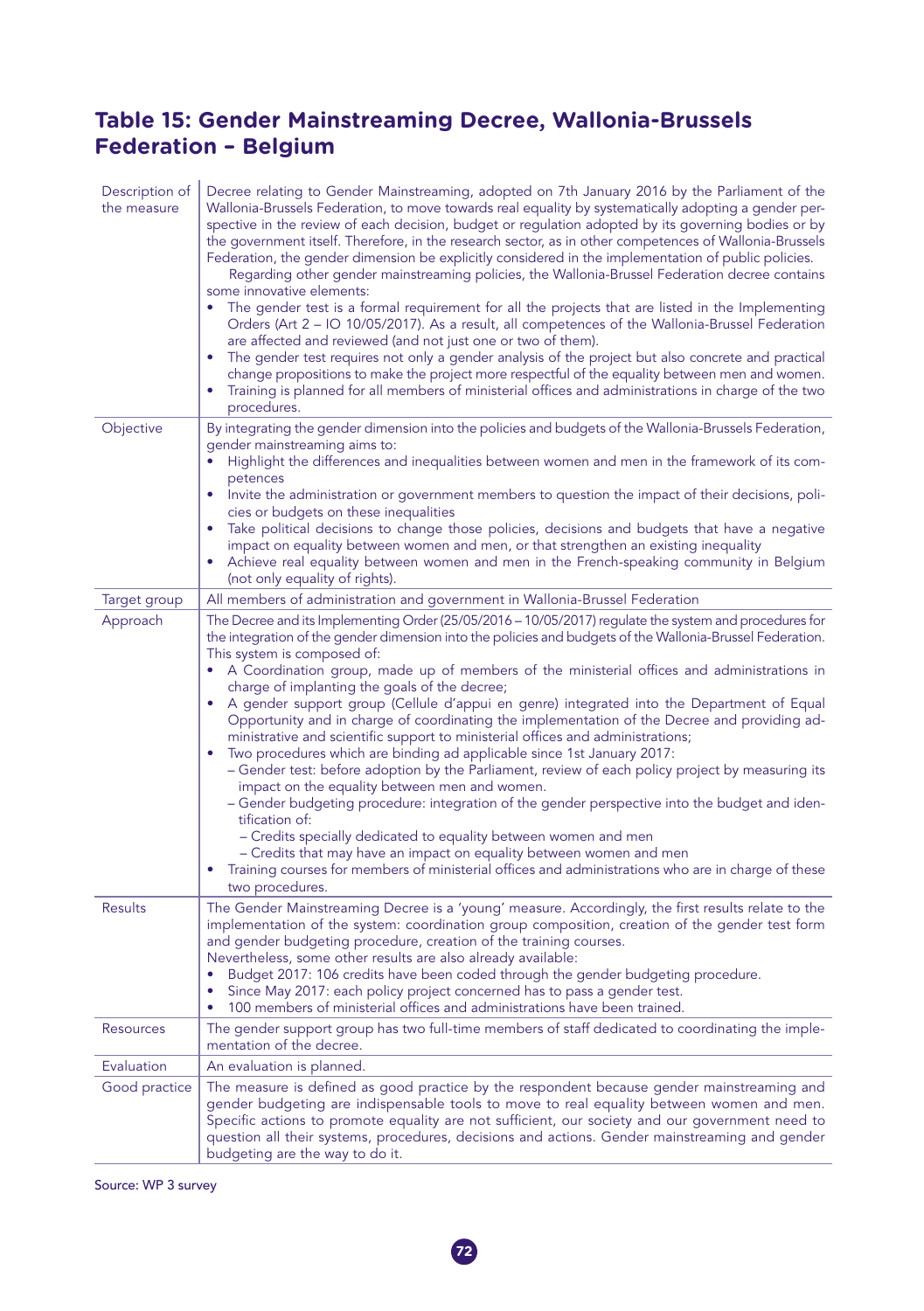## Table 15: Gender Mainstreaming Decree, Wallonia-Brussels Federation – Belgium

| | |
|---|---|
| Description of the measure | Decree relating to Gender Mainstreaming, adopted on 7th January 2016 by the Parliament of the Wallonia-Brussels Federation, to move towards real equality by systematically adopting a gender perspective in the review of each decision, budget or regulation adopted by its governing bodies or by the government itself. Therefore, in the research sector, as in other competences of Wallonia-Brussels Federation, the gender dimension be explicitly considered in the implementation of public policies.<br>Regarding other gender mainstreaming policies, the Wallonia-Brussel Federation decree contains some innovative elements:<br>• The gender test is a formal requirement for all the projects that are listed in the Implementing Orders (Art 2 – IO 10/05/2017). As a result, all competences of the Wallonia-Brussel Federation are affected and reviewed (and not just one or two of them).<br>• The gender test requires not only a gender analysis of the project but also concrete and practical change propositions to make the project more respectful of the equality between men and women.<br>• Training is planned for all members of ministerial offices and administrations in charge of the two procedures. |
| Objective | By integrating the gender dimension into the policies and budgets of the Wallonia-Brussels Federation, gender mainstreaming aims to:<br>• Highlight the differences and inequalities between women and men in the framework of its competences<br>• Invite the administration or government members to question the impact of their decisions, policies or budgets on these inequalities<br>• Take political decisions to change those policies, decisions and budgets that have a negative impact on equality between women and men, or that strengthen an existing inequality<br>• Achieve real equality between women and men in the French-speaking community in Belgium (not only equality of rights). |
| Target group | All members of administration and government in Wallonia-Brussel Federation |
| Approach | The Decree and its Implementing Order (25/05/2016 – 10/05/2017) regulate the system and procedures for the integration of the gender dimension into the policies and budgets of the Wallonia-Brussel Federation.<br>This system is composed of:<br>• A Coordination group, made up of members of the ministerial offices and administrations in charge of implanting the goals of the decree;<br>• A gender support group (Cellule d'appui en genre) integrated into the Department of Equal Opportunity and in charge of coordinating the implementation of the Decree and providing administrative and scientific support to ministerial offices and administrations;<br>• Two procedures which are binding ad applicable since 1st January 2017:<br>– Gender test: before adoption by the Parliament, review of each policy project by measuring its impact on the equality between men and women.<br>– Gender budgeting procedure: integration of the gender perspective into the budget and identification of:<br>– Credits specially dedicated to equality between women and men<br>– Credits that may have an impact on equality between women and men<br>• Training courses for members of ministerial offices and administrations who are in charge of these two procedures. |
| Results | The Gender Mainstreaming Decree is a 'young' measure. Accordingly, the first results relate to the implementation of the system: coordination group composition, creation of the gender test form and gender budgeting procedure, creation of the training courses.<br>Nevertheless, some other results are also already available:<br>• Budget 2017: 106 credits have been coded through the gender budgeting procedure.<br>• Since May 2017: each policy project concerned has to pass a gender test.<br>• 100 members of ministerial offices and administrations have been trained. |
| Resources | The gender support group has two full-time members of staff dedicated to coordinating the implementation of the decree. |
| Evaluation | An evaluation is planned. |
| Good practice | The measure is defined as good practice by the respondent because gender mainstreaming and gender budgeting are indispensable tools to move to real equality between women and men. Specific actions to promote equality are not sufficient, our society and our government need to question all their systems, procedures, decisions and actions. Gender mainstreaming and gender budgeting are the way to do it. |

Source: WP 3 survey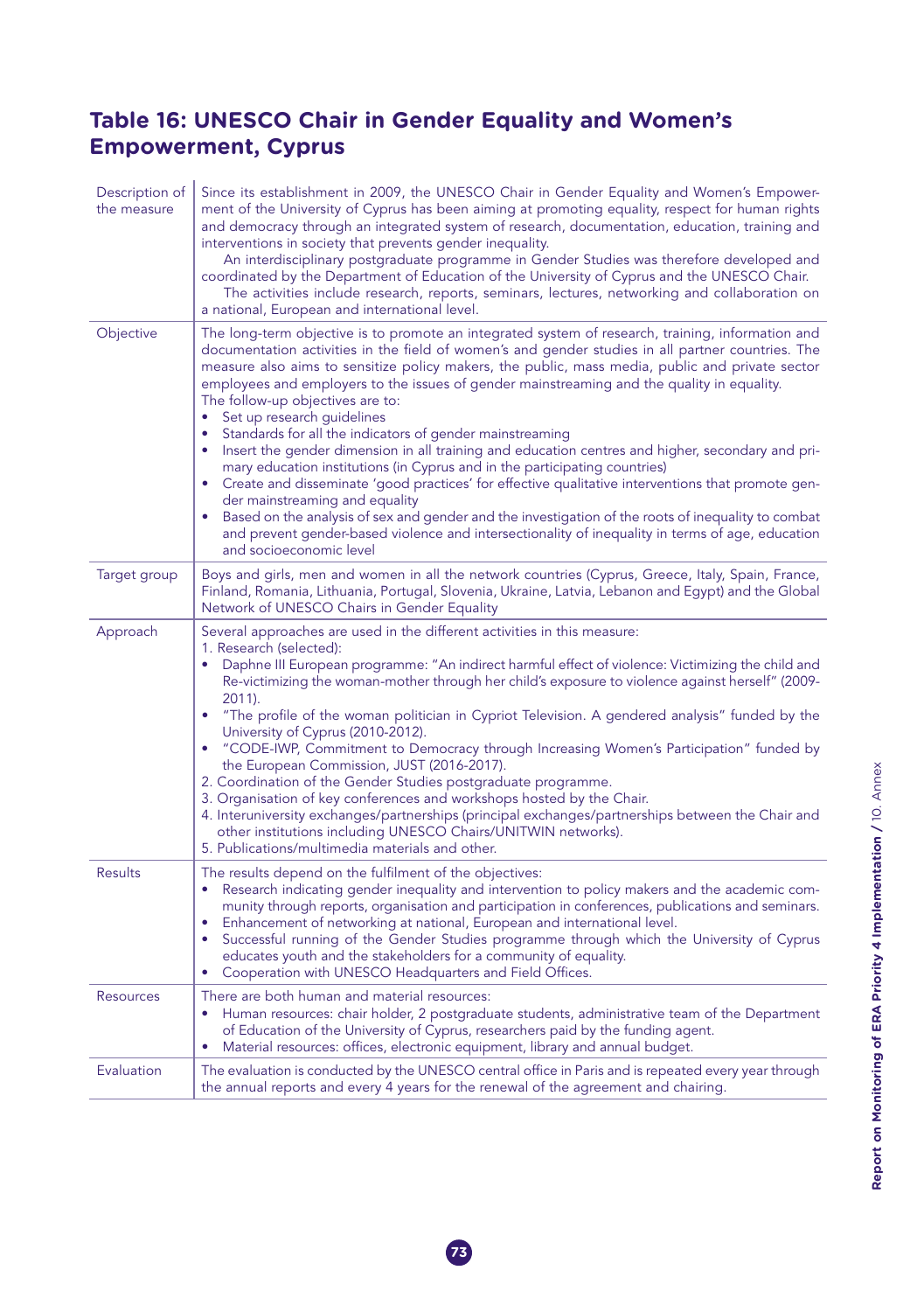## Table 16: UNESCO Chair in Gender Equality and Women's Empowerment, Cyprus

| | |
|---|---|
| Description of the measure | Since its establishment in 2009, the UNESCO Chair in Gender Equality and Women's Empowerment of the University of Cyprus has been aiming at promoting equality, respect for human rights and democracy through an integrated system of research, documentation, education, training and interventions in society that prevents gender inequality.<br>An interdisciplinary postgraduate programme in Gender Studies was therefore developed and coordinated by the Department of Education of the University of Cyprus and the UNESCO Chair.<br>The activities include research, reports, seminars, lectures, networking and collaboration on a national, European and international level. |
| Objective | The long-term objective is to promote an integrated system of research, training, information and documentation activities in the field of women's and gender studies in all partner countries. The measure also aims to sensitize policy makers, the public, mass media, public and private sector employees and employers to the issues of gender mainstreaming and the quality in equality.<br>The follow-up objectives are to:<br>• Set up research guidelines<br>• Standards for all the indicators of gender mainstreaming<br>• Insert the gender dimension in all training and education centres and higher, secondary and primary education institutions (in Cyprus and in the participating countries)<br>• Create and disseminate 'good practices' for effective qualitative interventions that promote gender mainstreaming and equality<br>• Based on the analysis of sex and gender and the investigation of the roots of inequality to combat and prevent gender-based violence and intersectionality of inequality in terms of age, education and socioeconomic level |
| Target group | Boys and girls, men and women in all the network countries (Cyprus, Greece, Italy, Spain, France, Finland, Romania, Lithuania, Portugal, Slovenia, Ukraine, Latvia, Lebanon and Egypt) and the Global Network of UNESCO Chairs in Gender Equality |
| Approach | Several approaches are used in the different activities in this measure:<br>1. Research (selected):<br>• Daphne III European programme: "An indirect harmful effect of violence: Victimizing the child and Re-victimizing the woman-mother through her child's exposure to violence against herself" (2009-2011).<br>• "The profile of the woman politician in Cypriot Television. A gendered analysis" funded by the University of Cyprus (2010-2012).<br>• "CODE-IWP, Commitment to Democracy through Increasing Women's Participation" funded by the European Commission, JUST (2016-2017).<br>2. Coordination of the Gender Studies postgraduate programme.<br>3. Organisation of key conferences and workshops hosted by the Chair.<br>4. Interuniversity exchanges/partnerships (principal exchanges/partnerships between the Chair and other institutions including UNESCO Chairs/UNITWIN networks).<br>5. Publications/multimedia materials and other. |
| Results | The results depend on the fulfilment of the objectives:<br>• Research indicating gender inequality and intervention to policy makers and the academic community through reports, organisation and participation in conferences, publications and seminars.<br>• Enhancement of networking at national, European and international level.<br>• Successful running of the Gender Studies programme through which the University of Cyprus educates youth and the stakeholders for a community of equality.<br>• Cooperation with UNESCO Headquarters and Field Offices. |
| Resources | There are both human and material resources:<br>• Human resources: chair holder, 2 postgraduate students, administrative team of the Department of Education of the University of Cyprus, researchers paid by the funding agent.<br>• Material resources: offices, electronic equipment, library and annual budget. |
| Evaluation | The evaluation is conducted by the UNESCO central office in Paris and is repeated every year through the annual reports and every 4 years for the renewal of the agreement and chairing. |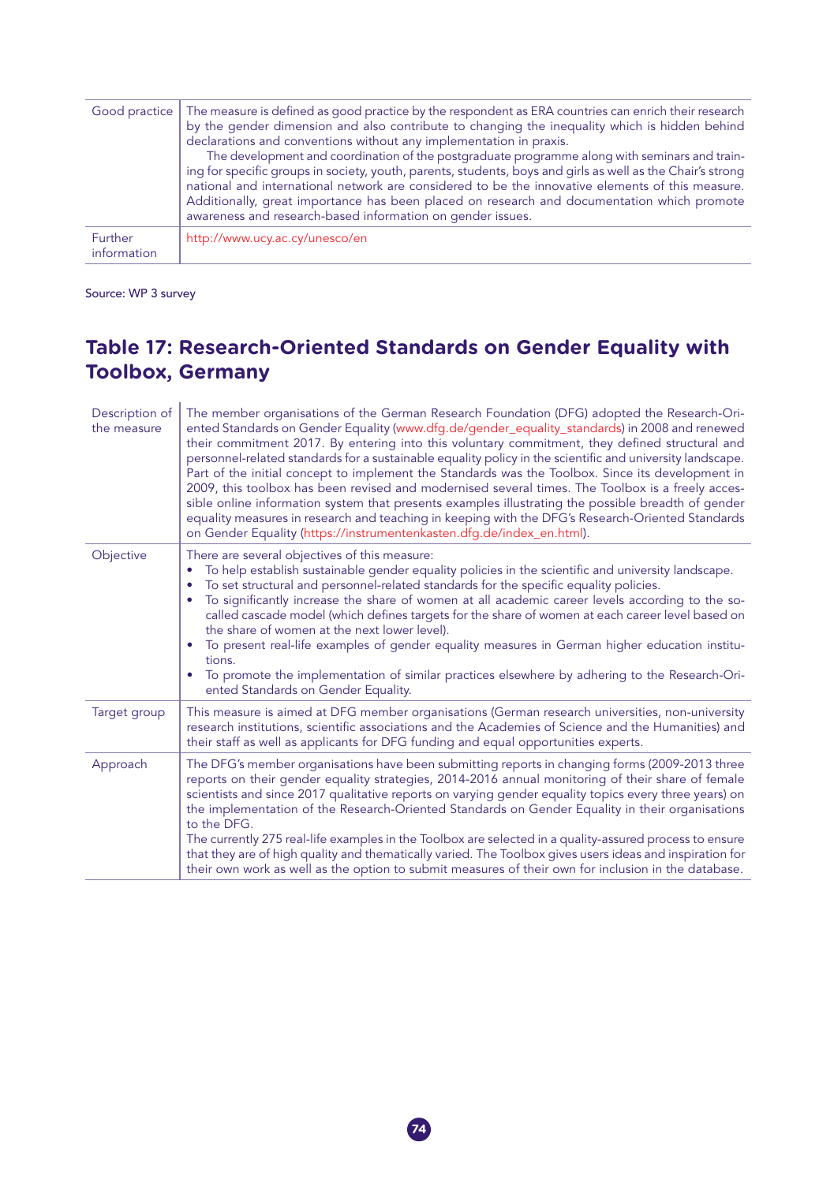| | |
|---|---|
| Good practice | The measure is defined as good practice by the respondent as ERA countries can enrich their research by the gender dimension and also contribute to changing the inequality which is hidden behind declarations and conventions without any implementation in praxis.<br>The development and coordination of the postgraduate programme along with seminars and training for specific groups in society, youth, parents, students, boys and girls as well as the Chair's strong national and international network are considered to be the innovative elements of this measure. Additionally, great importance has been placed on research and documentation which promote awareness and research-based information on gender issues. |
| Further information | http://www.ucy.ac.cy/unesco/en |

Source: WP 3 survey

## Table 17: Research-Oriented Standards on Gender Equality with Toolbox, Germany

| | |
|---|---|
| Description of the measure | The member organisations of the German Research Foundation (DFG) adopted the Research-Oriented Standards on Gender Equality (www.dfg.de/gender_equality_standards) in 2008 and renewed their commitment 2017. By entering into this voluntary commitment, they defined structural and personnel-related standards for a sustainable equality policy in the scientific and university landscape. Part of the initial concept to implement the Standards was the Toolbox. Since its development in 2009, this toolbox has been revised and modernised several times. The Toolbox is a freely accessible online information system that presents examples illustrating the possible breadth of gender equality measures in research and teaching in keeping with the DFG's Research-Oriented Standards on Gender Equality (https://instrumentenkasten.dfg.de/index_en.html). |
| Objective | There are several objectives of this measure:<br>• To help establish sustainable gender equality policies in the scientific and university landscape.<br>• To set structural and personnel-related standards for the specific equality policies.<br>• To significantly increase the share of women at all academic career levels according to the so-called cascade model (which defines targets for the share of women at each career level based on the share of women at the next lower level).<br>• To present real-life examples of gender equality measures in German higher education institutions.<br>• To promote the implementation of similar practices elsewhere by adhering to the Research-Oriented Standards on Gender Equality. |
| Target group | This measure is aimed at DFG member organisations (German research universities, non-university research institutions, scientific associations and the Academies of Science and the Humanities) and their staff as well as applicants for DFG funding and equal opportunities experts. |
| Approach | The DFG's member organisations have been submitting reports in changing forms (2009-2013 three reports on their gender equality strategies, 2014-2016 annual monitoring of their share of female scientists and since 2017 qualitative reports on varying gender equality topics every three years) on the implementation of the Research-Oriented Standards on Gender Equality in their organisations to the DFG.<br>The currently 275 real-life examples in the Toolbox are selected in a quality-assured process to ensure that they are of high quality and thematically varied. The Toolbox gives users ideas and inspiration for their own work as well as the option to submit measures of their own for inclusion in the database. |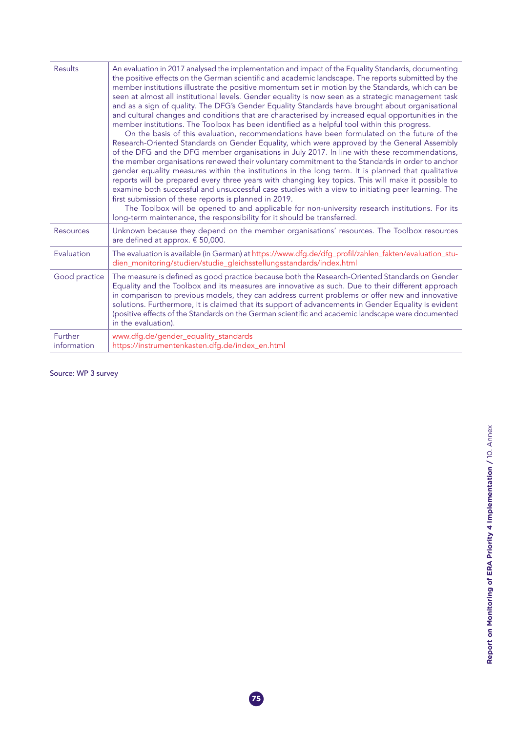| | |
|---|---|
| Results | An evaluation in 2017 analysed the implementation and impact of the Equality Standards, documenting the positive effects on the German scientific and academic landscape. The reports submitted by the member institutions illustrate the positive momentum set in motion by the Standards, which can be seen at almost all institutional levels. Gender equality is now seen as a strategic management task and as a sign of quality. The DFG's Gender Equality Standards have brought about organisational and cultural changes and conditions that are characterised by increased equal opportunities in the member institutions. The Toolbox has been identified as a helpful tool within this progress.<br>On the basis of this evaluation, recommendations have been formulated on the future of the Research-Oriented Standards on Gender Equality, which were approved by the General Assembly of the DFG and the DFG member organisations in July 2017. In line with these recommendations, the member organisations renewed their voluntary commitment to the Standards in order to anchor gender equality measures within the institutions in the long term. It is planned that qualitative reports will be prepared every three years with changing key topics. This will make it possible to examine both successful and unsuccessful case studies with a view to initiating peer learning. The first submission of these reports is planned in 2019.<br>The Toolbox will be opened to and applicable for non-university research institutions. For its long-term maintenance, the responsibility for it should be transferred. |
| Resources | Unknown because they depend on the member organisations' resources. The Toolbox resources are defined at approx. € 50,000. |
| Evaluation | The evaluation is available (in German) at https://www.dfg.de/dfg_profil/zahlen_fakten/evaluation_studien_monitoring/studien/studie_gleichsstellungsstandards/index.html |
| Good practice | The measure is defined as good practice because both the Research-Oriented Standards on Gender Equality and the Toolbox and its measures are innovative as such. Due to their different approach in comparison to previous models, they can address current problems or offer new and innovative solutions. Furthermore, it is claimed that its support of advancements in Gender Equality is evident (positive effects of the Standards on the German scientific and academic landscape were documented in the evaluation). |
| Further information | www.dfg.de/gender_equality_standards<br>https://instrumentenkasten.dfg.de/index_en.html |

Source: WP 3 survey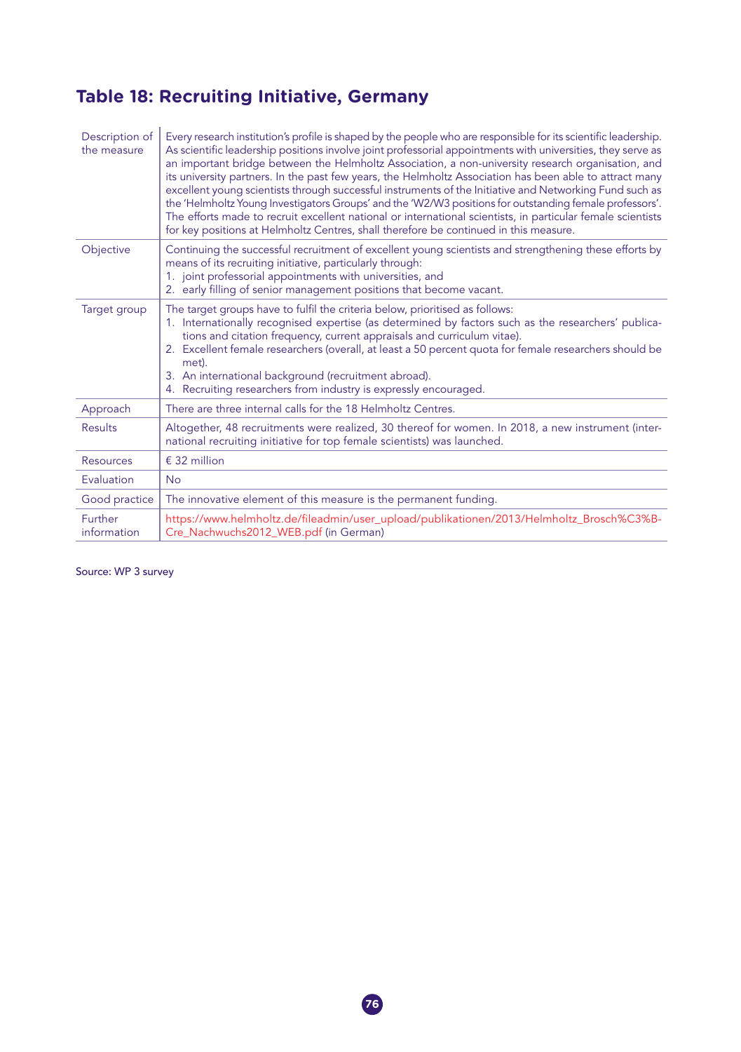## Table 18: Recruiting Initiative, Germany

| | |
|---|---|
| Description of the measure | Every research institution's profile is shaped by the people who are responsible for its scientific leadership. As scientific leadership positions involve joint professorial appointments with universities, they serve as an important bridge between the Helmholtz Association, a non-university research organisation, and its university partners. In the past few years, the Helmholtz Association has been able to attract many excellent young scientists through successful instruments of the Initiative and Networking Fund such as the 'Helmholtz Young Investigators Groups' and the 'W2/W3 positions for outstanding female professors'. The efforts made to recruit excellent national or international scientists, in particular female scientists for key positions at Helmholtz Centres, shall therefore be continued in this measure. |
| Objective | Continuing the successful recruitment of excellent young scientists and strengthening these efforts by means of its recruiting initiative, particularly through:<br>1. joint professorial appointments with universities, and<br>2. early filling of senior management positions that become vacant. |
| Target group | The target groups have to fulfil the criteria below, prioritised as follows:<br>1. Internationally recognised expertise (as determined by factors such as the researchers' publications and citation frequency, current appraisals and curriculum vitae).<br>2. Excellent female researchers (overall, at least a 50 percent quota for female researchers should be met).<br>3. An international background (recruitment abroad).<br>4. Recruiting researchers from industry is expressly encouraged. |
| Approach | There are three internal calls for the 18 Helmholtz Centres. |
| Results | Altogether, 48 recruitments were realized, 30 thereof for women. In 2018, a new instrument (international recruiting initiative for top female scientists) was launched. |
| Resources | € 32 million |
| Evaluation | No |
| Good practice | The innovative element of this measure is the permanent funding. |
| Further information | https://www.helmholtz.de/fileadmin/user_upload/publikationen/2013/Helmholtz_Brosch%C3%BCre_Nachwuchs2012_WEB.pdf (in German) |

Source: WP 3 survey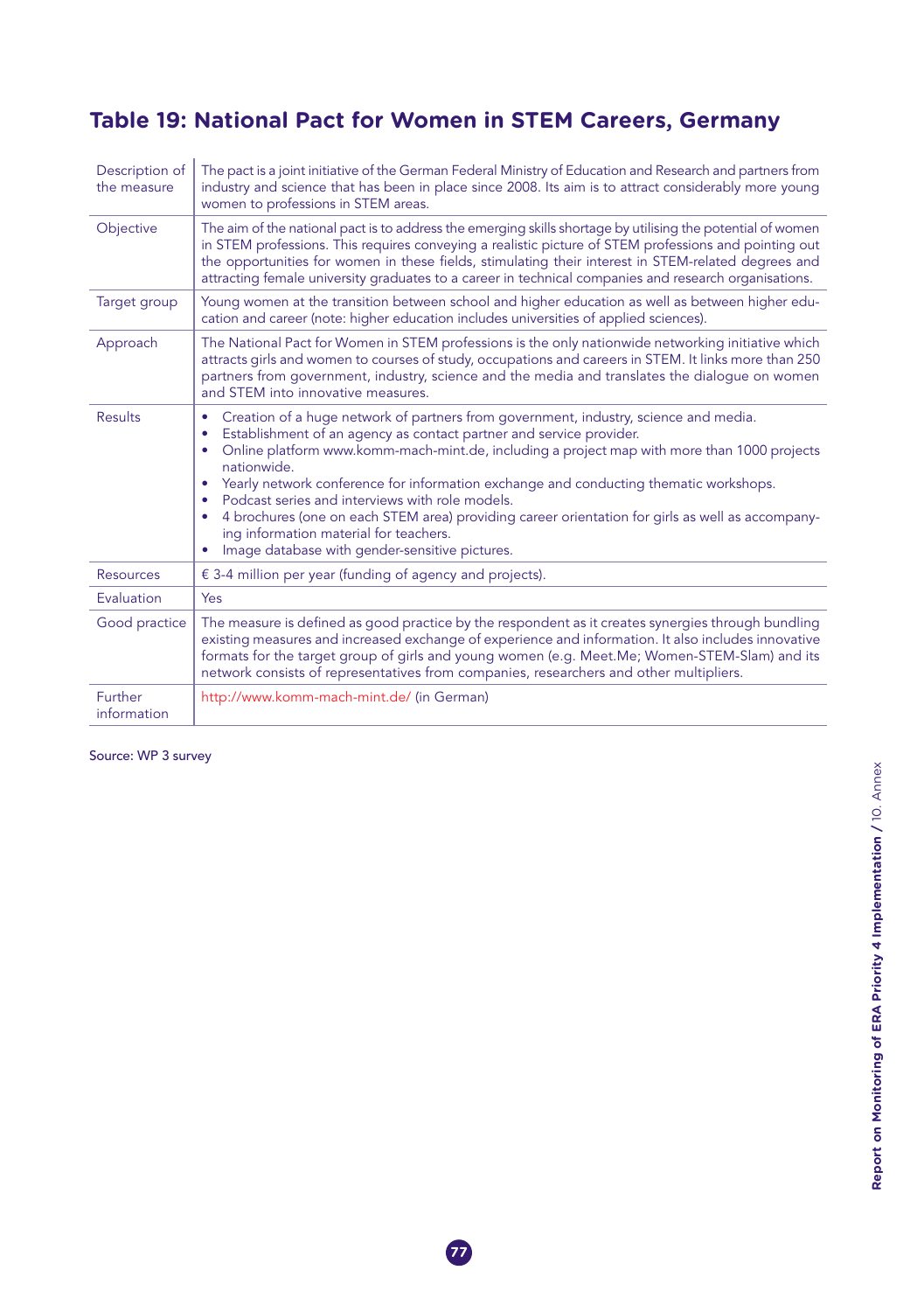## Table 19: National Pact for Women in STEM Careers, Germany

| | |
|---|---|
| Description of the measure | The pact is a joint initiative of the German Federal Ministry of Education and Research and partners from industry and science that has been in place since 2008. Its aim is to attract considerably more young women to professions in STEM areas. |
| Objective | The aim of the national pact is to address the emerging skills shortage by utilising the potential of women in STEM professions. This requires conveying a realistic picture of STEM professions and pointing out the opportunities for women in these fields, stimulating their interest in STEM-related degrees and attracting female university graduates to a career in technical companies and research organisations. |
| Target group | Young women at the transition between school and higher education as well as between higher education and career (note: higher education includes universities of applied sciences). |
| Approach | The National Pact for Women in STEM professions is the only nationwide networking initiative which attracts girls and women to courses of study, occupations and careers in STEM. It links more than 250 partners from government, industry, science and the media and translates the dialogue on women and STEM into innovative measures. |
| Results | • Creation of a huge network of partners from government, industry, science and media.<br>• Establishment of an agency as contact partner and service provider.<br>• Online platform www.komm-mach-mint.de, including a project map with more than 1000 projects nationwide.<br>• Yearly network conference for information exchange and conducting thematic workshops.<br>• Podcast series and interviews with role models.<br>• 4 brochures (one on each STEM area) providing career orientation for girls as well as accompanying information material for teachers.<br>• Image database with gender-sensitive pictures. |
| Resources | € 3-4 million per year (funding of agency and projects). |
| Evaluation | Yes |
| Good practice | The measure is defined as good practice by the respondent as it creates synergies through bundling existing measures and increased exchange of experience and information. It also includes innovative formats for the target group of girls and young women (e.g. Meet.Me; Women-STEM-Slam) and its network consists of representatives from companies, researchers and other multipliers. |
| Further information | http://www.komm-mach-mint.de/ (in German) |

Source: WP 3 survey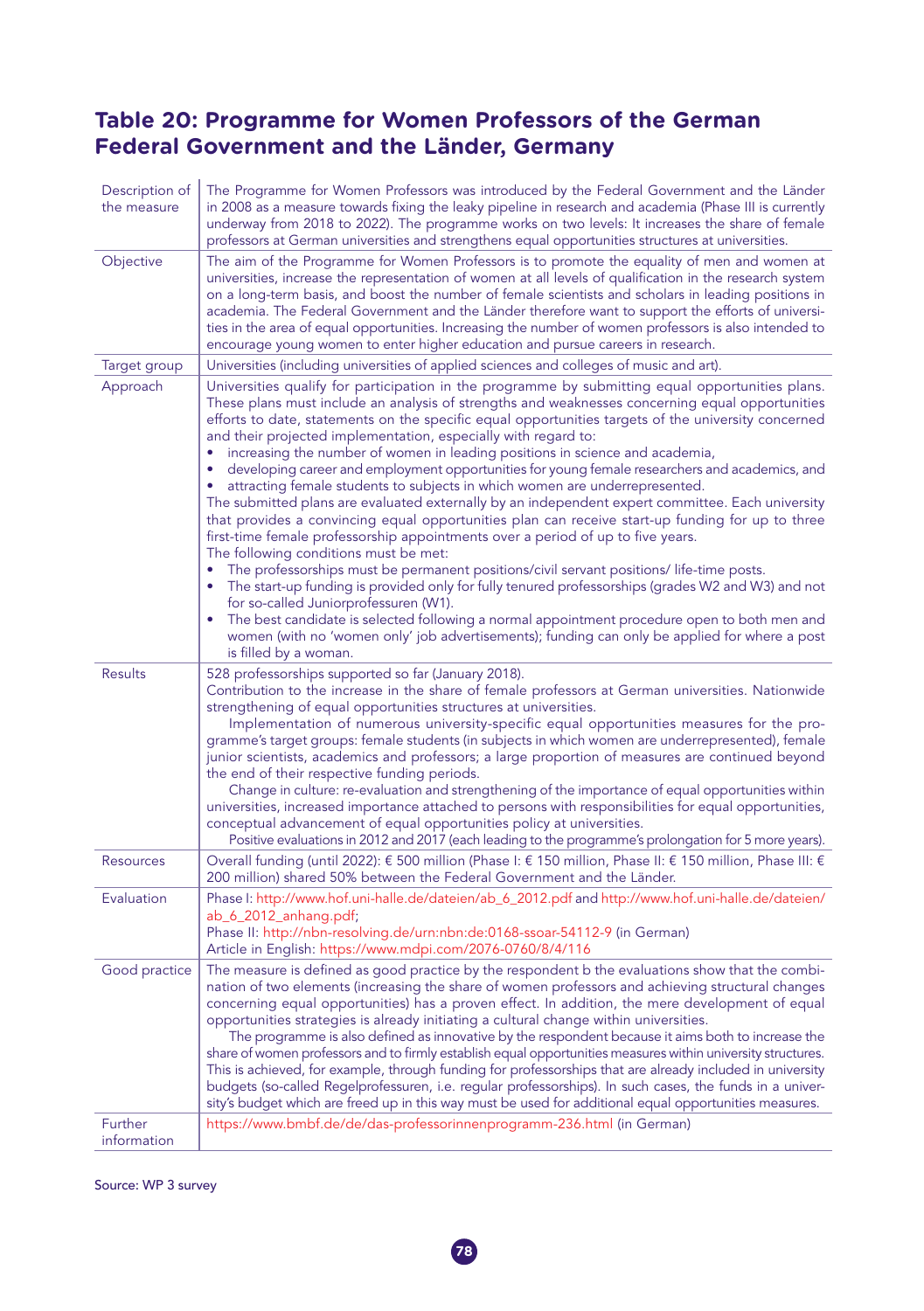## Table 20: Programme for Women Professors of the German Federal Government and the Länder, Germany

| | |
|---|---|
| Description of the measure | The Programme for Women Professors was introduced by the Federal Government and the Länder in 2008 as a measure towards fixing the leaky pipeline in research and academia (Phase III is currently underway from 2018 to 2022). The programme works on two levels: It increases the share of female professors at German universities and strengthens equal opportunities structures at universities. |
| Objective | The aim of the Programme for Women Professors is to promote the equality of men and women at universities, increase the representation of women at all levels of qualification in the research system on a long-term basis, and boost the number of female scientists and scholars in leading positions in academia. The Federal Government and the Länder therefore want to support the efforts of universities in the area of equal opportunities. Increasing the number of women professors is also intended to encourage young women to enter higher education and pursue careers in research. |
| Target group | Universities (including universities of applied sciences and colleges of music and art). |
| Approach | Universities qualify for participation in the programme by submitting equal opportunities plans. These plans must include an analysis of strengths and weaknesses concerning equal opportunities efforts to date, statements on the specific equal opportunities targets of the university concerned and their projected implementation, especially with regard to:<br>• increasing the number of women in leading positions in science and academia,<br>• developing career and employment opportunities for young female researchers and academics, and<br>• attracting female students to subjects in which women are underrepresented.<br>The submitted plans are evaluated externally by an independent expert committee. Each university that provides a convincing equal opportunities plan can receive start-up funding for up to three first-time female professorship appointments over a period of up to five years.<br>The following conditions must be met:<br>• The professorships must be permanent positions/civil servant positions/ life-time posts.<br>• The start-up funding is provided only for fully tenured professorships (grades W2 and W3) and not for so-called Juniorprofessuren (W1).<br>• The best candidate is selected following a normal appointment procedure open to both men and women (with no 'women only' job advertisements); funding can only be applied for where a post is filled by a woman. |
| Results | 528 professorships supported so far (January 2018).<br>Contribution to the increase in the share of female professors at German universities. Nationwide strengthening of equal opportunities structures at universities.<br>Implementation of numerous university-specific equal opportunities measures for the programme's target groups: female students (in subjects in which women are underrepresented), female junior scientists, academics and professors; a large proportion of measures are continued beyond the end of their respective funding periods.<br>Change in culture: re-evaluation and strengthening of the importance of equal opportunities within universities, increased importance attached to persons with responsibilities for equal opportunities, conceptual advancement of equal opportunities policy at universities.<br>Positive evaluations in 2012 and 2017 (each leading to the programme's prolongation for 5 more years). |
| Resources | Overall funding (until 2022): € 500 million (Phase I: € 150 million, Phase II: € 150 million, Phase III: € 200 million) shared 50% between the Federal Government and the Länder. |
| Evaluation | Phase I: http://www.hof.uni-halle.de/dateien/ab_6_2012.pdf and http://www.hof.uni-halle.de/dateien/ab_6_2012_anhang.pdf;<br>Phase II: http://nbn-resolving.de/urn:nbn:de:0168-ssoar-54112-9 (in German)<br>Article in English: https://www.mdpi.com/2076-0760/8/4/116 |
| Good practice | The measure is defined as good practice by the respondent b the evaluations show that the combination of two elements (increasing the share of women professors and achieving structural changes concerning equal opportunities) has a proven effect. In addition, the mere development of equal opportunities strategies is already initiating a cultural change within universities.<br>The programme is also defined as innovative by the respondent because it aims both to increase the share of women professors and to firmly establish equal opportunities measures within university structures. This is achieved, for example, through funding for professorships that are already included in university budgets (so-called Regelprofessuren, i.e. regular professorships). In such cases, the funds in a university's budget which are freed up in this way must be used for additional equal opportunities measures. |
| Further information | https://www.bmbf.de/de/das-professorinnenprogramm-236.html (in German) |

Source: WP 3 survey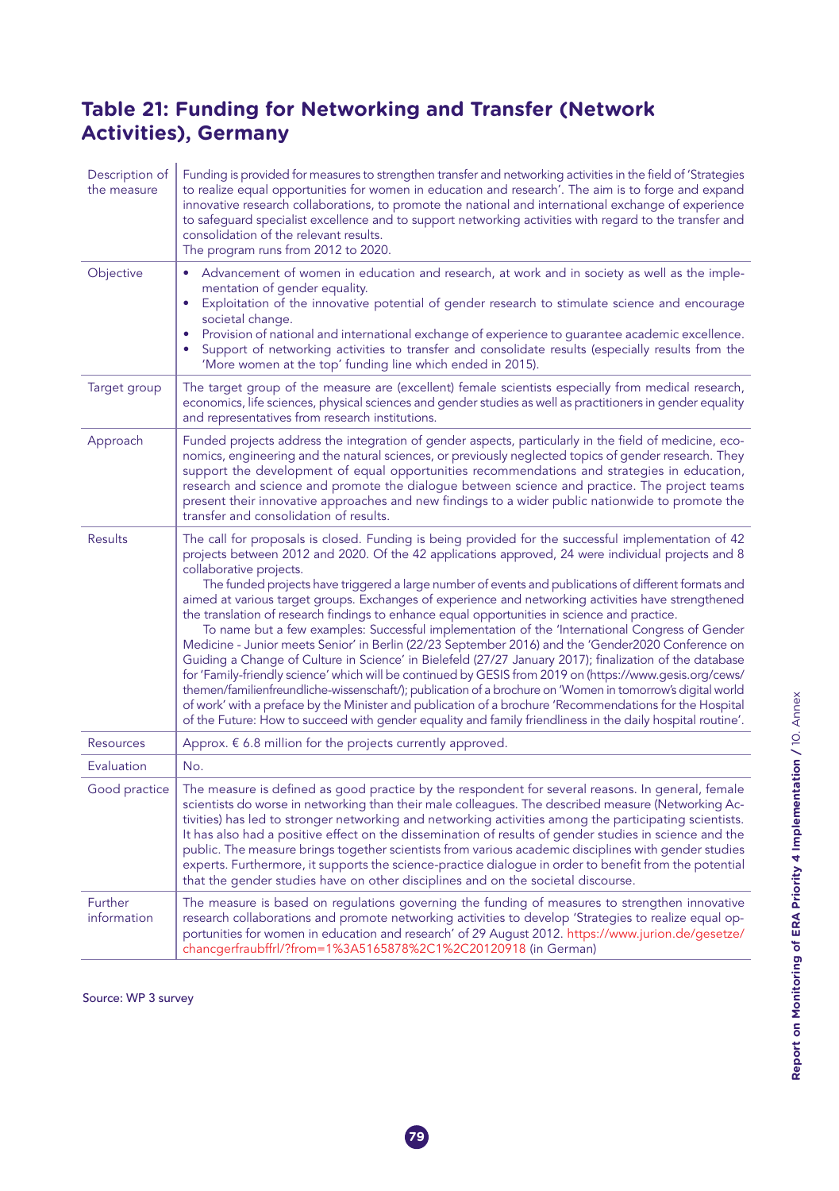## Table 21: Funding for Networking and Transfer (Network Activities), Germany

| | |
|---|---|
| Description of the measure | Funding is provided for measures to strengthen transfer and networking activities in the field of 'Strategies to realize equal opportunities for women in education and research'. The aim is to forge and expand innovative research collaborations, to promote the national and international exchange of experience to safeguard specialist excellence and to support networking activities with regard to the transfer and consolidation of the relevant results.<br>The program runs from 2012 to 2020. |
| Objective | • Advancement of women in education and research, at work and in society as well as the implementation of gender equality.<br>• Exploitation of the innovative potential of gender research to stimulate science and encourage societal change.<br>• Provision of national and international exchange of experience to guarantee academic excellence.<br>• Support of networking activities to transfer and consolidate results (especially results from the 'More women at the top' funding line which ended in 2015). |
| Target group | The target group of the measure are (excellent) female scientists especially from medical research, economics, life sciences, physical sciences and gender studies as well as practitioners in gender equality and representatives from research institutions. |
| Approach | Funded projects address the integration of gender aspects, particularly in the field of medicine, economics, engineering and the natural sciences, or previously neglected topics of gender research. They support the development of equal opportunities recommendations and strategies in education, research and science and promote the dialogue between science and practice. The project teams present their innovative approaches and new findings to a wider public nationwide to promote the transfer and consolidation of results. |
| Results | The call for proposals is closed. Funding is being provided for the successful implementation of 42 projects between 2012 and 2020. Of the 42 applications approved, 24 were individual projects and 8 collaborative projects.<br>The funded projects have triggered a large number of events and publications of different formats and aimed at various target groups. Exchanges of experience and networking activities have strengthened the translation of research findings to enhance equal opportunities in science and practice.<br>To name but a few examples: Successful implementation of the 'International Congress of Gender Medicine - Junior meets Senior' in Berlin (22/23 September 2016) and the 'Gender2020 Conference on Guiding a Change of Culture in Science' in Bielefeld (27/27 January 2017); finalization of the database for 'Family-friendly science' which will be continued by GESIS from 2019 on (https://www.gesis.org/cews/themen/familienfreundliche-wissenschaft/); publication of a brochure on 'Women in tomorrow's digital world of work' with a preface by the Minister and publication of a brochure 'Recommendations for the Hospital of the Future: How to succeed with gender equality and family friendliness in the daily hospital routine'. |
| Resources | Approx. € 6.8 million for the projects currently approved. |
| Evaluation | No. |
| Good practice | The measure is defined as good practice by the respondent for several reasons. In general, female scientists do worse in networking than their male colleagues. The described measure (Networking Activities) has led to stronger networking and networking activities among the participating scientists. It has also had a positive effect on the dissemination of results of gender studies in science and the public. The measure brings together scientists from various academic disciplines with gender studies experts. Furthermore, it supports the science-practice dialogue in order to benefit from the potential that the gender studies have on other disciplines and on the societal discourse. |
| Further information | The measure is based on regulations governing the funding of measures to strengthen innovative research collaborations and promote networking activities to develop 'Strategies to realize equal opportunities for women in education and research' of 29 August 2012. https://www.jurion.de/gesetze/chancgerfraubffrl/?from=1%3A5165878%2C1%2C20120918 (in German) |

Source: WP 3 survey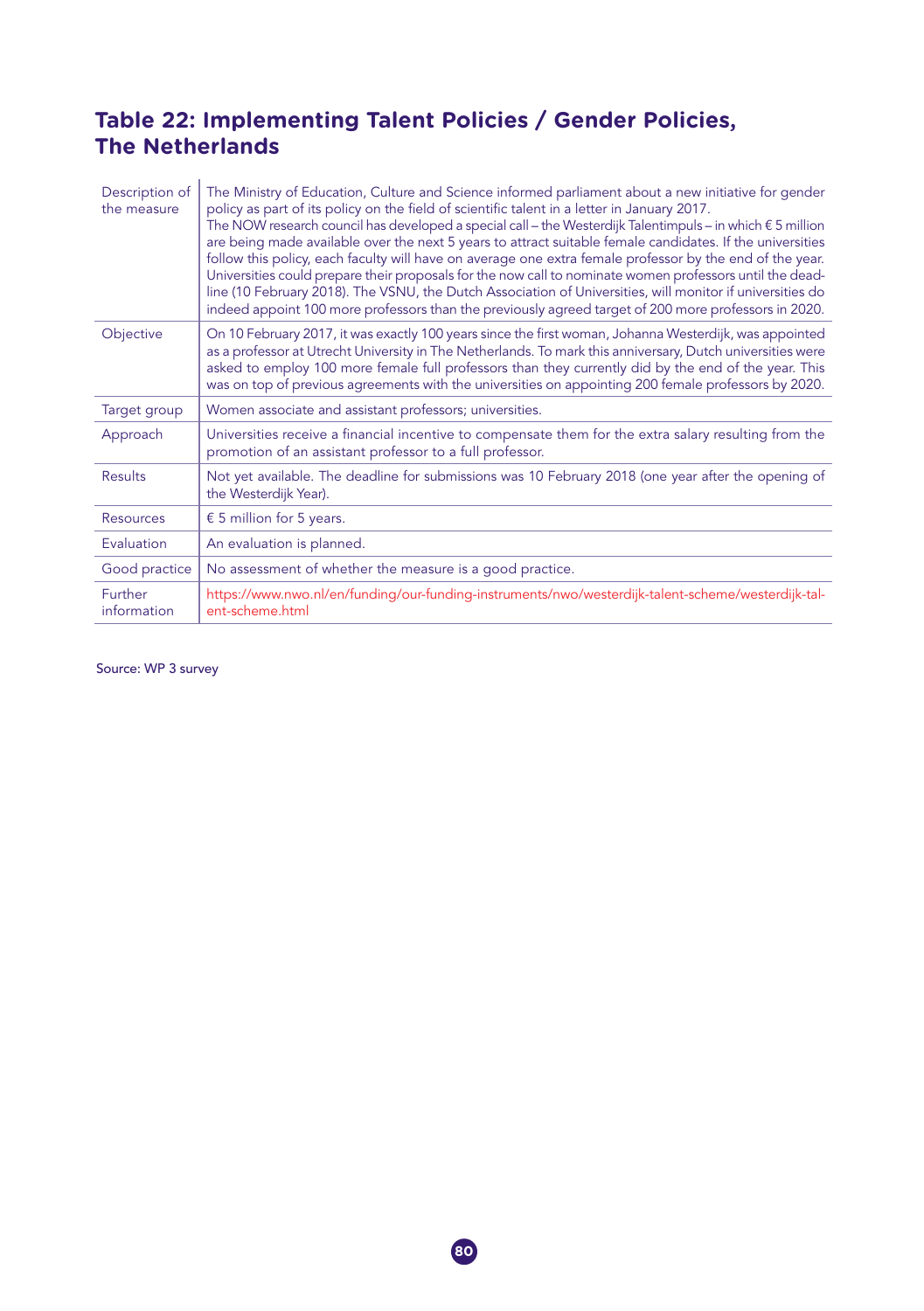## Table 22: Implementing Talent Policies / Gender Policies, The Netherlands

| | |
|---|---|
| Description of the measure | The Ministry of Education, Culture and Science informed parliament about a new initiative for gender policy as part of its policy on the field of scientific talent in a letter in January 2017. The NOW research council has developed a special call – the Westerdijk Talentimpuls – in which € 5 million are being made available over the next 5 years to attract suitable female candidates. If the universities follow this policy, each faculty will have on average one extra female professor by the end of the year. Universities could prepare their proposals for the now call to nominate women professors until the deadline (10 February 2018). The VSNU, the Dutch Association of Universities, will monitor if universities do indeed appoint 100 more professors than the previously agreed target of 200 more professors in 2020. |
| Objective | On 10 February 2017, it was exactly 100 years since the first woman, Johanna Westerdijk, was appointed as a professor at Utrecht University in The Netherlands. To mark this anniversary, Dutch universities were asked to employ 100 more female full professors than they currently did by the end of the year. This was on top of previous agreements with the universities on appointing 200 female professors by 2020. |
| Target group | Women associate and assistant professors; universities. |
| Approach | Universities receive a financial incentive to compensate them for the extra salary resulting from the promotion of an assistant professor to a full professor. |
| Results | Not yet available. The deadline for submissions was 10 February 2018 (one year after the opening of the Westerdijk Year). |
| Resources | € 5 million for 5 years. |
| Evaluation | An evaluation is planned. |
| Good practice | No assessment of whether the measure is a good practice. |
| Further information | https://www.nwo.nl/en/funding/our-funding-instruments/nwo/westerdijk-talent-scheme/westerdijk-talent-scheme.html |

Source: WP 3 survey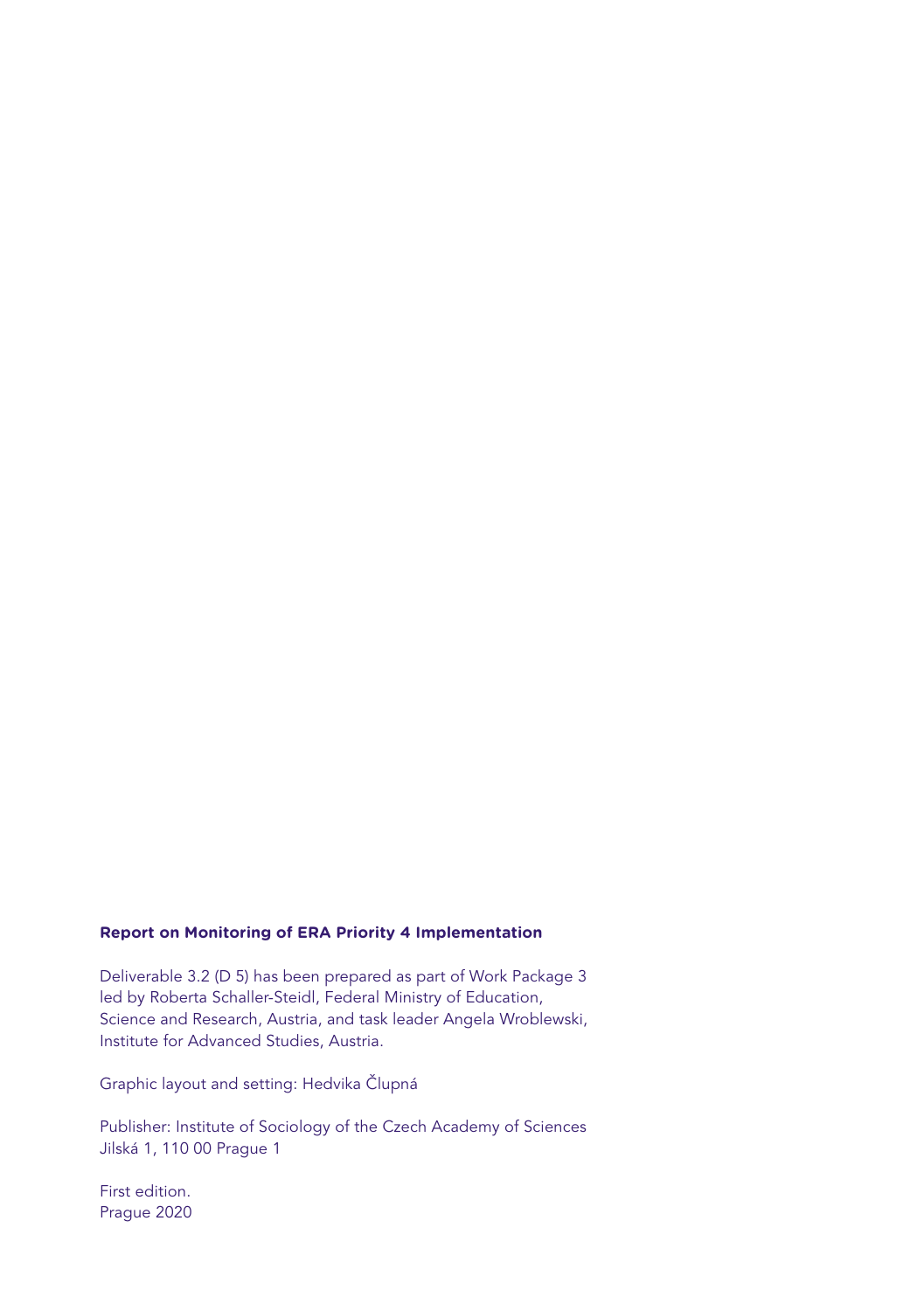**Report on Monitoring of ERA Priority 4 Implementation**

Deliverable 3.2 (D 5) has been prepared as part of Work Package 3 led by Roberta Schaller-Steidl, Federal Ministry of Education, Science and Research, Austria, and task leader Angela Wroblewski, Institute for Advanced Studies, Austria.

Graphic layout and setting: Hedvika Člupná

Publisher: Institute of Sociology of the Czech Academy of Sciences
Jilská 1, 110 00 Prague 1

First edition.
Prague 2020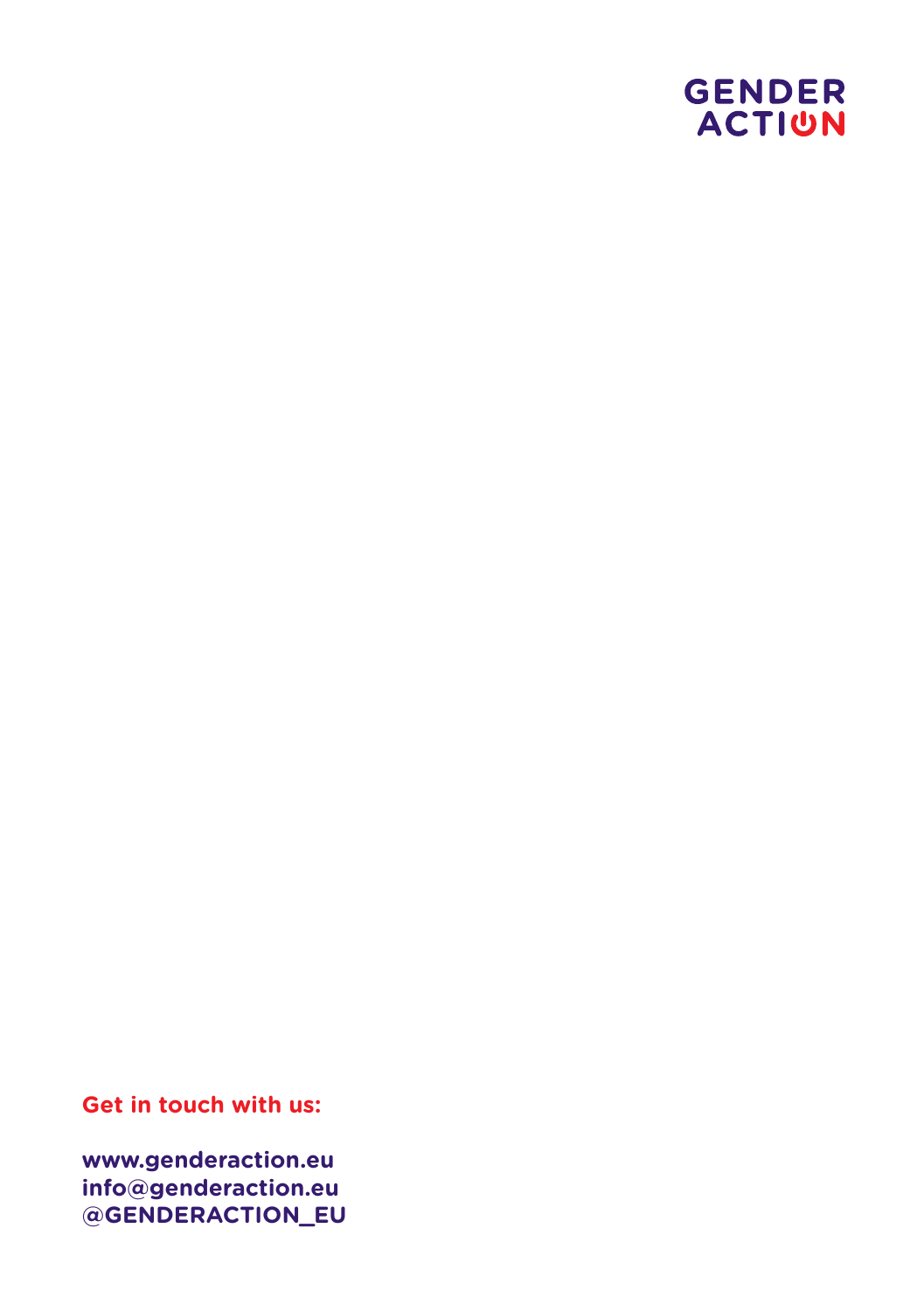GENDER ACTION

**Get in touch with us:**

**www.genderaction.eu**
**info@genderaction.eu**
**@GENDERACTION_EU**